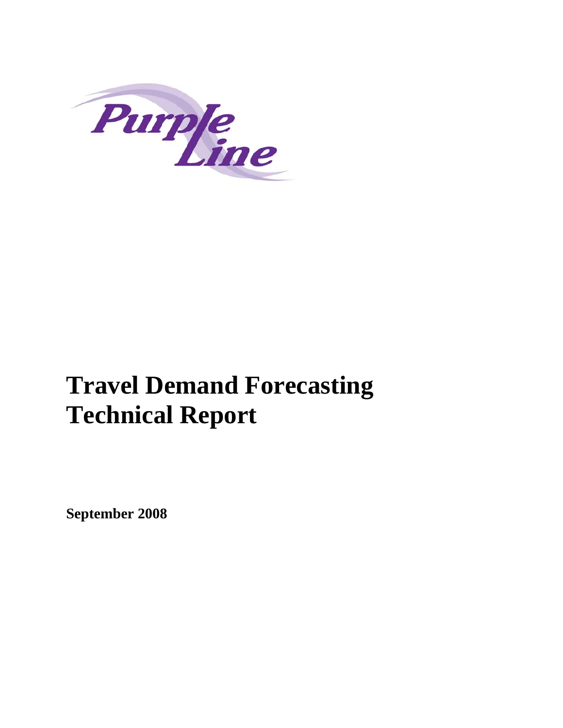Purple Line

# Travel Demand Forecasting Technical Report

**September 2008**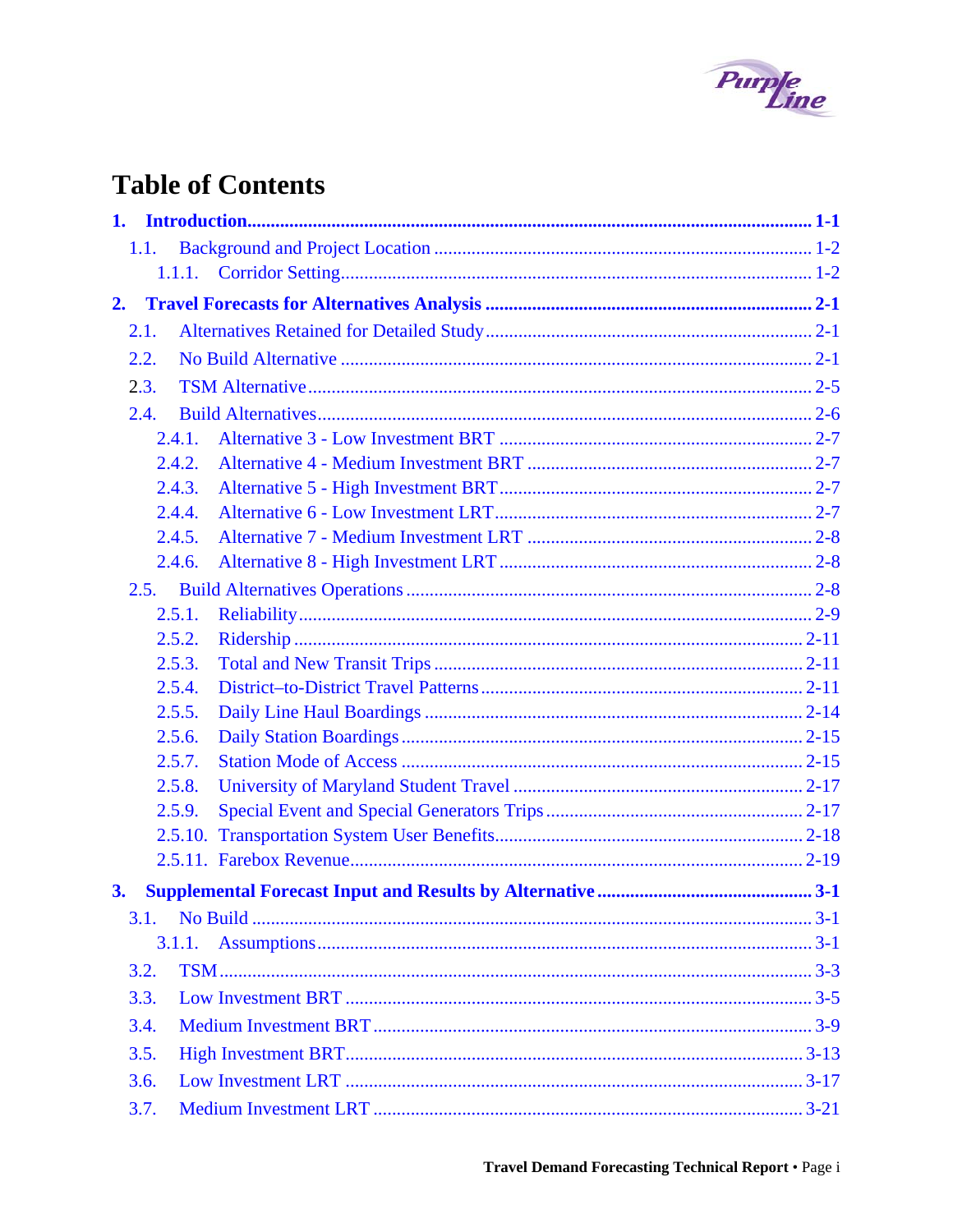# Table of Contents

**1. Introduction........................................................................................................... 1-1**

1.1. Background and Project Location ................................................................ 1-2

1.1.1. Corridor Setting.................................................................................... 1-2

**2. Travel Forecasts for Alternatives Analysis ........................................................ 2-1**

2.1. Alternatives Retained for Detailed Study..................................................... 2-1

2.2. No Build Alternative .................................................................................... 2-1

2.3. TSM Alternative ........................................................................................... 2-5

2.4. Build Alternatives......................................................................................... 2-6

2.4.1. Alternative 3 - Low Investment BRT .................................................. 2-7

2.4.2. Alternative 4 - Medium Investment BRT ............................................ 2-7

2.4.3. Alternative 5 - High Investment BRT .................................................. 2-7

2.4.4. Alternative 6 - Low Investment LRT................................................... 2-7

2.4.5. Alternative 7 - Medium Investment LRT ............................................ 2-8

2.4.6. Alternative 8 - High Investment LRT .................................................. 2-8

2.5. Build Alternatives Operations ...................................................................... 2-8

2.5.1. Reliability............................................................................................. 2-9

2.5.2. Ridership ............................................................................................ 2-11

2.5.3. Total and New Transit Trips .............................................................. 2-11

2.5.4. District–to-District Travel Patterns.................................................... 2-11

2.5.5. Daily Line Haul Boardings ................................................................ 2-14

2.5.6. Daily Station Boardings ..................................................................... 2-15

2.5.7. Station Mode of Access ..................................................................... 2-15

2.5.8. University of Maryland Student Travel ............................................. 2-17

2.5.9. Special Event and Special Generators Trips....................................... 2-17

2.5.10. Transportation System User Benefits................................................. 2-18

2.5.11. Farebox Revenue................................................................................ 2-19

**3. Supplemental Forecast Input and Results by Alternative ............................... 3-1**

3.1. No Build ....................................................................................................... 3-1

3.1.1. Assumptions......................................................................................... 3-1

3.2. TSM.............................................................................................................. 3-3

3.3. Low Investment BRT ................................................................................... 3-5

3.4. Medium Investment BRT............................................................................. 3-9

3.5. High Investment BRT................................................................................. 3-13

3.6. Low Investment LRT ................................................................................. 3-17

3.7. Medium Investment LRT ........................................................................... 3-21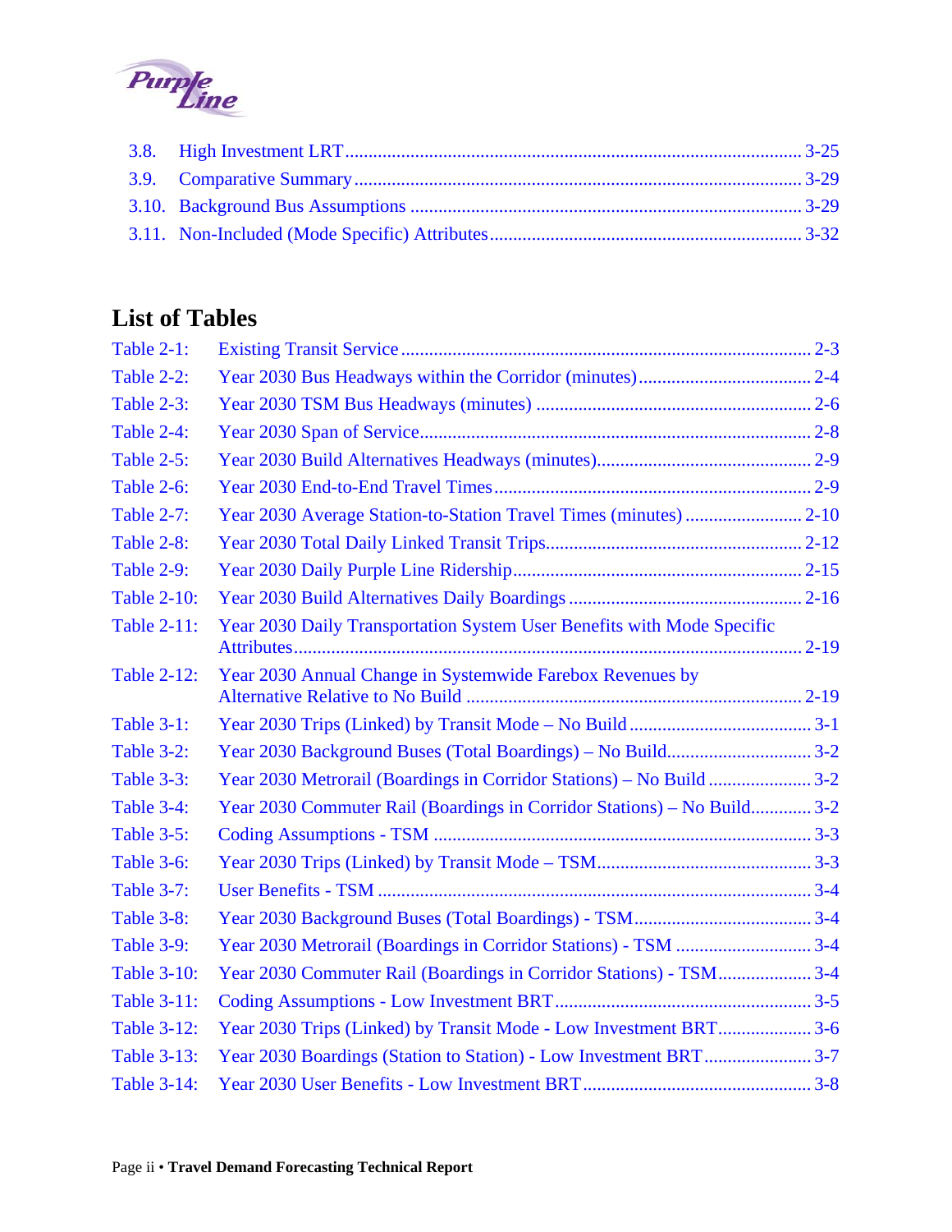3.8. High Investment LRT ........ 3-25
3.9. Comparative Summary ........ 3-29
3.10. Background Bus Assumptions ........ 3-29
3.11. Non-Included (Mode Specific) Attributes ........ 3-32

## List of Tables

Table 2-1: Existing Transit Service ........ 2-3
Table 2-2: Year 2030 Bus Headways within the Corridor (minutes) ........ 2-4
Table 2-3: Year 2030 TSM Bus Headways (minutes) ........ 2-6
Table 2-4: Year 2030 Span of Service ........ 2-8
Table 2-5: Year 2030 Build Alternatives Headways (minutes) ........ 2-9
Table 2-6: Year 2030 End-to-End Travel Times ........ 2-9
Table 2-7: Year 2030 Average Station-to-Station Travel Times (minutes) ........ 2-10
Table 2-8: Year 2030 Total Daily Linked Transit Trips ........ 2-12
Table 2-9: Year 2030 Daily Purple Line Ridership ........ 2-15
Table 2-10: Year 2030 Build Alternatives Daily Boardings ........ 2-16
Table 2-11: Year 2030 Daily Transportation System User Benefits with Mode Specific Attributes ........ 2-19
Table 2-12: Year 2030 Annual Change in Systemwide Farebox Revenues by Alternative Relative to No Build ........ 2-19
Table 3-1: Year 2030 Trips (Linked) by Transit Mode – No Build ........ 3-1
Table 3-2: Year 2030 Background Buses (Total Boardings) – No Build ........ 3-2
Table 3-3: Year 2030 Metrorail (Boardings in Corridor Stations) – No Build ........ 3-2
Table 3-4: Year 2030 Commuter Rail (Boardings in Corridor Stations) – No Build ........ 3-2
Table 3-5: Coding Assumptions - TSM ........ 3-3
Table 3-6: Year 2030 Trips (Linked) by Transit Mode – TSM ........ 3-3
Table 3-7: User Benefits - TSM ........ 3-4
Table 3-8: Year 2030 Background Buses (Total Boardings) - TSM ........ 3-4
Table 3-9: Year 2030 Metrorail (Boardings in Corridor Stations) - TSM ........ 3-4
Table 3-10: Year 2030 Commuter Rail (Boardings in Corridor Stations) - TSM ........ 3-4
Table 3-11: Coding Assumptions - Low Investment BRT ........ 3-5
Table 3-12: Year 2030 Trips (Linked) by Transit Mode - Low Investment BRT ........ 3-6
Table 3-13: Year 2030 Boardings (Station to Station) - Low Investment BRT ........ 3-7
Table 3-14: Year 2030 User Benefits - Low Investment BRT ........ 3-8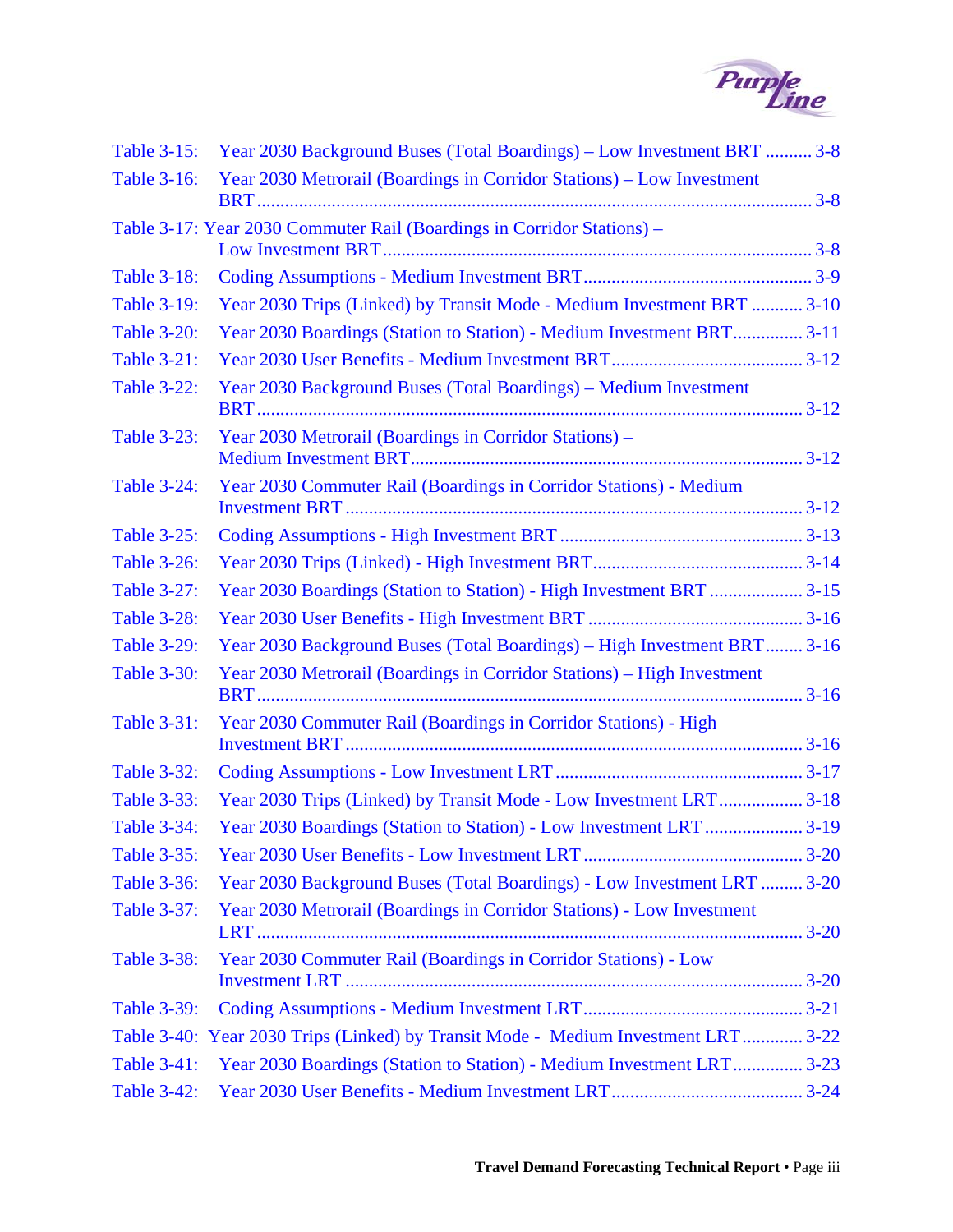Table 3-15: Year 2030 Background Buses (Total Boardings) – Low Investment BRT .......... 3-8

Table 3-16: Year 2030 Metrorail (Boardings in Corridor Stations) – Low Investment BRT ........ 3-8

Table 3-17: Year 2030 Commuter Rail (Boardings in Corridor Stations) – Low Investment BRT ........ 3-8

Table 3-18: Coding Assumptions - Medium Investment BRT ........ 3-9

Table 3-19: Year 2030 Trips (Linked) by Transit Mode - Medium Investment BRT ........ 3-10

Table 3-20: Year 2030 Boardings (Station to Station) - Medium Investment BRT ........ 3-11

Table 3-21: Year 2030 User Benefits - Medium Investment BRT ........ 3-12

Table 3-22: Year 2030 Background Buses (Total Boardings) – Medium Investment BRT ........ 3-12

Table 3-23: Year 2030 Metrorail (Boardings in Corridor Stations) – Medium Investment BRT ........ 3-12

Table 3-24: Year 2030 Commuter Rail (Boardings in Corridor Stations) - Medium Investment BRT ........ 3-12

Table 3-25: Coding Assumptions - High Investment BRT ........ 3-13

Table 3-26: Year 2030 Trips (Linked) - High Investment BRT ........ 3-14

Table 3-27: Year 2030 Boardings (Station to Station) - High Investment BRT ........ 3-15

Table 3-28: Year 2030 User Benefits - High Investment BRT ........ 3-16

Table 3-29: Year 2030 Background Buses (Total Boardings) – High Investment BRT ........ 3-16

Table 3-30: Year 2030 Metrorail (Boardings in Corridor Stations) – High Investment BRT ........ 3-16

Table 3-31: Year 2030 Commuter Rail (Boardings in Corridor Stations) - High Investment BRT ........ 3-16

Table 3-32: Coding Assumptions - Low Investment LRT ........ 3-17

Table 3-33: Year 2030 Trips (Linked) by Transit Mode - Low Investment LRT ........ 3-18

Table 3-34: Year 2030 Boardings (Station to Station) - Low Investment LRT ........ 3-19

Table 3-35: Year 2030 User Benefits - Low Investment LRT ........ 3-20

Table 3-36: Year 2030 Background Buses (Total Boardings) - Low Investment LRT ........ 3-20

Table 3-37: Year 2030 Metrorail (Boardings in Corridor Stations) - Low Investment LRT ........ 3-20

Table 3-38: Year 2030 Commuter Rail (Boardings in Corridor Stations) - Low Investment LRT ........ 3-20

Table 3-39: Coding Assumptions - Medium Investment LRT ........ 3-21

Table 3-40: Year 2030 Trips (Linked) by Transit Mode - Medium Investment LRT ........ 3-22

Table 3-41: Year 2030 Boardings (Station to Station) - Medium Investment LRT ........ 3-23

Table 3-42: Year 2030 User Benefits - Medium Investment LRT ........ 3-24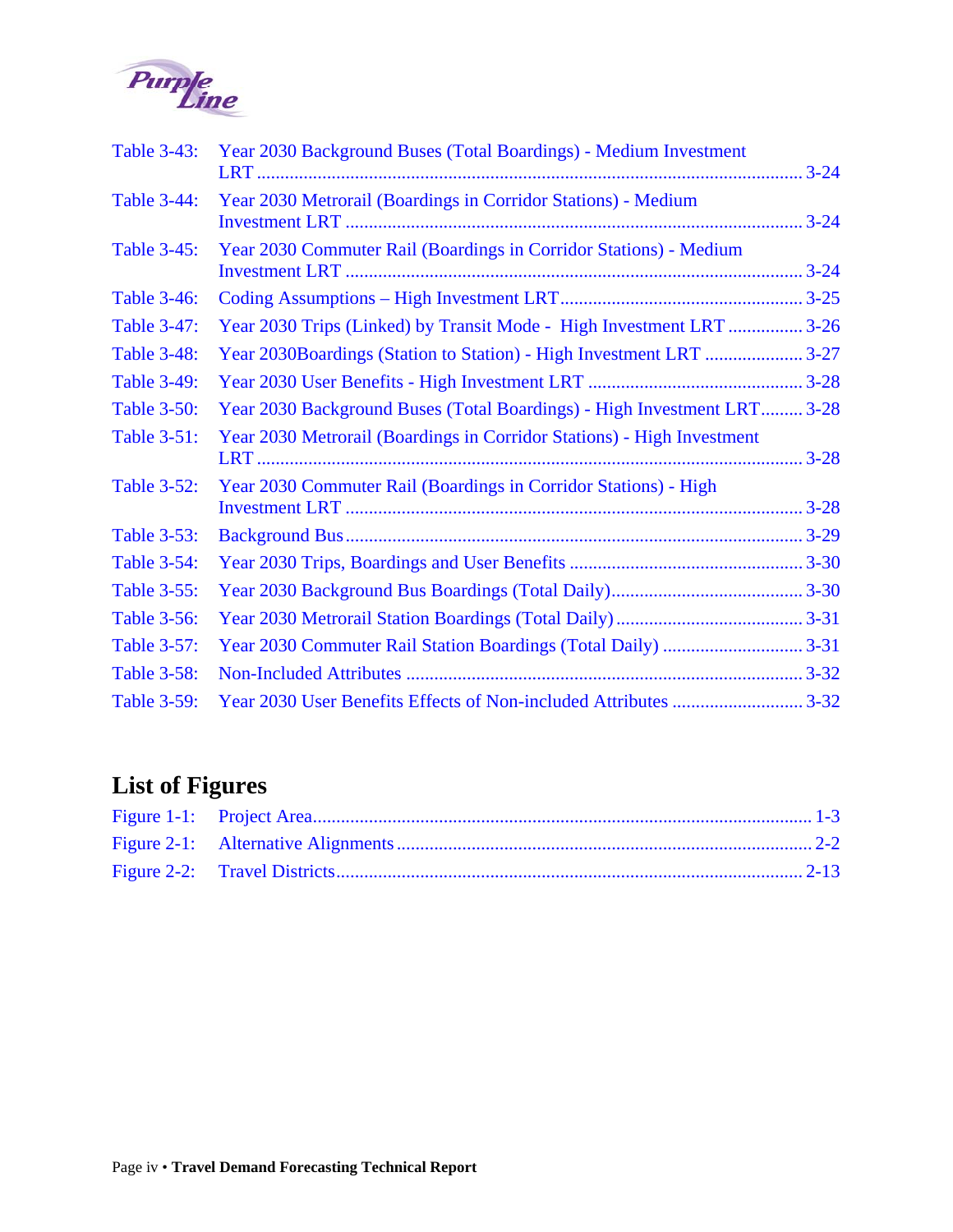Table 3-43: Year 2030 Background Buses (Total Boardings) - Medium Investment LRT ........ 3-24

Table 3-44: Year 2030 Metrorail (Boardings in Corridor Stations) - Medium Investment LRT ........ 3-24

Table 3-45: Year 2030 Commuter Rail (Boardings in Corridor Stations) - Medium Investment LRT ........ 3-24

Table 3-46: Coding Assumptions – High Investment LRT ........ 3-25

Table 3-47: Year 2030 Trips (Linked) by Transit Mode - High Investment LRT ........ 3-26

Table 3-48: Year 2030Boardings (Station to Station) - High Investment LRT ........ 3-27

Table 3-49: Year 2030 User Benefits - High Investment LRT ........ 3-28

Table 3-50: Year 2030 Background Buses (Total Boardings) - High Investment LRT ........ 3-28

Table 3-51: Year 2030 Metrorail (Boardings in Corridor Stations) - High Investment LRT ........ 3-28

Table 3-52: Year 2030 Commuter Rail (Boardings in Corridor Stations) - High Investment LRT ........ 3-28

Table 3-53: Background Bus ........ 3-29

Table 3-54: Year 2030 Trips, Boardings and User Benefits ........ 3-30

Table 3-55: Year 2030 Background Bus Boardings (Total Daily) ........ 3-30

Table 3-56: Year 2030 Metrorail Station Boardings (Total Daily) ........ 3-31

Table 3-57: Year 2030 Commuter Rail Station Boardings (Total Daily) ........ 3-31

Table 3-58: Non-Included Attributes ........ 3-32

Table 3-59: Year 2030 User Benefits Effects of Non-included Attributes ........ 3-32

## List of Figures

Figure 1-1: Project Area ........ 1-3

Figure 2-1: Alternative Alignments ........ 2-2

Figure 2-2: Travel Districts ........ 2-13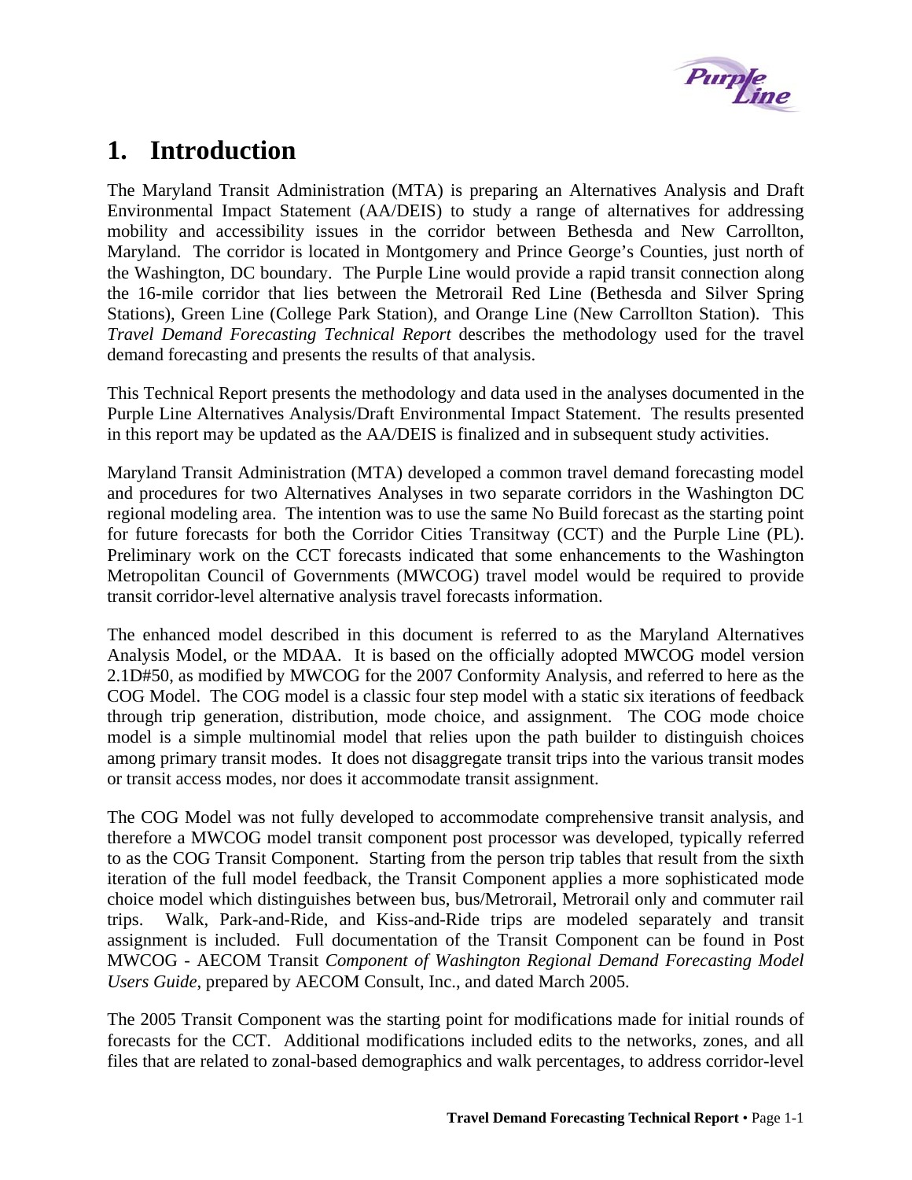# 1. Introduction

The Maryland Transit Administration (MTA) is preparing an Alternatives Analysis and Draft Environmental Impact Statement (AA/DEIS) to study a range of alternatives for addressing mobility and accessibility issues in the corridor between Bethesda and New Carrollton, Maryland. The corridor is located in Montgomery and Prince George's Counties, just north of the Washington, DC boundary. The Purple Line would provide a rapid transit connection along the 16-mile corridor that lies between the Metrorail Red Line (Bethesda and Silver Spring Stations), Green Line (College Park Station), and Orange Line (New Carrollton Station). This *Travel Demand Forecasting Technical Report* describes the methodology used for the travel demand forecasting and presents the results of that analysis.

This Technical Report presents the methodology and data used in the analyses documented in the Purple Line Alternatives Analysis/Draft Environmental Impact Statement. The results presented in this report may be updated as the AA/DEIS is finalized and in subsequent study activities.

Maryland Transit Administration (MTA) developed a common travel demand forecasting model and procedures for two Alternatives Analyses in two separate corridors in the Washington DC regional modeling area. The intention was to use the same No Build forecast as the starting point for future forecasts for both the Corridor Cities Transitway (CCT) and the Purple Line (PL). Preliminary work on the CCT forecasts indicated that some enhancements to the Washington Metropolitan Council of Governments (MWCOG) travel model would be required to provide transit corridor-level alternative analysis travel forecasts information.

The enhanced model described in this document is referred to as the Maryland Alternatives Analysis Model, or the MDAA. It is based on the officially adopted MWCOG model version 2.1D#50, as modified by MWCOG for the 2007 Conformity Analysis, and referred to here as the COG Model. The COG model is a classic four step model with a static six iterations of feedback through trip generation, distribution, mode choice, and assignment. The COG mode choice model is a simple multinomial model that relies upon the path builder to distinguish choices among primary transit modes. It does not disaggregate transit trips into the various transit modes or transit access modes, nor does it accommodate transit assignment.

The COG Model was not fully developed to accommodate comprehensive transit analysis, and therefore a MWCOG model transit component post processor was developed, typically referred to as the COG Transit Component. Starting from the person trip tables that result from the sixth iteration of the full model feedback, the Transit Component applies a more sophisticated mode choice model which distinguishes between bus, bus/Metrorail, Metrorail only and commuter rail trips. Walk, Park-and-Ride, and Kiss-and-Ride trips are modeled separately and transit assignment is included. Full documentation of the Transit Component can be found in Post MWCOG - AECOM Transit *Component of Washington Regional Demand Forecasting Model Users Guide*, prepared by AECOM Consult, Inc., and dated March 2005.

The 2005 Transit Component was the starting point for modifications made for initial rounds of forecasts for the CCT. Additional modifications included edits to the networks, zones, and all files that are related to zonal-based demographics and walk percentages, to address corridor-level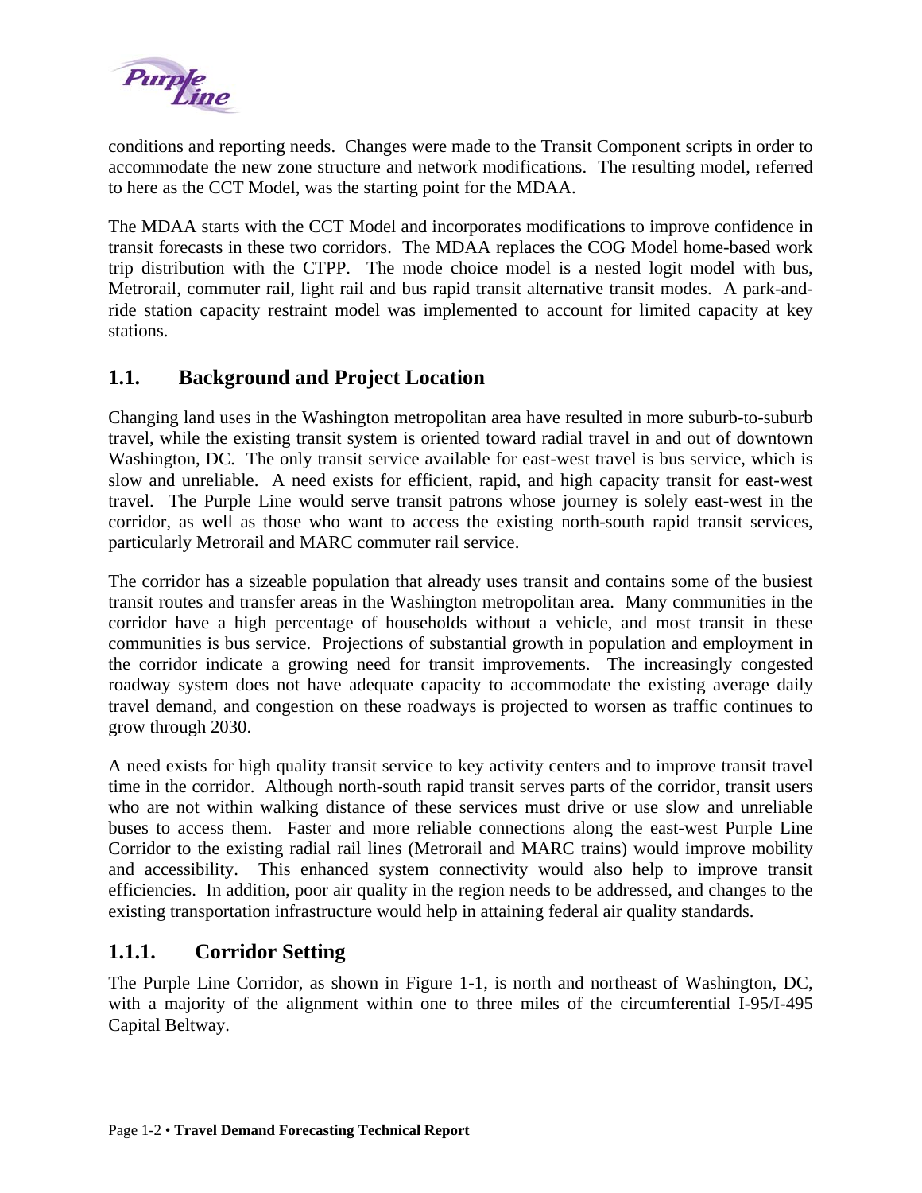conditions and reporting needs. Changes were made to the Transit Component scripts in order to accommodate the new zone structure and network modifications. The resulting model, referred to here as the CCT Model, was the starting point for the MDAA.

The MDAA starts with the CCT Model and incorporates modifications to improve confidence in transit forecasts in these two corridors. The MDAA replaces the COG Model home-based work trip distribution with the CTPP. The mode choice model is a nested logit model with bus, Metrorail, commuter rail, light rail and bus rapid transit alternative transit modes. A park-and-ride station capacity restraint model was implemented to account for limited capacity at key stations.

## 1.1. Background and Project Location

Changing land uses in the Washington metropolitan area have resulted in more suburb-to-suburb travel, while the existing transit system is oriented toward radial travel in and out of downtown Washington, DC. The only transit service available for east-west travel is bus service, which is slow and unreliable. A need exists for efficient, rapid, and high capacity transit for east-west travel. The Purple Line would serve transit patrons whose journey is solely east-west in the corridor, as well as those who want to access the existing north-south rapid transit services, particularly Metrorail and MARC commuter rail service.

The corridor has a sizeable population that already uses transit and contains some of the busiest transit routes and transfer areas in the Washington metropolitan area. Many communities in the corridor have a high percentage of households without a vehicle, and most transit in these communities is bus service. Projections of substantial growth in population and employment in the corridor indicate a growing need for transit improvements. The increasingly congested roadway system does not have adequate capacity to accommodate the existing average daily travel demand, and congestion on these roadways is projected to worsen as traffic continues to grow through 2030.

A need exists for high quality transit service to key activity centers and to improve transit travel time in the corridor. Although north-south rapid transit serves parts of the corridor, transit users who are not within walking distance of these services must drive or use slow and unreliable buses to access them. Faster and more reliable connections along the east-west Purple Line Corridor to the existing radial rail lines (Metrorail and MARC trains) would improve mobility and accessibility. This enhanced system connectivity would also help to improve transit efficiencies. In addition, poor air quality in the region needs to be addressed, and changes to the existing transportation infrastructure would help in attaining federal air quality standards.

### 1.1.1. Corridor Setting

The Purple Line Corridor, as shown in Figure 1-1, is north and northeast of Washington, DC, with a majority of the alignment within one to three miles of the circumferential I-95/I-495 Capital Beltway.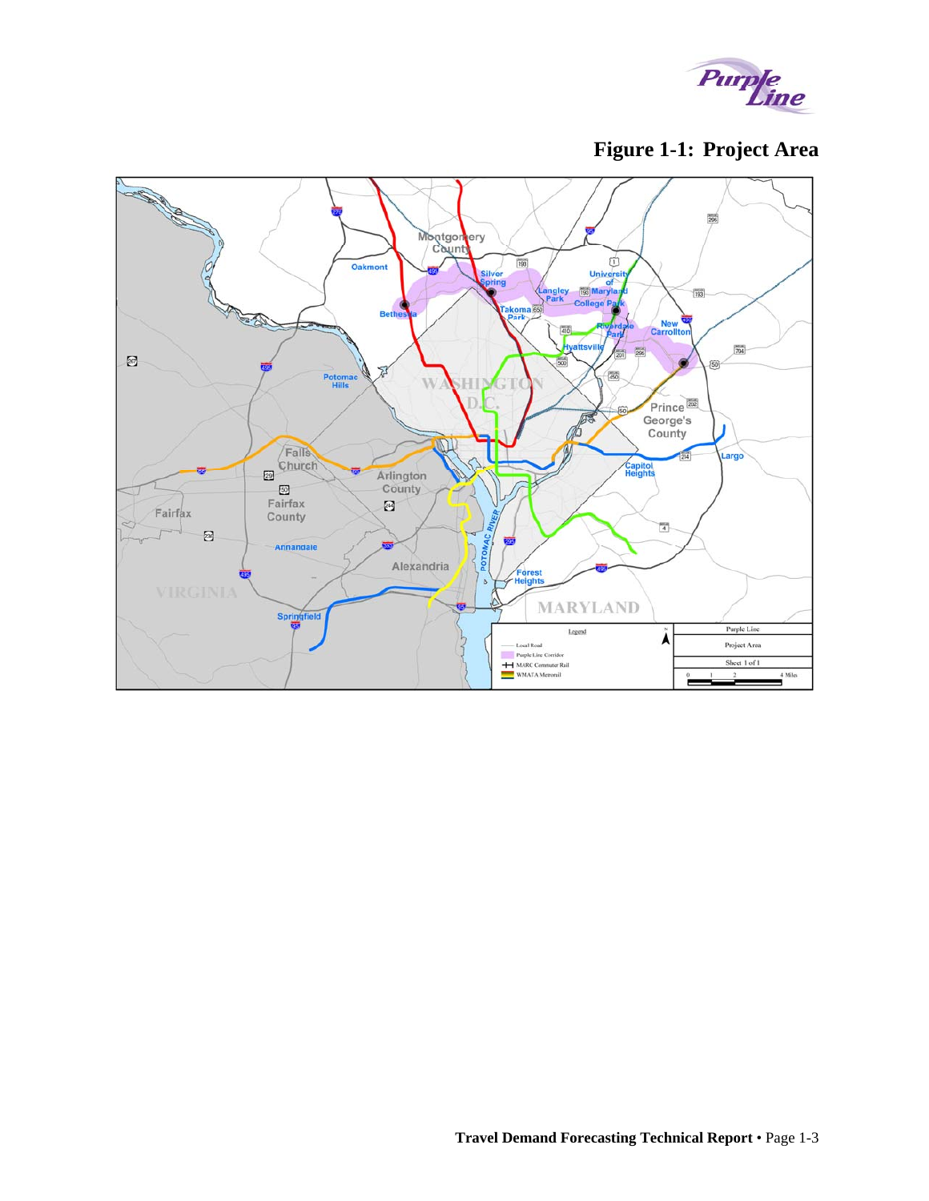# Figure 1-1: Project Area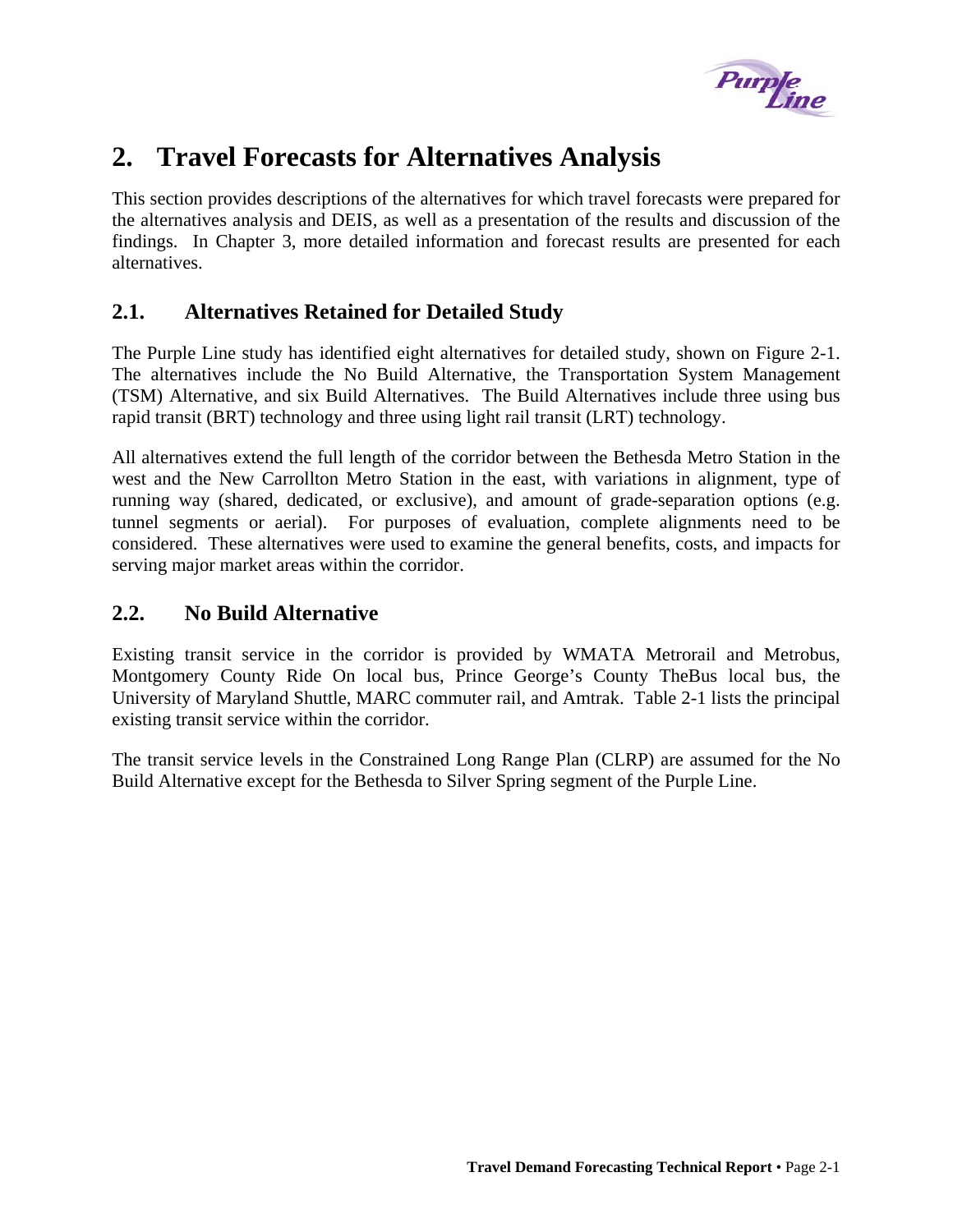# 2. Travel Forecasts for Alternatives Analysis

This section provides descriptions of the alternatives for which travel forecasts were prepared for the alternatives analysis and DEIS, as well as a presentation of the results and discussion of the findings. In Chapter 3, more detailed information and forecast results are presented for each alternatives.

## 2.1. Alternatives Retained for Detailed Study

The Purple Line study has identified eight alternatives for detailed study, shown on Figure 2-1. The alternatives include the No Build Alternative, the Transportation System Management (TSM) Alternative, and six Build Alternatives. The Build Alternatives include three using bus rapid transit (BRT) technology and three using light rail transit (LRT) technology.

All alternatives extend the full length of the corridor between the Bethesda Metro Station in the west and the New Carrollton Metro Station in the east, with variations in alignment, type of running way (shared, dedicated, or exclusive), and amount of grade-separation options (e.g. tunnel segments or aerial). For purposes of evaluation, complete alignments need to be considered. These alternatives were used to examine the general benefits, costs, and impacts for serving major market areas within the corridor.

## 2.2. No Build Alternative

Existing transit service in the corridor is provided by WMATA Metrorail and Metrobus, Montgomery County Ride On local bus, Prince George's County TheBus local bus, the University of Maryland Shuttle, MARC commuter rail, and Amtrak. Table 2-1 lists the principal existing transit service within the corridor.

The transit service levels in the Constrained Long Range Plan (CLRP) are assumed for the No Build Alternative except for the Bethesda to Silver Spring segment of the Purple Line.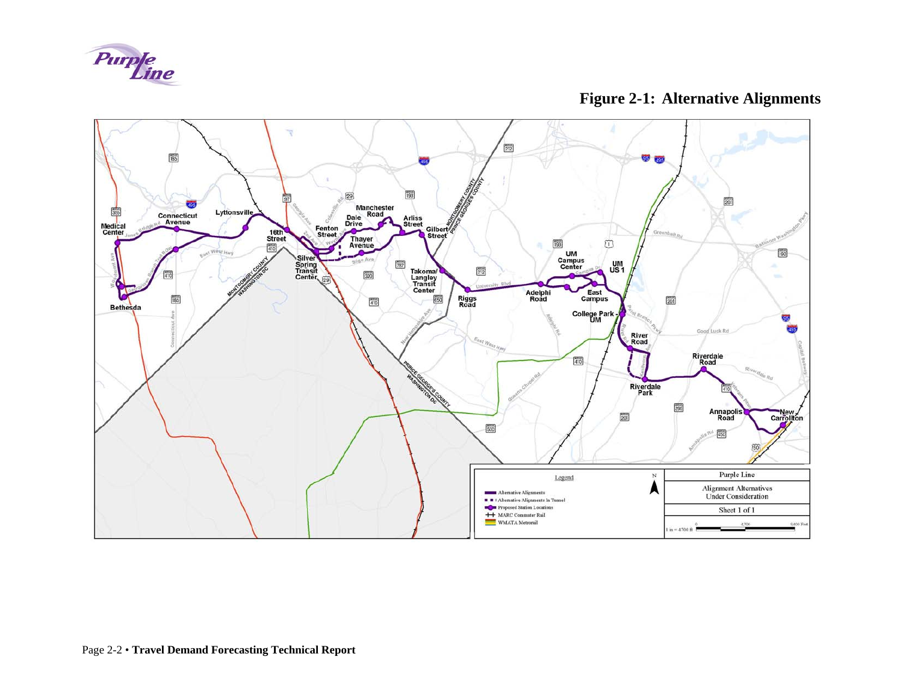# Figure 2-1: Alternative Alignments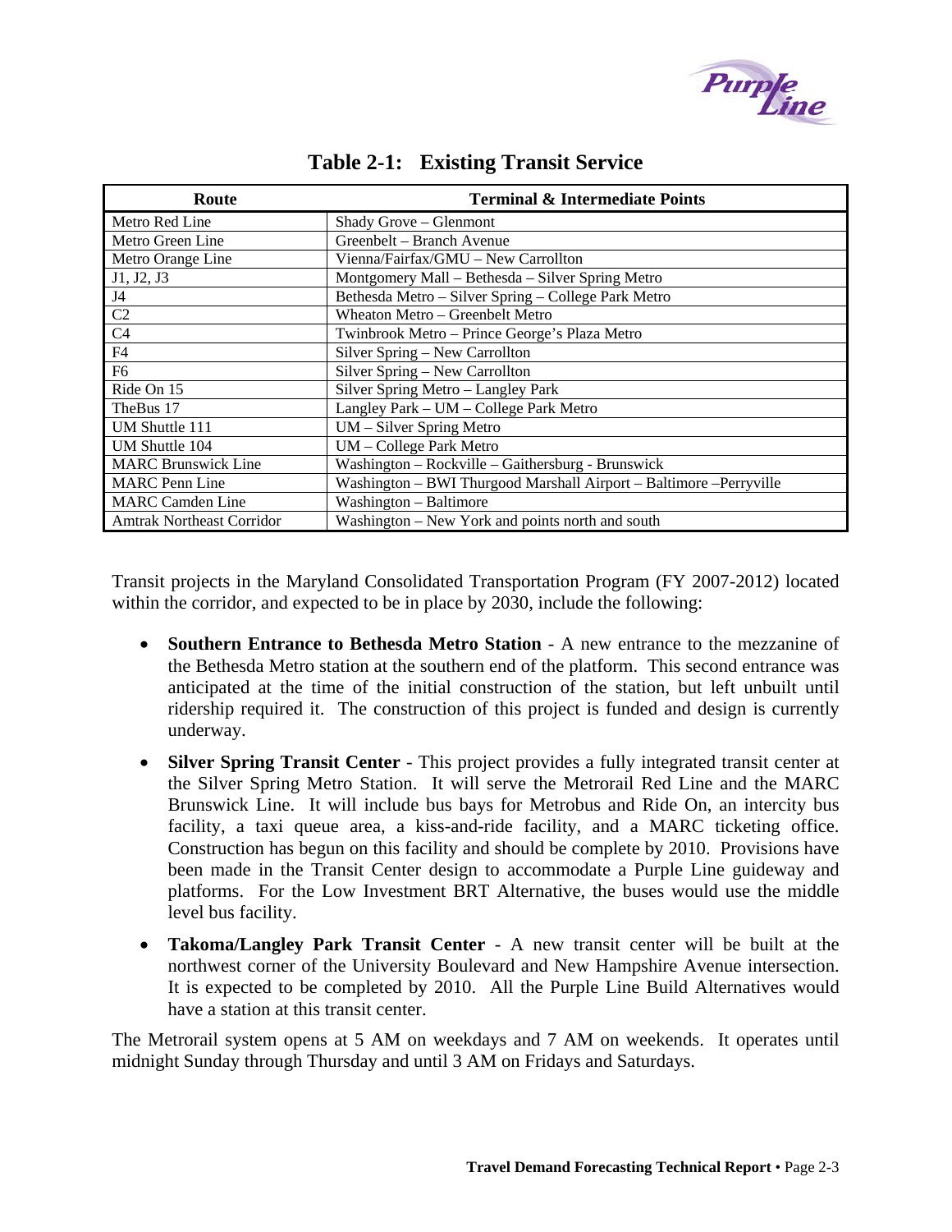## Table 2-1: Existing Transit Service

| Route | Terminal & Intermediate Points |
|---|---|
| Metro Red Line | Shady Grove – Glenmont |
| Metro Green Line | Greenbelt – Branch Avenue |
| Metro Orange Line | Vienna/Fairfax/GMU – New Carrollton |
| J1, J2, J3 | Montgomery Mall – Bethesda – Silver Spring Metro |
| J4 | Bethesda Metro – Silver Spring – College Park Metro |
| C2 | Wheaton Metro – Greenbelt Metro |
| C4 | Twinbrook Metro – Prince George's Plaza Metro |
| F4 | Silver Spring – New Carrollton |
| F6 | Silver Spring – New Carrollton |
| Ride On 15 | Silver Spring Metro – Langley Park |
| TheBus 17 | Langley Park – UM – College Park Metro |
| UM Shuttle 111 | UM – Silver Spring Metro |
| UM Shuttle 104 | UM – College Park Metro |
| MARC Brunswick Line | Washington – Rockville – Gaithersburg - Brunswick |
| MARC Penn Line | Washington – BWI Thurgood Marshall Airport – Baltimore –Perryville |
| MARC Camden Line | Washington – Baltimore |
| Amtrak Northeast Corridor | Washington – New York and points north and south |

Transit projects in the Maryland Consolidated Transportation Program (FY 2007-2012) located within the corridor, and expected to be in place by 2030, include the following:

- **Southern Entrance to Bethesda Metro Station** - A new entrance to the mezzanine of the Bethesda Metro station at the southern end of the platform. This second entrance was anticipated at the time of the initial construction of the station, but left unbuilt until ridership required it. The construction of this project is funded and design is currently underway.
- **Silver Spring Transit Center** - This project provides a fully integrated transit center at the Silver Spring Metro Station. It will serve the Metrorail Red Line and the MARC Brunswick Line. It will include bus bays for Metrobus and Ride On, an intercity bus facility, a taxi queue area, a kiss-and-ride facility, and a MARC ticketing office. Construction has begun on this facility and should be complete by 2010. Provisions have been made in the Transit Center design to accommodate a Purple Line guideway and platforms. For the Low Investment BRT Alternative, the buses would use the middle level bus facility.
- **Takoma/Langley Park Transit Center** - A new transit center will be built at the northwest corner of the University Boulevard and New Hampshire Avenue intersection. It is expected to be completed by 2010. All the Purple Line Build Alternatives would have a station at this transit center.

The Metrorail system opens at 5 AM on weekdays and 7 AM on weekends. It operates until midnight Sunday through Thursday and until 3 AM on Fridays and Saturdays.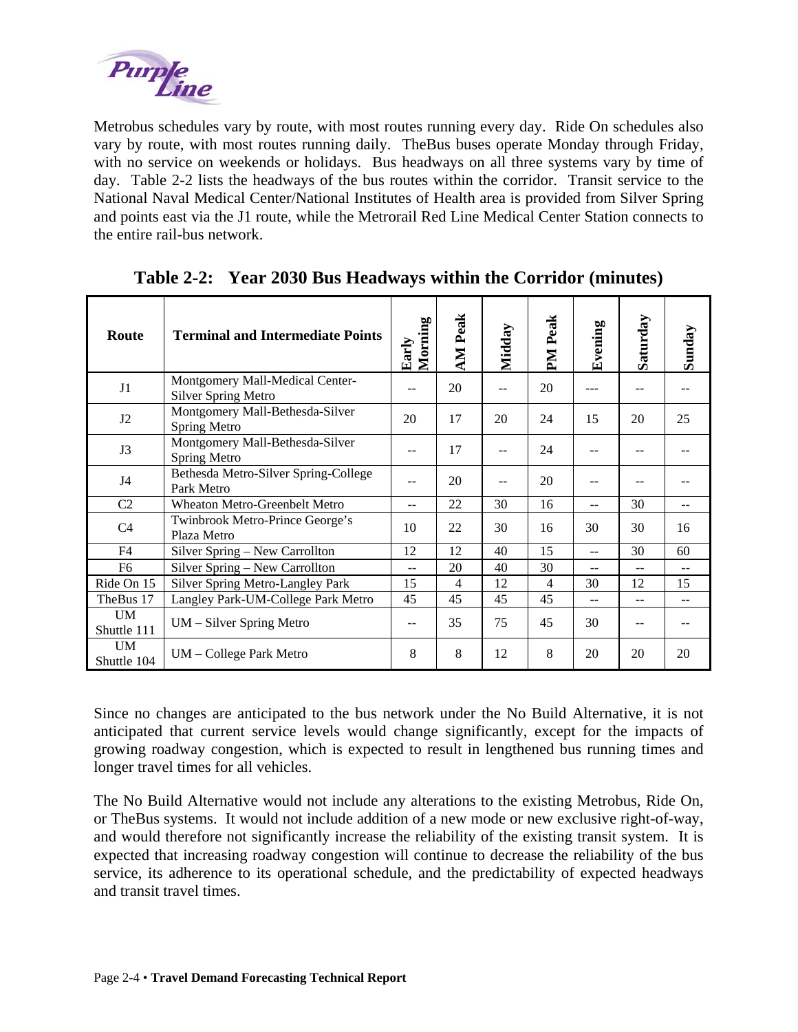Metrobus schedules vary by route, with most routes running every day. Ride On schedules also vary by route, with most routes running daily. TheBus buses operate Monday through Friday, with no service on weekends or holidays. Bus headways on all three systems vary by time of day. Table 2-2 lists the headways of the bus routes within the corridor. Transit service to the National Naval Medical Center/National Institutes of Health area is provided from Silver Spring and points east via the J1 route, while the Metrorail Red Line Medical Center Station connects to the entire rail-bus network.

**Table 2-2: Year 2030 Bus Headways within the Corridor (minutes)**

| Route | Terminal and Intermediate Points | Early Morning | AM Peak | Midday | PM Peak | Evening | Saturday | Sunday |
|---|---|---|---|---|---|---|---|---|
| J1 | Montgomery Mall-Medical Center-Silver Spring Metro | -- | 20 | -- | 20 | --- | -- | -- |
| J2 | Montgomery Mall-Bethesda-Silver Spring Metro | 20 | 17 | 20 | 24 | 15 | 20 | 25 |
| J3 | Montgomery Mall-Bethesda-Silver Spring Metro | -- | 17 | -- | 24 | -- | -- | -- |
| J4 | Bethesda Metro-Silver Spring-College Park Metro | -- | 20 | -- | 20 | -- | -- | -- |
| C2 | Wheaton Metro-Greenbelt Metro | -- | 22 | 30 | 16 | -- | 30 | -- |
| C4 | Twinbrook Metro-Prince George's Plaza Metro | 10 | 22 | 30 | 16 | 30 | 30 | 16 |
| F4 | Silver Spring – New Carrollton | 12 | 12 | 40 | 15 | -- | 30 | 60 |
| F6 | Silver Spring – New Carrollton | -- | 20 | 40 | 30 | -- | -- | -- |
| Ride On 15 | Silver Spring Metro-Langley Park | 15 | 4 | 12 | 4 | 30 | 12 | 15 |
| TheBus 17 | Langley Park-UM-College Park Metro | 45 | 45 | 45 | 45 | -- | -- | -- |
| UM Shuttle 111 | UM – Silver Spring Metro | -- | 35 | 75 | 45 | 30 | -- | -- |
| UM Shuttle 104 | UM – College Park Metro | 8 | 8 | 12 | 8 | 20 | 20 | 20 |

Since no changes are anticipated to the bus network under the No Build Alternative, it is not anticipated that current service levels would change significantly, except for the impacts of growing roadway congestion, which is expected to result in lengthened bus running times and longer travel times for all vehicles.

The No Build Alternative would not include any alterations to the existing Metrobus, Ride On, or TheBus systems. It would not include addition of a new mode or new exclusive right-of-way, and would therefore not significantly increase the reliability of the existing transit system. It is expected that increasing roadway congestion will continue to decrease the reliability of the bus service, its adherence to its operational schedule, and the predictability of expected headways and transit travel times.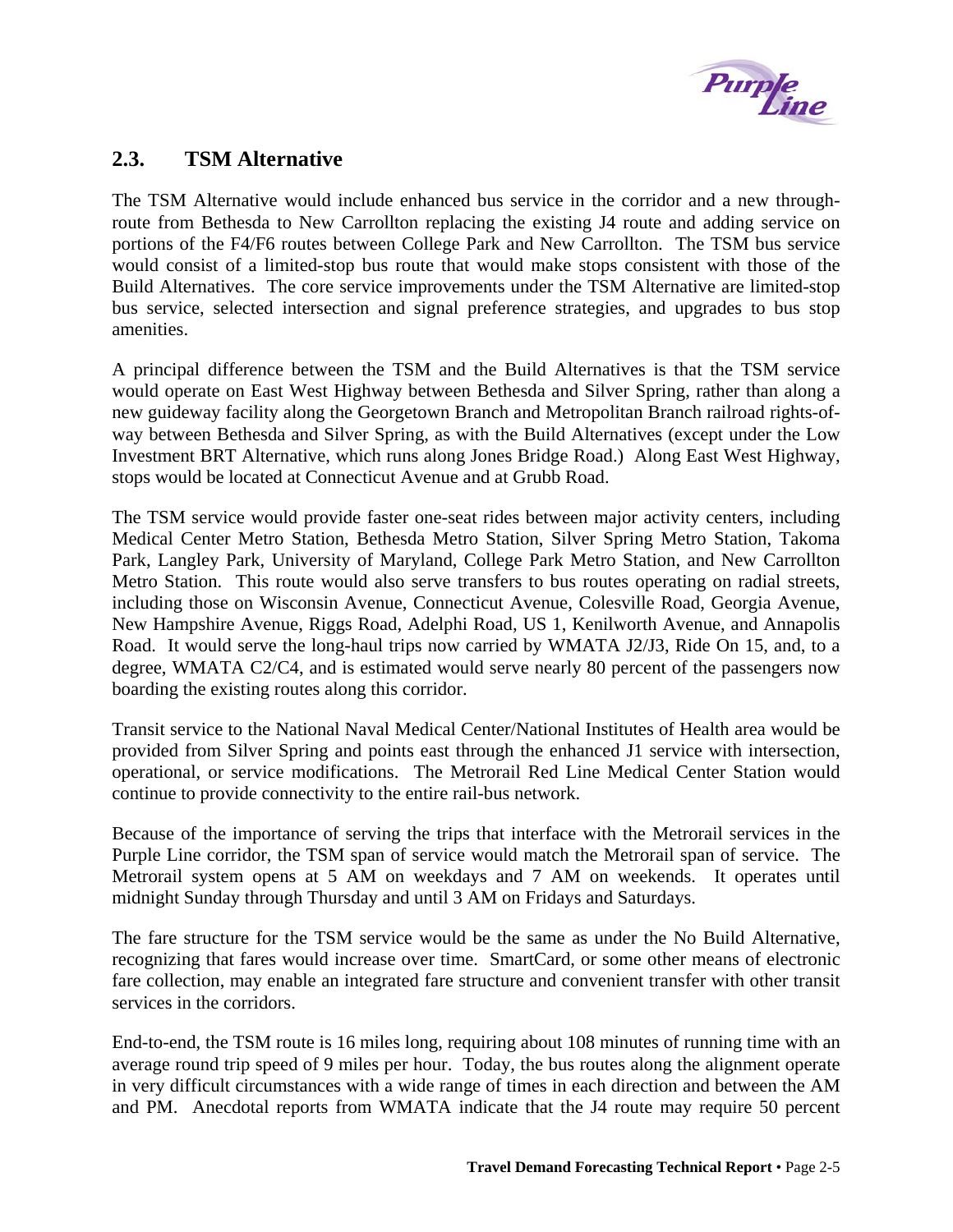## 2.3. TSM Alternative

The TSM Alternative would include enhanced bus service in the corridor and a new through-route from Bethesda to New Carrollton replacing the existing J4 route and adding service on portions of the F4/F6 routes between College Park and New Carrollton. The TSM bus service would consist of a limited-stop bus route that would make stops consistent with those of the Build Alternatives. The core service improvements under the TSM Alternative are limited-stop bus service, selected intersection and signal preference strategies, and upgrades to bus stop amenities.

A principal difference between the TSM and the Build Alternatives is that the TSM service would operate on East West Highway between Bethesda and Silver Spring, rather than along a new guideway facility along the Georgetown Branch and Metropolitan Branch railroad rights-of-way between Bethesda and Silver Spring, as with the Build Alternatives (except under the Low Investment BRT Alternative, which runs along Jones Bridge Road.) Along East West Highway, stops would be located at Connecticut Avenue and at Grubb Road.

The TSM service would provide faster one-seat rides between major activity centers, including Medical Center Metro Station, Bethesda Metro Station, Silver Spring Metro Station, Takoma Park, Langley Park, University of Maryland, College Park Metro Station, and New Carrollton Metro Station. This route would also serve transfers to bus routes operating on radial streets, including those on Wisconsin Avenue, Connecticut Avenue, Colesville Road, Georgia Avenue, New Hampshire Avenue, Riggs Road, Adelphi Road, US 1, Kenilworth Avenue, and Annapolis Road. It would serve the long-haul trips now carried by WMATA J2/J3, Ride On 15, and, to a degree, WMATA C2/C4, and is estimated would serve nearly 80 percent of the passengers now boarding the existing routes along this corridor.

Transit service to the National Naval Medical Center/National Institutes of Health area would be provided from Silver Spring and points east through the enhanced J1 service with intersection, operational, or service modifications. The Metrorail Red Line Medical Center Station would continue to provide connectivity to the entire rail-bus network.

Because of the importance of serving the trips that interface with the Metrorail services in the Purple Line corridor, the TSM span of service would match the Metrorail span of service. The Metrorail system opens at 5 AM on weekdays and 7 AM on weekends. It operates until midnight Sunday through Thursday and until 3 AM on Fridays and Saturdays.

The fare structure for the TSM service would be the same as under the No Build Alternative, recognizing that fares would increase over time. SmartCard, or some other means of electronic fare collection, may enable an integrated fare structure and convenient transfer with other transit services in the corridors.

End-to-end, the TSM route is 16 miles long, requiring about 108 minutes of running time with an average round trip speed of 9 miles per hour. Today, the bus routes along the alignment operate in very difficult circumstances with a wide range of times in each direction and between the AM and PM. Anecdotal reports from WMATA indicate that the J4 route may require 50 percent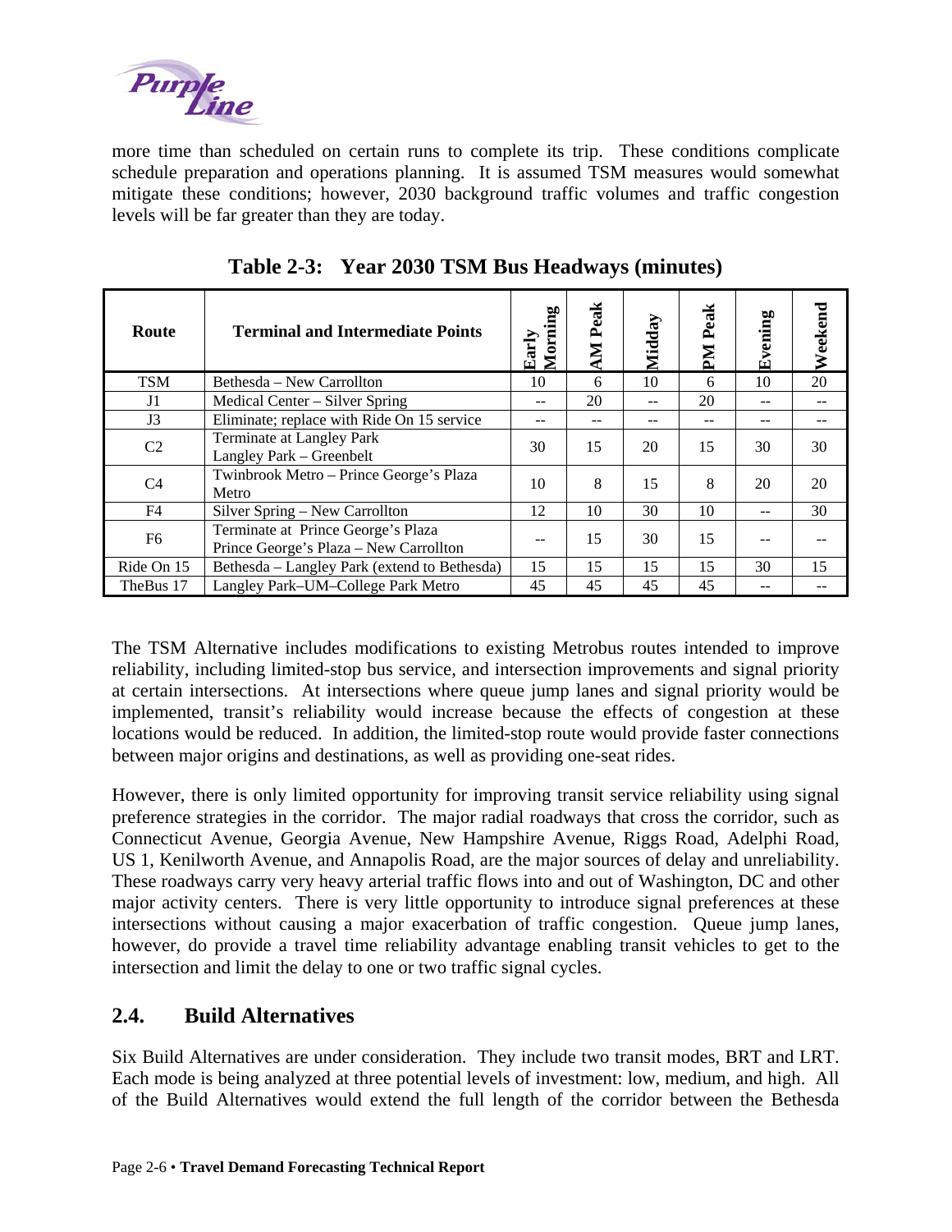more time than scheduled on certain runs to complete its trip. These conditions complicate schedule preparation and operations planning. It is assumed TSM measures would somewhat mitigate these conditions; however, 2030 background traffic volumes and traffic congestion levels will be far greater than they are today.

**Table 2-3: Year 2030 TSM Bus Headways (minutes)**

| Route | Terminal and Intermediate Points | Early Morning | AM Peak | Midday | PM Peak | Evening | Weekend |
|---|---|---|---|---|---|---|---|
| TSM | Bethesda – New Carrollton | 10 | 6 | 10 | 6 | 10 | 20 |
| J1 | Medical Center – Silver Spring | -- | 20 | -- | 20 | -- | -- |
| J3 | Eliminate; replace with Ride On 15 service | -- | -- | -- | -- | -- | -- |
| C2 | Terminate at Langley Park<br>Langley Park – Greenbelt | 30 | 15 | 20 | 15 | 30 | 30 |
| C4 | Twinbrook Metro – Prince George's Plaza Metro | 10 | 8 | 15 | 8 | 20 | 20 |
| F4 | Silver Spring – New Carrollton | 12 | 10 | 30 | 10 | -- | 30 |
| F6 | Terminate at Prince George's Plaza<br>Prince George's Plaza – New Carrollton | -- | 15 | 30 | 15 | -- | -- |
| Ride On 15 | Bethesda – Langley Park (extend to Bethesda) | 15 | 15 | 15 | 15 | 30 | 15 |
| TheBus 17 | Langley Park–UM–College Park Metro | 45 | 45 | 45 | 45 | -- | -- |

The TSM Alternative includes modifications to existing Metrobus routes intended to improve reliability, including limited-stop bus service, and intersection improvements and signal priority at certain intersections. At intersections where queue jump lanes and signal priority would be implemented, transit's reliability would increase because the effects of congestion at these locations would be reduced. In addition, the limited-stop route would provide faster connections between major origins and destinations, as well as providing one-seat rides.

However, there is only limited opportunity for improving transit service reliability using signal preference strategies in the corridor. The major radial roadways that cross the corridor, such as Connecticut Avenue, Georgia Avenue, New Hampshire Avenue, Riggs Road, Adelphi Road, US 1, Kenilworth Avenue, and Annapolis Road, are the major sources of delay and unreliability. These roadways carry very heavy arterial traffic flows into and out of Washington, DC and other major activity centers. There is very little opportunity to introduce signal preferences at these intersections without causing a major exacerbation of traffic congestion. Queue jump lanes, however, do provide a travel time reliability advantage enabling transit vehicles to get to the intersection and limit the delay to one or two traffic signal cycles.

## 2.4. Build Alternatives

Six Build Alternatives are under consideration. They include two transit modes, BRT and LRT. Each mode is being analyzed at three potential levels of investment: low, medium, and high. All of the Build Alternatives would extend the full length of the corridor between the Bethesda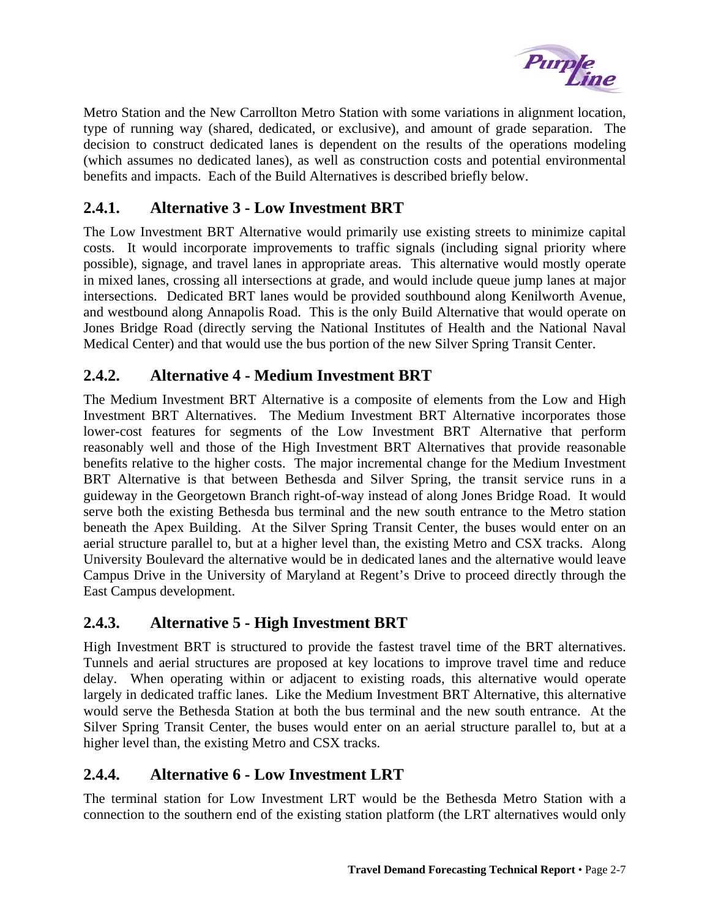Metro Station and the New Carrollton Metro Station with some variations in alignment location, type of running way (shared, dedicated, or exclusive), and amount of grade separation. The decision to construct dedicated lanes is dependent on the results of the operations modeling (which assumes no dedicated lanes), as well as construction costs and potential environmental benefits and impacts. Each of the Build Alternatives is described briefly below.

### 2.4.1. Alternative 3 - Low Investment BRT

The Low Investment BRT Alternative would primarily use existing streets to minimize capital costs. It would incorporate improvements to traffic signals (including signal priority where possible), signage, and travel lanes in appropriate areas. This alternative would mostly operate in mixed lanes, crossing all intersections at grade, and would include queue jump lanes at major intersections. Dedicated BRT lanes would be provided southbound along Kenilworth Avenue, and westbound along Annapolis Road. This is the only Build Alternative that would operate on Jones Bridge Road (directly serving the National Institutes of Health and the National Naval Medical Center) and that would use the bus portion of the new Silver Spring Transit Center.

### 2.4.2. Alternative 4 - Medium Investment BRT

The Medium Investment BRT Alternative is a composite of elements from the Low and High Investment BRT Alternatives. The Medium Investment BRT Alternative incorporates those lower-cost features for segments of the Low Investment BRT Alternative that perform reasonably well and those of the High Investment BRT Alternatives that provide reasonable benefits relative to the higher costs. The major incremental change for the Medium Investment BRT Alternative is that between Bethesda and Silver Spring, the transit service runs in a guideway in the Georgetown Branch right-of-way instead of along Jones Bridge Road. It would serve both the existing Bethesda bus terminal and the new south entrance to the Metro station beneath the Apex Building. At the Silver Spring Transit Center, the buses would enter on an aerial structure parallel to, but at a higher level than, the existing Metro and CSX tracks. Along University Boulevard the alternative would be in dedicated lanes and the alternative would leave Campus Drive in the University of Maryland at Regent's Drive to proceed directly through the East Campus development.

### 2.4.3. Alternative 5 - High Investment BRT

High Investment BRT is structured to provide the fastest travel time of the BRT alternatives. Tunnels and aerial structures are proposed at key locations to improve travel time and reduce delay. When operating within or adjacent to existing roads, this alternative would operate largely in dedicated traffic lanes. Like the Medium Investment BRT Alternative, this alternative would serve the Bethesda Station at both the bus terminal and the new south entrance. At the Silver Spring Transit Center, the buses would enter on an aerial structure parallel to, but at a higher level than, the existing Metro and CSX tracks.

### 2.4.4. Alternative 6 - Low Investment LRT

The terminal station for Low Investment LRT would be the Bethesda Metro Station with a connection to the southern end of the existing station platform (the LRT alternatives would only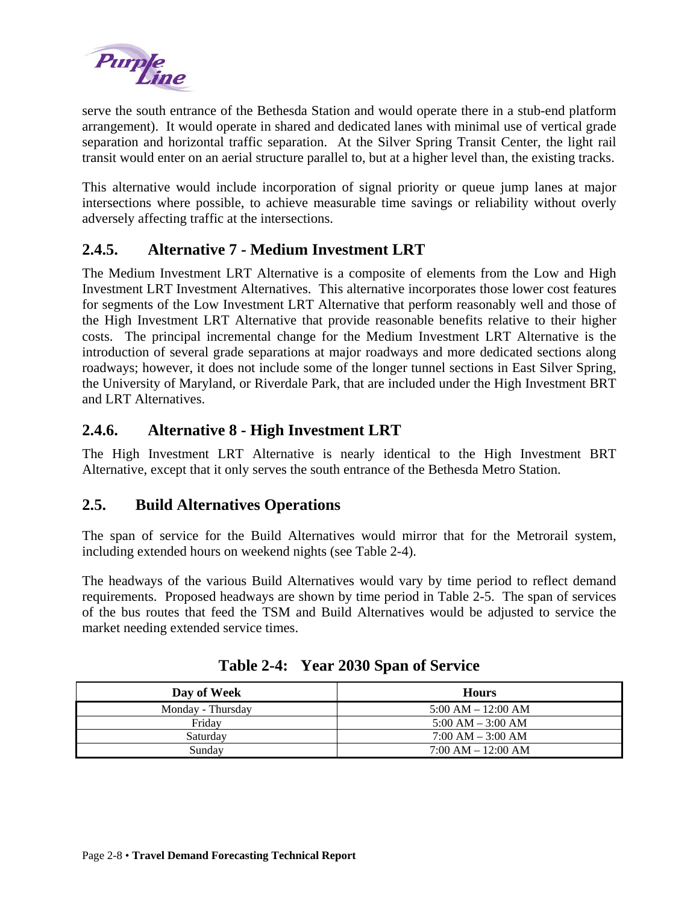serve the south entrance of the Bethesda Station and would operate there in a stub-end platform arrangement). It would operate in shared and dedicated lanes with minimal use of vertical grade separation and horizontal traffic separation. At the Silver Spring Transit Center, the light rail transit would enter on an aerial structure parallel to, but at a higher level than, the existing tracks.

This alternative would include incorporation of signal priority or queue jump lanes at major intersections where possible, to achieve measurable time savings or reliability without overly adversely affecting traffic at the intersections.

### 2.4.5. Alternative 7 - Medium Investment LRT

The Medium Investment LRT Alternative is a composite of elements from the Low and High Investment LRT Investment Alternatives. This alternative incorporates those lower cost features for segments of the Low Investment LRT Alternative that perform reasonably well and those of the High Investment LRT Alternative that provide reasonable benefits relative to their higher costs. The principal incremental change for the Medium Investment LRT Alternative is the introduction of several grade separations at major roadways and more dedicated sections along roadways; however, it does not include some of the longer tunnel sections in East Silver Spring, the University of Maryland, or Riverdale Park, that are included under the High Investment BRT and LRT Alternatives.

### 2.4.6. Alternative 8 - High Investment LRT

The High Investment LRT Alternative is nearly identical to the High Investment BRT Alternative, except that it only serves the south entrance of the Bethesda Metro Station.

## 2.5. Build Alternatives Operations

The span of service for the Build Alternatives would mirror that for the Metrorail system, including extended hours on weekend nights (see Table 2-4).

The headways of the various Build Alternatives would vary by time period to reflect demand requirements. Proposed headways are shown by time period in Table 2-5. The span of services of the bus routes that feed the TSM and Build Alternatives would be adjusted to service the market needing extended service times.

**Table 2-4: Year 2030 Span of Service**

| Day of Week | Hours |
|---|---|
| Monday - Thursday | 5:00 AM – 12:00 AM |
| Friday | 5:00 AM – 3:00 AM |
| Saturday | 7:00 AM – 3:00 AM |
| Sunday | 7:00 AM – 12:00 AM |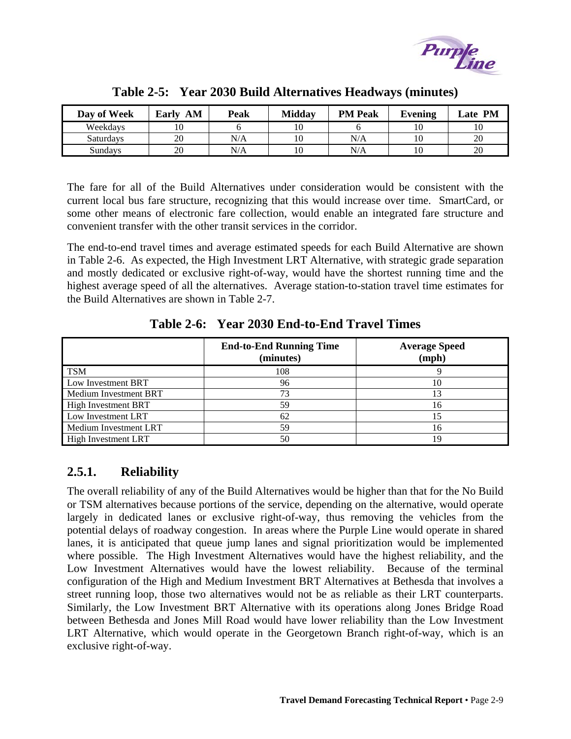**Table 2-5: Year 2030 Build Alternatives Headways (minutes)**

| Day of Week | Early AM | Peak | Midday | PM Peak | Evening | Late PM |
|---|---|---|---|---|---|---|
| Weekdays | 10 | 6 | 10 | 6 | 10 | 10 |
| Saturdays | 20 | N/A | 10 | N/A | 10 | 20 |
| Sundays | 20 | N/A | 10 | N/A | 10 | 20 |

The fare for all of the Build Alternatives under consideration would be consistent with the current local bus fare structure, recognizing that this would increase over time. SmartCard, or some other means of electronic fare collection, would enable an integrated fare structure and convenient transfer with the other transit services in the corridor.

The end-to-end travel times and average estimated speeds for each Build Alternative are shown in Table 2-6. As expected, the High Investment LRT Alternative, with strategic grade separation and mostly dedicated or exclusive right-of-way, would have the shortest running time and the highest average speed of all the alternatives. Average station-to-station travel time estimates for the Build Alternatives are shown in Table 2-7.

**Table 2-6: Year 2030 End-to-End Travel Times**

| | End-to-End Running Time (minutes) | Average Speed (mph) |
|---|---|---|
| TSM | 108 | 9 |
| Low Investment BRT | 96 | 10 |
| Medium Investment BRT | 73 | 13 |
| High Investment BRT | 59 | 16 |
| Low Investment LRT | 62 | 15 |
| Medium Investment LRT | 59 | 16 |
| High Investment LRT | 50 | 19 |

### 2.5.1. Reliability

The overall reliability of any of the Build Alternatives would be higher than that for the No Build or TSM alternatives because portions of the service, depending on the alternative, would operate largely in dedicated lanes or exclusive right-of-way, thus removing the vehicles from the potential delays of roadway congestion. In areas where the Purple Line would operate in shared lanes, it is anticipated that queue jump lanes and signal prioritization would be implemented where possible. The High Investment Alternatives would have the highest reliability, and the Low Investment Alternatives would have the lowest reliability. Because of the terminal configuration of the High and Medium Investment BRT Alternatives at Bethesda that involves a street running loop, those two alternatives would not be as reliable as their LRT counterparts. Similarly, the Low Investment BRT Alternative with its operations along Jones Bridge Road between Bethesda and Jones Mill Road would have lower reliability than the Low Investment LRT Alternative, which would operate in the Georgetown Branch right-of-way, which is an exclusive right-of-way.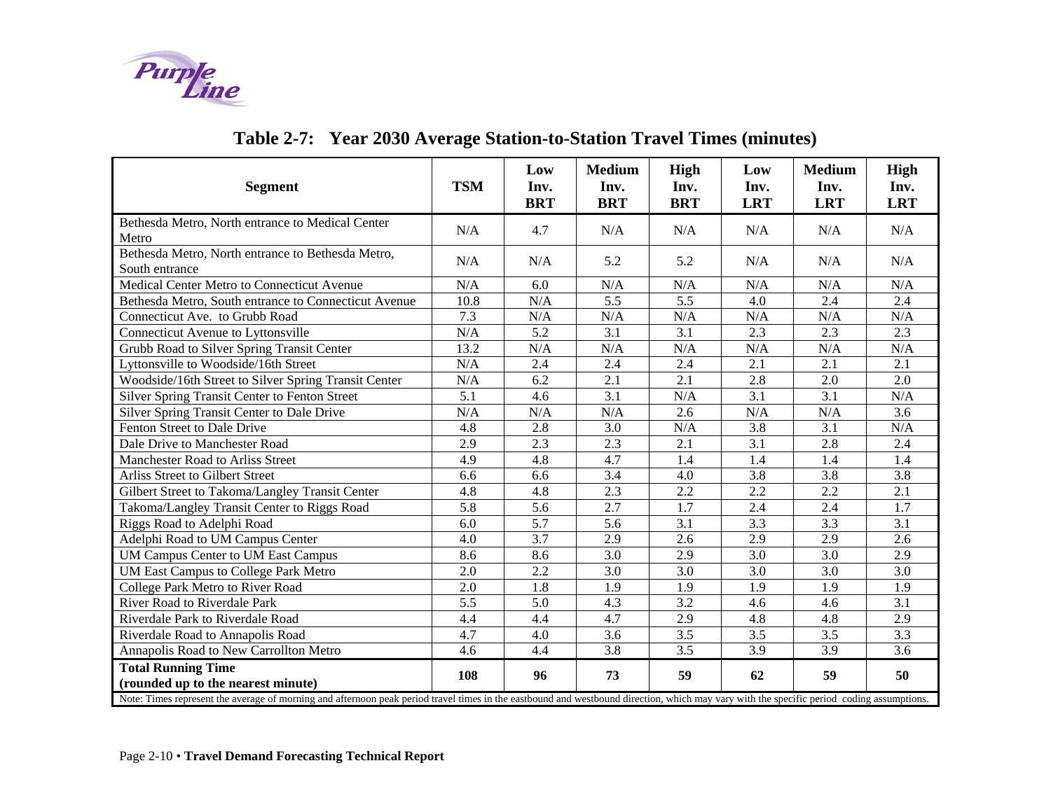## Table 2-7: Year 2030 Average Station-to-Station Travel Times (minutes)

| Segment | TSM | Low Inv. BRT | Medium Inv. BRT | High Inv. BRT | Low Inv. LRT | Medium Inv. LRT | High Inv. LRT |
|---|---|---|---|---|---|---|---|
| Bethesda Metro, North entrance to Medical Center Metro | N/A | 4.7 | N/A | N/A | N/A | N/A | N/A |
| Bethesda Metro, North entrance to Bethesda Metro, South entrance | N/A | N/A | 5.2 | 5.2 | N/A | N/A | N/A |
| Medical Center Metro to Connecticut Avenue | N/A | 6.0 | N/A | N/A | N/A | N/A | N/A |
| Bethesda Metro, South entrance to Connecticut Avenue | 10.8 | N/A | 5.5 | 5.5 | 4.0 | 2.4 | 2.4 |
| Connecticut Ave. to Grubb Road | 7.3 | N/A | N/A | N/A | N/A | N/A | N/A |
| Connecticut Avenue to Lyttonsville | N/A | 5.2 | 3.1 | 3.1 | 2.3 | 2.3 | 2.3 |
| Grubb Road to Silver Spring Transit Center | 13.2 | N/A | N/A | N/A | N/A | N/A | N/A |
| Lyttonsville to Woodside/16th Street | N/A | 2.4 | 2.4 | 2.4 | 2.1 | 2.1 | 2.1 |
| Woodside/16th Street to Silver Spring Transit Center | N/A | 6.2 | 2.1 | 2.1 | 2.8 | 2.0 | 2.0 |
| Silver Spring Transit Center to Fenton Street | 5.1 | 4.6 | 3.1 | N/A | 3.1 | 3.1 | N/A |
| Silver Spring Transit Center to Dale Drive | N/A | N/A | N/A | 2.6 | N/A | N/A | 3.6 |
| Fenton Street to Dale Drive | 4.8 | 2.8 | 3.0 | N/A | 3.8 | 3.1 | N/A |
| Dale Drive to Manchester Road | 2.9 | 2.3 | 2.3 | 2.1 | 3.1 | 2.8 | 2.4 |
| Manchester Road to Arliss Street | 4.9 | 4.8 | 4.7 | 1.4 | 1.4 | 1.4 | 1.4 |
| Arliss Street to Gilbert Street | 6.6 | 6.6 | 3.4 | 4.0 | 3.8 | 3.8 | 3.8 |
| Gilbert Street to Takoma/Langley Transit Center | 4.8 | 4.8 | 2.3 | 2.2 | 2.2 | 2.2 | 2.1 |
| Takoma/Langley Transit Center to Riggs Road | 5.8 | 5.6 | 2.7 | 1.7 | 2.4 | 2.4 | 1.7 |
| Riggs Road to Adelphi Road | 6.0 | 5.7 | 5.6 | 3.1 | 3.3 | 3.3 | 3.1 |
| Adelphi Road to UM Campus Center | 4.0 | 3.7 | 2.9 | 2.6 | 2.9 | 2.9 | 2.6 |
| UM Campus Center to UM East Campus | 8.6 | 8.6 | 3.0 | 2.9 | 3.0 | 3.0 | 2.9 |
| UM East Campus to College Park Metro | 2.0 | 2.2 | 3.0 | 3.0 | 3.0 | 3.0 | 3.0 |
| College Park Metro to River Road | 2.0 | 1.8 | 1.9 | 1.9 | 1.9 | 1.9 | 1.9 |
| River Road to Riverdale Park | 5.5 | 5.0 | 4.3 | 3.2 | 4.6 | 4.6 | 3.1 |
| Riverdale Park to Riverdale Road | 4.4 | 4.4 | 4.7 | 2.9 | 4.8 | 4.8 | 2.9 |
| Riverdale Road to Annapolis Road | 4.7 | 4.0 | 3.6 | 3.5 | 3.5 | 3.5 | 3.3 |
| Annapolis Road to New Carrollton Metro | 4.6 | 4.4 | 3.8 | 3.5 | 3.9 | 3.9 | 3.6 |
| **Total Running Time (rounded up to the nearest minute)** | **108** | **96** | **73** | **59** | **62** | **59** | **50** |

Note: Times represent the average of morning and afternoon peak period travel times in the eastbound and westbound direction, which may vary with the specific period coding assumptions.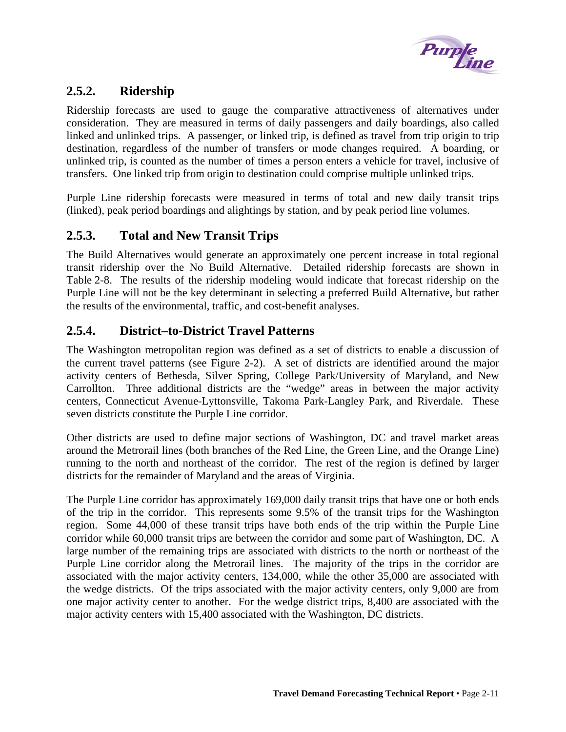### 2.5.2. Ridership

Ridership forecasts are used to gauge the comparative attractiveness of alternatives under consideration. They are measured in terms of daily passengers and daily boardings, also called linked and unlinked trips. A passenger, or linked trip, is defined as travel from trip origin to trip destination, regardless of the number of transfers or mode changes required. A boarding, or unlinked trip, is counted as the number of times a person enters a vehicle for travel, inclusive of transfers. One linked trip from origin to destination could comprise multiple unlinked trips.

Purple Line ridership forecasts were measured in terms of total and new daily transit trips (linked), peak period boardings and alightings by station, and by peak period line volumes.

### 2.5.3. Total and New Transit Trips

The Build Alternatives would generate an approximately one percent increase in total regional transit ridership over the No Build Alternative. Detailed ridership forecasts are shown in Table 2-8. The results of the ridership modeling would indicate that forecast ridership on the Purple Line will not be the key determinant in selecting a preferred Build Alternative, but rather the results of the environmental, traffic, and cost-benefit analyses.

### 2.5.4. District–to-District Travel Patterns

The Washington metropolitan region was defined as a set of districts to enable a discussion of the current travel patterns (see Figure 2-2). A set of districts are identified around the major activity centers of Bethesda, Silver Spring, College Park/University of Maryland, and New Carrollton. Three additional districts are the "wedge" areas in between the major activity centers, Connecticut Avenue-Lyttonsville, Takoma Park-Langley Park, and Riverdale. These seven districts constitute the Purple Line corridor.

Other districts are used to define major sections of Washington, DC and travel market areas around the Metrorail lines (both branches of the Red Line, the Green Line, and the Orange Line) running to the north and northeast of the corridor. The rest of the region is defined by larger districts for the remainder of Maryland and the areas of Virginia.

The Purple Line corridor has approximately 169,000 daily transit trips that have one or both ends of the trip in the corridor. This represents some 9.5% of the transit trips for the Washington region. Some 44,000 of these transit trips have both ends of the trip within the Purple Line corridor while 60,000 transit trips are between the corridor and some part of Washington, DC. A large number of the remaining trips are associated with districts to the north or northeast of the Purple Line corridor along the Metrorail lines. The majority of the trips in the corridor are associated with the major activity centers, 134,000, while the other 35,000 are associated with the wedge districts. Of the trips associated with the major activity centers, only 9,000 are from one major activity center to another. For the wedge district trips, 8,400 are associated with the major activity centers with 15,400 associated with the Washington, DC districts.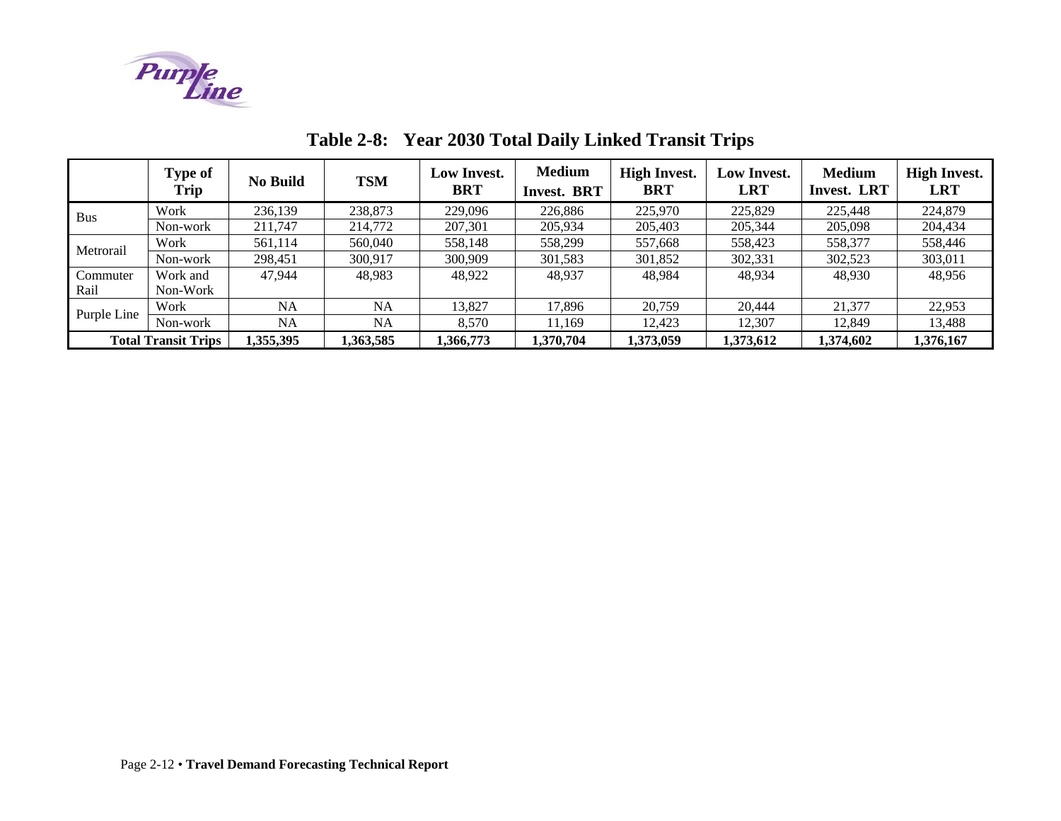## Table 2-8: Year 2030 Total Daily Linked Transit Trips

| | Type of Trip | No Build | TSM | Low Invest. BRT | Medium Invest. BRT | High Invest. BRT | Low Invest. LRT | Medium Invest. LRT | High Invest. LRT |
|---|---|---|---|---|---|---|---|---|---|
| Bus | Work | 236,139 | 238,873 | 229,096 | 226,886 | 225,970 | 225,829 | 225,448 | 224,879 |
| | Non-work | 211,747 | 214,772 | 207,301 | 205,934 | 205,403 | 205,344 | 205,098 | 204,434 |
| Metrorail | Work | 561,114 | 560,040 | 558,148 | 558,299 | 557,668 | 558,423 | 558,377 | 558,446 |
| | Non-work | 298,451 | 300,917 | 300,909 | 301,583 | 301,852 | 302,331 | 302,523 | 303,011 |
| Commuter Rail | Work and Non-Work | 47,944 | 48,983 | 48,922 | 48,937 | 48,984 | 48,934 | 48,930 | 48,956 |
| Purple Line | Work | NA | NA | 13,827 | 17,896 | 20,759 | 20,444 | 21,377 | 22,953 |
| | Non-work | NA | NA | 8,570 | 11,169 | 12,423 | 12,307 | 12,849 | 13,488 |
| **Total Transit Trips** | | **1,355,395** | **1,363,585** | **1,366,773** | **1,370,704** | **1,373,059** | **1,373,612** | **1,374,602** | **1,376,167** |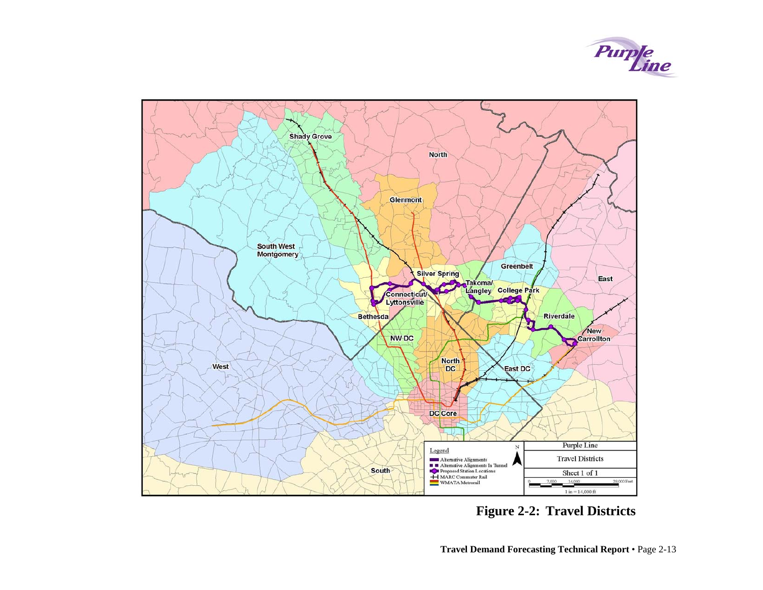**Figure 2-2: Travel Districts**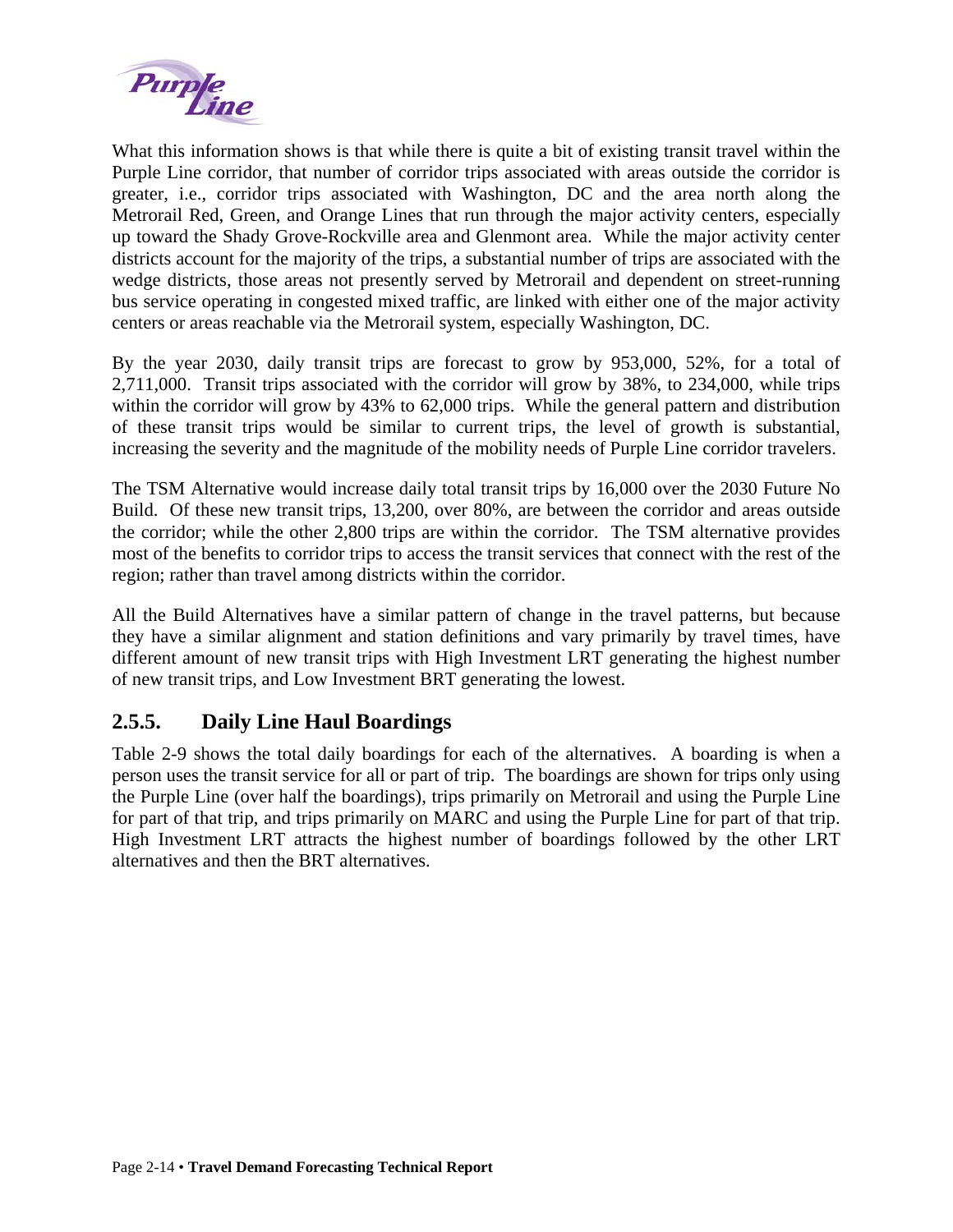What this information shows is that while there is quite a bit of existing transit travel within the Purple Line corridor, that number of corridor trips associated with areas outside the corridor is greater, i.e., corridor trips associated with Washington, DC and the area north along the Metrorail Red, Green, and Orange Lines that run through the major activity centers, especially up toward the Shady Grove-Rockville area and Glenmont area. While the major activity center districts account for the majority of the trips, a substantial number of trips are associated with the wedge districts, those areas not presently served by Metrorail and dependent on street-running bus service operating in congested mixed traffic, are linked with either one of the major activity centers or areas reachable via the Metrorail system, especially Washington, DC.

By the year 2030, daily transit trips are forecast to grow by 953,000, 52%, for a total of 2,711,000. Transit trips associated with the corridor will grow by 38%, to 234,000, while trips within the corridor will grow by 43% to 62,000 trips. While the general pattern and distribution of these transit trips would be similar to current trips, the level of growth is substantial, increasing the severity and the magnitude of the mobility needs of Purple Line corridor travelers.

The TSM Alternative would increase daily total transit trips by 16,000 over the 2030 Future No Build. Of these new transit trips, 13,200, over 80%, are between the corridor and areas outside the corridor; while the other 2,800 trips are within the corridor. The TSM alternative provides most of the benefits to corridor trips to access the transit services that connect with the rest of the region; rather than travel among districts within the corridor.

All the Build Alternatives have a similar pattern of change in the travel patterns, but because they have a similar alignment and station definitions and vary primarily by travel times, have different amount of new transit trips with High Investment LRT generating the highest number of new transit trips, and Low Investment BRT generating the lowest.

### 2.5.5. Daily Line Haul Boardings

Table 2-9 shows the total daily boardings for each of the alternatives. A boarding is when a person uses the transit service for all or part of trip. The boardings are shown for trips only using the Purple Line (over half the boardings), trips primarily on Metrorail and using the Purple Line for part of that trip, and trips primarily on MARC and using the Purple Line for part of that trip. High Investment LRT attracts the highest number of boardings followed by the other LRT alternatives and then the BRT alternatives.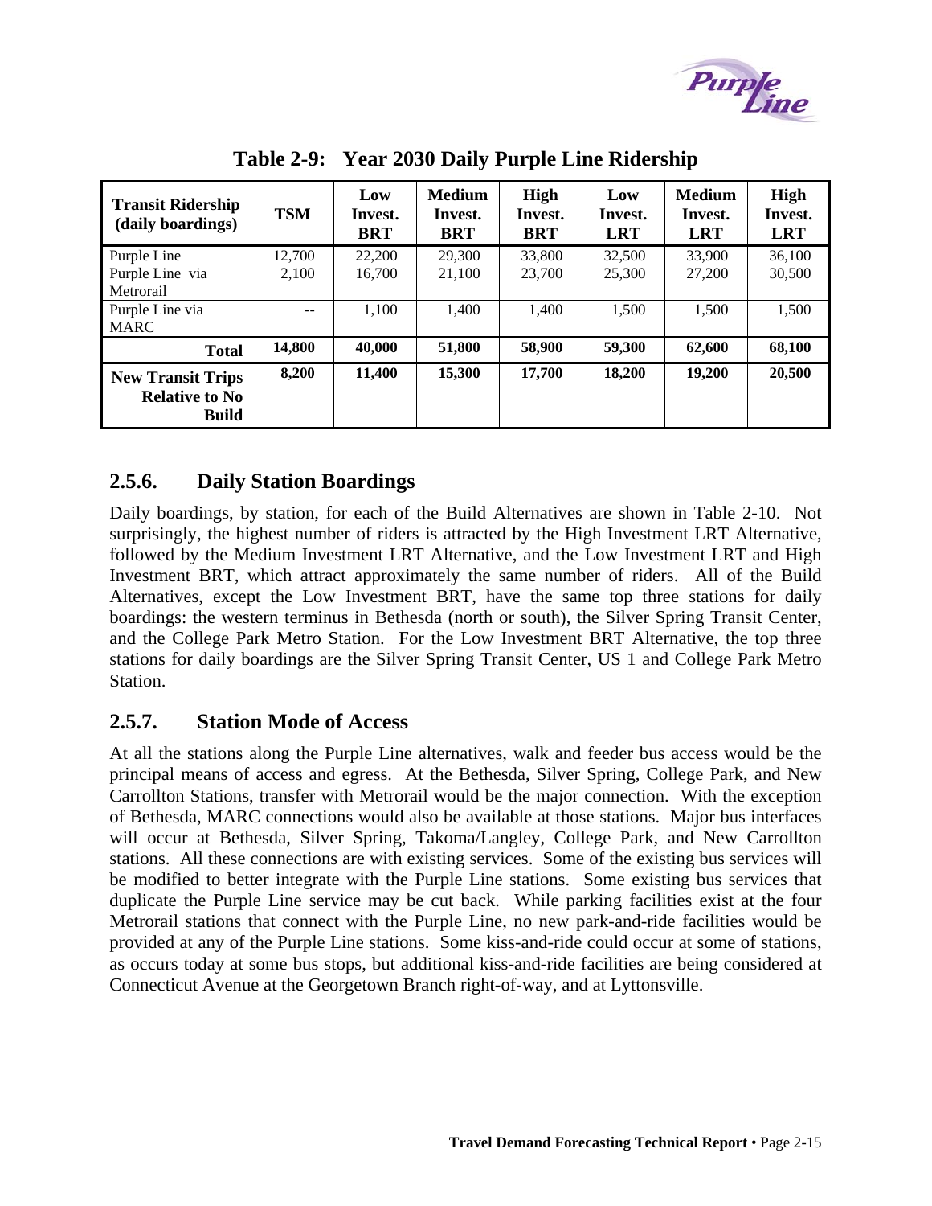## Table 2-9: Year 2030 Daily Purple Line Ridership

| Transit Ridership (daily boardings) | TSM | Low Invest. BRT | Medium Invest. BRT | High Invest. BRT | Low Invest. LRT | Medium Invest. LRT | High Invest. LRT |
|---|---|---|---|---|---|---|---|
| Purple Line | 12,700 | 22,200 | 29,300 | 33,800 | 32,500 | 33,900 | 36,100 |
| Purple Line via Metrorail | 2,100 | 16,700 | 21,100 | 23,700 | 25,300 | 27,200 | 30,500 |
| Purple Line via MARC | -- | 1,100 | 1,400 | 1,400 | 1,500 | 1,500 | 1,500 |
| **Total** | **14,800** | **40,000** | **51,800** | **58,900** | **59,300** | **62,600** | **68,100** |
| **New Transit Trips Relative to No Build** | **8,200** | **11,400** | **15,300** | **17,700** | **18,200** | **19,200** | **20,500** |

### 2.5.6. Daily Station Boardings

Daily boardings, by station, for each of the Build Alternatives are shown in Table 2-10. Not surprisingly, the highest number of riders is attracted by the High Investment LRT Alternative, followed by the Medium Investment LRT Alternative, and the Low Investment LRT and High Investment BRT, which attract approximately the same number of riders. All of the Build Alternatives, except the Low Investment BRT, have the same top three stations for daily boardings: the western terminus in Bethesda (north or south), the Silver Spring Transit Center, and the College Park Metro Station. For the Low Investment BRT Alternative, the top three stations for daily boardings are the Silver Spring Transit Center, US 1 and College Park Metro Station.

### 2.5.7. Station Mode of Access

At all the stations along the Purple Line alternatives, walk and feeder bus access would be the principal means of access and egress. At the Bethesda, Silver Spring, College Park, and New Carrollton Stations, transfer with Metrorail would be the major connection. With the exception of Bethesda, MARC connections would also be available at those stations. Major bus interfaces will occur at Bethesda, Silver Spring, Takoma/Langley, College Park, and New Carrollton stations. All these connections are with existing services. Some of the existing bus services will be modified to better integrate with the Purple Line stations. Some existing bus services that duplicate the Purple Line service may be cut back. While parking facilities exist at the four Metrorail stations that connect with the Purple Line, no new park-and-ride facilities would be provided at any of the Purple Line stations. Some kiss-and-ride could occur at some of stations, as occurs today at some bus stops, but additional kiss-and-ride facilities are being considered at Connecticut Avenue at the Georgetown Branch right-of-way, and at Lyttonsville.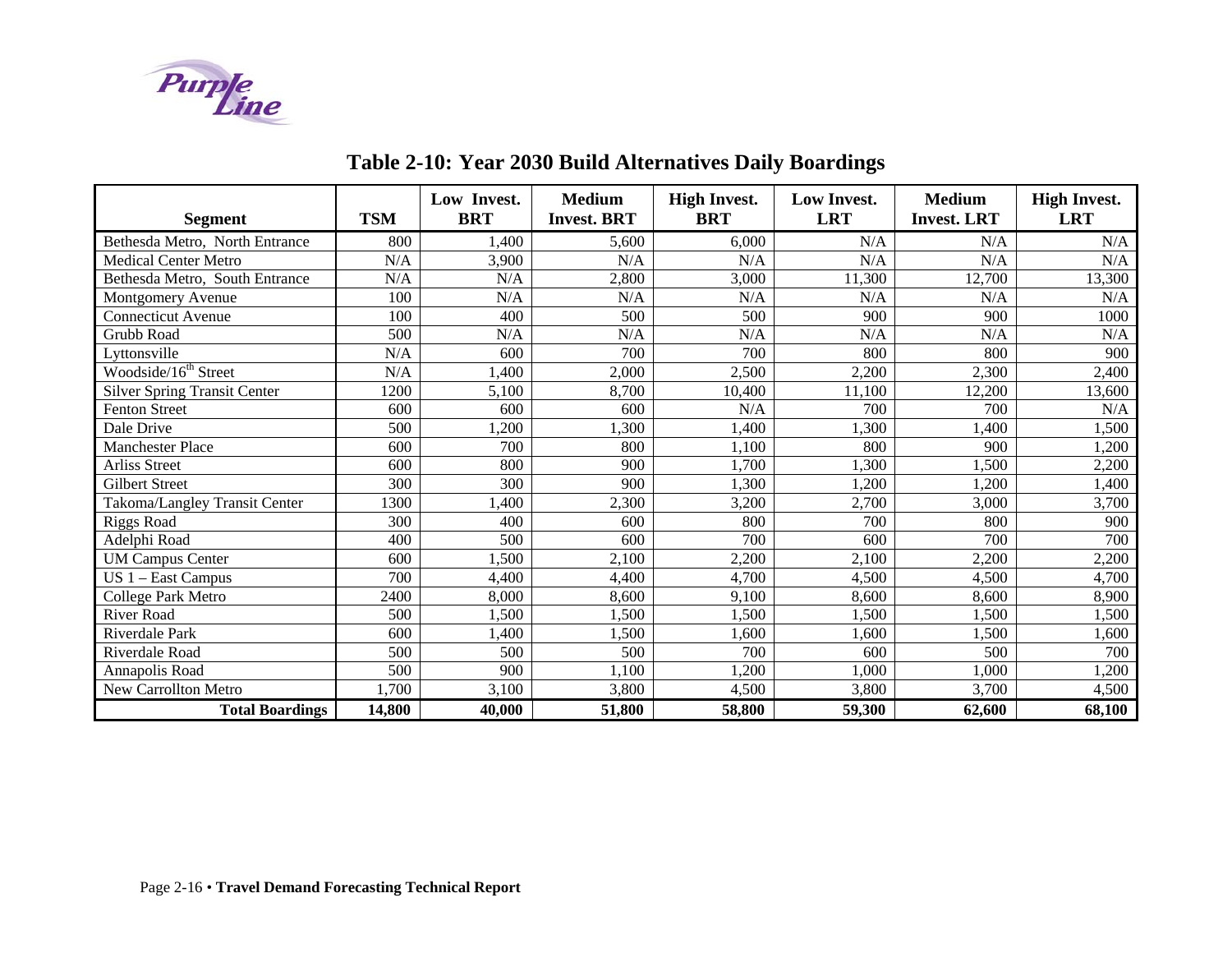## Table 2-10: Year 2030 Build Alternatives Daily Boardings

| Segment | TSM | Low Invest. BRT | Medium Invest. BRT | High Invest. BRT | Low Invest. LRT | Medium Invest. LRT | High Invest. LRT |
|---|---|---|---|---|---|---|---|
| Bethesda Metro, North Entrance | 800 | 1,400 | 5,600 | 6,000 | N/A | N/A | N/A |
| Medical Center Metro | N/A | 3,900 | N/A | N/A | N/A | N/A | N/A |
| Bethesda Metro, South Entrance | N/A | N/A | 2,800 | 3,000 | 11,300 | 12,700 | 13,300 |
| Montgomery Avenue | 100 | N/A | N/A | N/A | N/A | N/A | N/A |
| Connecticut Avenue | 100 | 400 | 500 | 500 | 900 | 900 | 1000 |
| Grubb Road | 500 | N/A | N/A | N/A | N/A | N/A | N/A |
| Lyttonsville | N/A | 600 | 700 | 700 | 800 | 800 | 900 |
| Woodside/16th Street | N/A | 1,400 | 2,000 | 2,500 | 2,200 | 2,300 | 2,400 |
| Silver Spring Transit Center | 1200 | 5,100 | 8,700 | 10,400 | 11,100 | 12,200 | 13,600 |
| Fenton Street | 600 | 600 | 600 | N/A | 700 | 700 | N/A |
| Dale Drive | 500 | 1,200 | 1,300 | 1,400 | 1,300 | 1,400 | 1,500 |
| Manchester Place | 600 | 700 | 800 | 1,100 | 800 | 900 | 1,200 |
| Arliss Street | 600 | 800 | 900 | 1,700 | 1,300 | 1,500 | 2,200 |
| Gilbert Street | 300 | 300 | 900 | 1,300 | 1,200 | 1,200 | 1,400 |
| Takoma/Langley Transit Center | 1300 | 1,400 | 2,300 | 3,200 | 2,700 | 3,000 | 3,700 |
| Riggs Road | 300 | 400 | 600 | 800 | 700 | 800 | 900 |
| Adelphi Road | 400 | 500 | 600 | 700 | 600 | 700 | 700 |
| UM Campus Center | 600 | 1,500 | 2,100 | 2,200 | 2,100 | 2,200 | 2,200 |
| US 1 – East Campus | 700 | 4,400 | 4,400 | 4,700 | 4,500 | 4,500 | 4,700 |
| College Park Metro | 2400 | 8,000 | 8,600 | 9,100 | 8,600 | 8,600 | 8,900 |
| River Road | 500 | 1,500 | 1,500 | 1,500 | 1,500 | 1,500 | 1,500 |
| Riverdale Park | 600 | 1,400 | 1,500 | 1,600 | 1,600 | 1,500 | 1,600 |
| Riverdale Road | 500 | 500 | 500 | 700 | 600 | 500 | 700 |
| Annapolis Road | 500 | 900 | 1,100 | 1,200 | 1,000 | 1,000 | 1,200 |
| New Carrollton Metro | 1,700 | 3,100 | 3,800 | 4,500 | 3,800 | 3,700 | 4,500 |
| **Total Boardings** | **14,800** | **40,000** | **51,800** | **58,800** | **59,300** | **62,600** | **68,100** |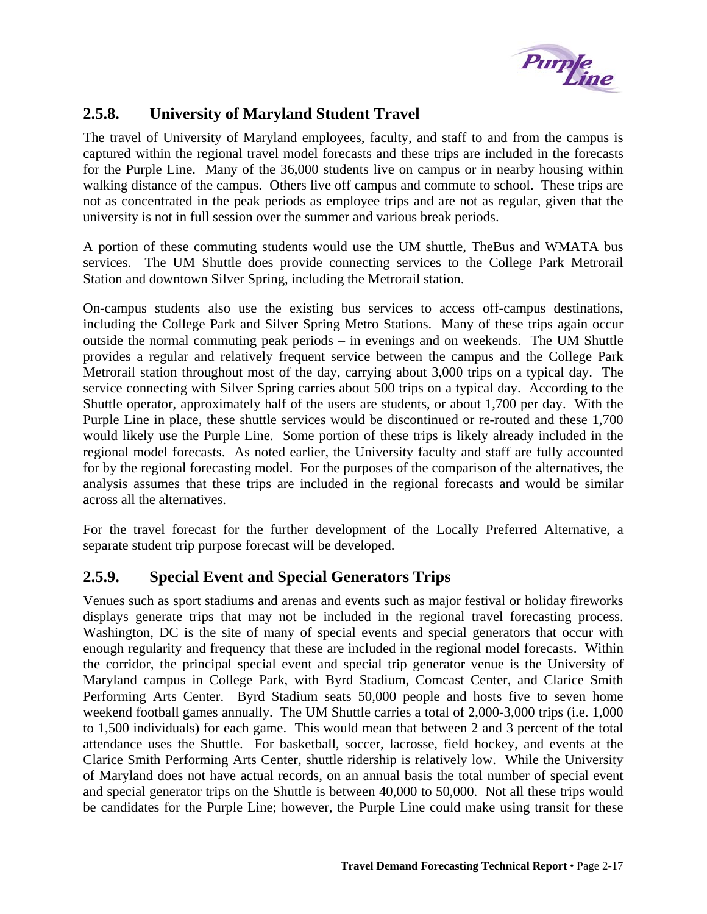### 2.5.8. University of Maryland Student Travel

The travel of University of Maryland employees, faculty, and staff to and from the campus is captured within the regional travel model forecasts and these trips are included in the forecasts for the Purple Line. Many of the 36,000 students live on campus or in nearby housing within walking distance of the campus. Others live off campus and commute to school. These trips are not as concentrated in the peak periods as employee trips and are not as regular, given that the university is not in full session over the summer and various break periods.

A portion of these commuting students would use the UM shuttle, TheBus and WMATA bus services. The UM Shuttle does provide connecting services to the College Park Metrorail Station and downtown Silver Spring, including the Metrorail station.

On-campus students also use the existing bus services to access off-campus destinations, including the College Park and Silver Spring Metro Stations. Many of these trips again occur outside the normal commuting peak periods – in evenings and on weekends. The UM Shuttle provides a regular and relatively frequent service between the campus and the College Park Metrorail station throughout most of the day, carrying about 3,000 trips on a typical day. The service connecting with Silver Spring carries about 500 trips on a typical day. According to the Shuttle operator, approximately half of the users are students, or about 1,700 per day. With the Purple Line in place, these shuttle services would be discontinued or re-routed and these 1,700 would likely use the Purple Line. Some portion of these trips is likely already included in the regional model forecasts. As noted earlier, the University faculty and staff are fully accounted for by the regional forecasting model. For the purposes of the comparison of the alternatives, the analysis assumes that these trips are included in the regional forecasts and would be similar across all the alternatives.

For the travel forecast for the further development of the Locally Preferred Alternative, a separate student trip purpose forecast will be developed.

### 2.5.9. Special Event and Special Generators Trips

Venues such as sport stadiums and arenas and events such as major festival or holiday fireworks displays generate trips that may not be included in the regional travel forecasting process. Washington, DC is the site of many of special events and special generators that occur with enough regularity and frequency that these are included in the regional model forecasts. Within the corridor, the principal special event and special trip generator venue is the University of Maryland campus in College Park, with Byrd Stadium, Comcast Center, and Clarice Smith Performing Arts Center. Byrd Stadium seats 50,000 people and hosts five to seven home weekend football games annually. The UM Shuttle carries a total of 2,000-3,000 trips (i.e. 1,000 to 1,500 individuals) for each game. This would mean that between 2 and 3 percent of the total attendance uses the Shuttle. For basketball, soccer, lacrosse, field hockey, and events at the Clarice Smith Performing Arts Center, shuttle ridership is relatively low. While the University of Maryland does not have actual records, on an annual basis the total number of special event and special generator trips on the Shuttle is between 40,000 to 50,000. Not all these trips would be candidates for the Purple Line; however, the Purple Line could make using transit for these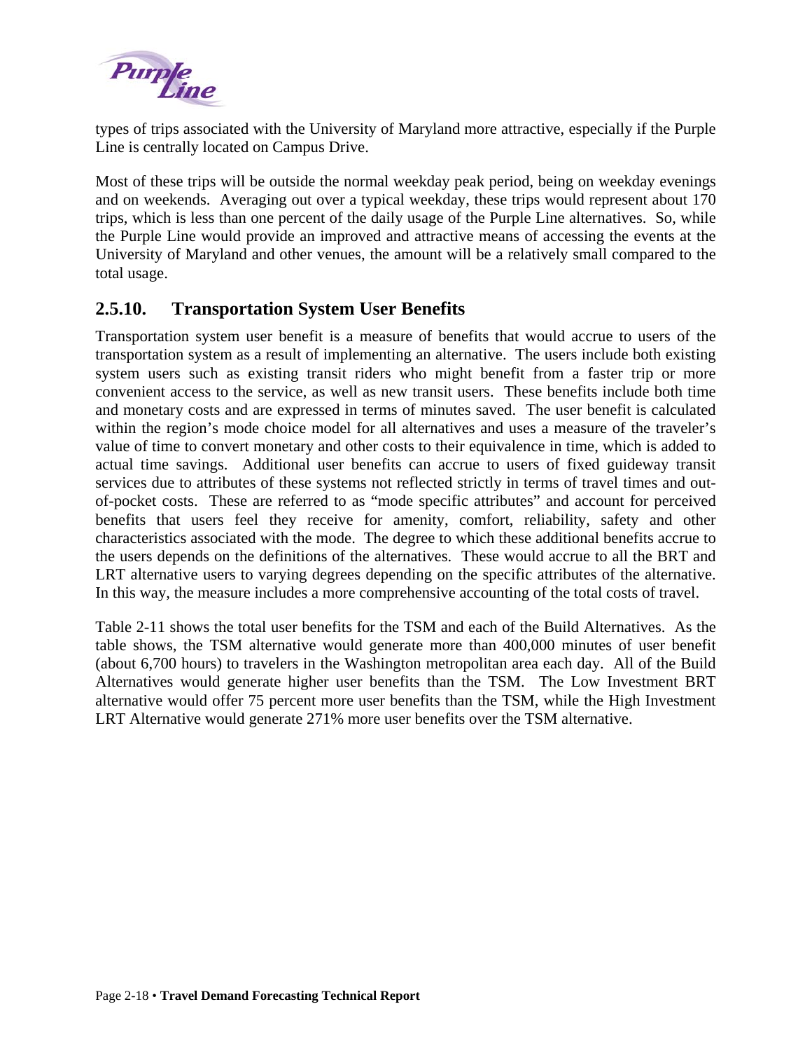types of trips associated with the University of Maryland more attractive, especially if the Purple Line is centrally located on Campus Drive.

Most of these trips will be outside the normal weekday peak period, being on weekday evenings and on weekends. Averaging out over a typical weekday, these trips would represent about 170 trips, which is less than one percent of the daily usage of the Purple Line alternatives. So, while the Purple Line would provide an improved and attractive means of accessing the events at the University of Maryland and other venues, the amount will be a relatively small compared to the total usage.

## 2.5.10. Transportation System User Benefits

Transportation system user benefit is a measure of benefits that would accrue to users of the transportation system as a result of implementing an alternative. The users include both existing system users such as existing transit riders who might benefit from a faster trip or more convenient access to the service, as well as new transit users. These benefits include both time and monetary costs and are expressed in terms of minutes saved. The user benefit is calculated within the region's mode choice model for all alternatives and uses a measure of the traveler's value of time to convert monetary and other costs to their equivalence in time, which is added to actual time savings. Additional user benefits can accrue to users of fixed guideway transit services due to attributes of these systems not reflected strictly in terms of travel times and out-of-pocket costs. These are referred to as "mode specific attributes" and account for perceived benefits that users feel they receive for amenity, comfort, reliability, safety and other characteristics associated with the mode. The degree to which these additional benefits accrue to the users depends on the definitions of the alternatives. These would accrue to all the BRT and LRT alternative users to varying degrees depending on the specific attributes of the alternative. In this way, the measure includes a more comprehensive accounting of the total costs of travel.

Table 2-11 shows the total user benefits for the TSM and each of the Build Alternatives. As the table shows, the TSM alternative would generate more than 400,000 minutes of user benefit (about 6,700 hours) to travelers in the Washington metropolitan area each day. All of the Build Alternatives would generate higher user benefits than the TSM. The Low Investment BRT alternative would offer 75 percent more user benefits than the TSM, while the High Investment LRT Alternative would generate 271% more user benefits over the TSM alternative.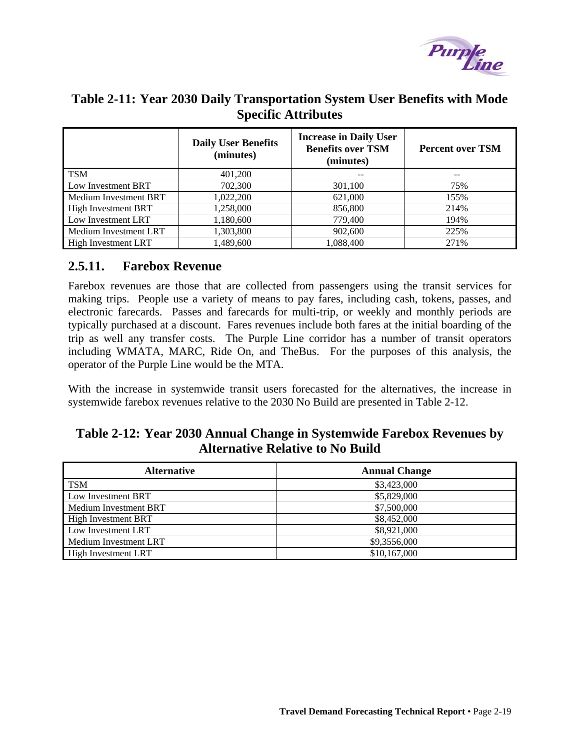**Table 2-11: Year 2030 Daily Transportation System User Benefits with Mode Specific Attributes**

| | Daily User Benefits (minutes) | Increase in Daily User Benefits over TSM (minutes) | Percent over TSM |
|---|---|---|---|
| TSM | 401,200 | -- | -- |
| Low Investment BRT | 702,300 | 301,100 | 75% |
| Medium Investment BRT | 1,022,200 | 621,000 | 155% |
| High Investment BRT | 1,258,000 | 856,800 | 214% |
| Low Investment LRT | 1,180,600 | 779,400 | 194% |
| Medium Investment LRT | 1,303,800 | 902,600 | 225% |
| High Investment LRT | 1,489,600 | 1,088,400 | 271% |

## 2.5.11. Farebox Revenue

Farebox revenues are those that are collected from passengers using the transit services for making trips. People use a variety of means to pay fares, including cash, tokens, passes, and electronic farecards. Passes and farecards for multi-trip, or weekly and monthly periods are typically purchased at a discount. Fares revenues include both fares at the initial boarding of the trip as well any transfer costs. The Purple Line corridor has a number of transit operators including WMATA, MARC, Ride On, and TheBus. For the purposes of this analysis, the operator of the Purple Line would be the MTA.

With the increase in systemwide transit users forecasted for the alternatives, the increase in systemwide farebox revenues relative to the 2030 No Build are presented in Table 2-12.

**Table 2-12: Year 2030 Annual Change in Systemwide Farebox Revenues by Alternative Relative to No Build**

| Alternative | Annual Change |
|---|---|
| TSM | $3,423,000 |
| Low Investment BRT | $5,829,000 |
| Medium Investment BRT | $7,500,000 |
| High Investment BRT | $8,452,000 |
| Low Investment LRT | $8,921,000 |
| Medium Investment LRT | $9,3556,000 |
| High Investment LRT | $10,167,000 |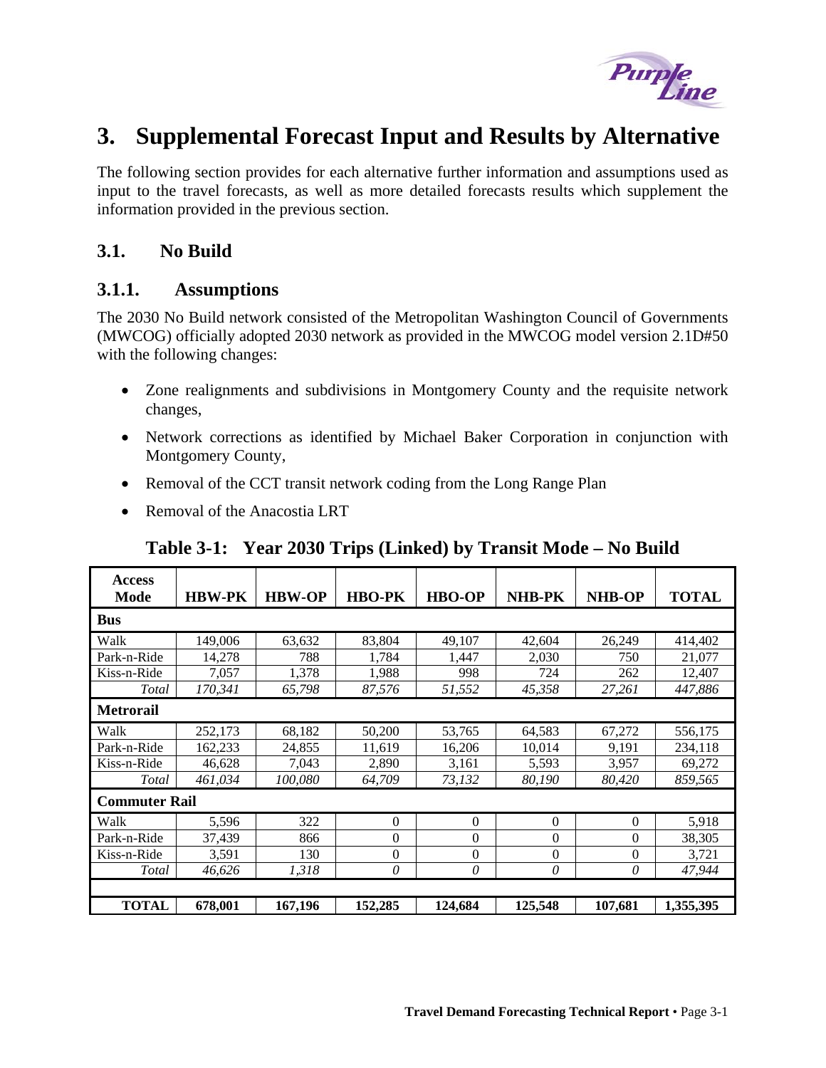# 3. Supplemental Forecast Input and Results by Alternative

The following section provides for each alternative further information and assumptions used as input to the travel forecasts, as well as more detailed forecasts results which supplement the information provided in the previous section.

## 3.1. No Build

### 3.1.1. Assumptions

The 2030 No Build network consisted of the Metropolitan Washington Council of Governments (MWCOG) officially adopted 2030 network as provided in the MWCOG model version 2.1D#50 with the following changes:

- Zone realignments and subdivisions in Montgomery County and the requisite network changes,
- Network corrections as identified by Michael Baker Corporation in conjunction with Montgomery County,
- Removal of the CCT transit network coding from the Long Range Plan
- Removal of the Anacostia LRT

**Table 3-1: Year 2030 Trips (Linked) by Transit Mode – No Build**

| Access Mode | HBW-PK | HBW-OP | HBO-PK | HBO-OP | NHB-PK | NHB-OP | TOTAL |
|---|---|---|---|---|---|---|---|
| **Bus** | | | | | | | |
| Walk | 149,006 | 63,632 | 83,804 | 49,107 | 42,604 | 26,249 | 414,402 |
| Park-n-Ride | 14,278 | 788 | 1,784 | 1,447 | 2,030 | 750 | 21,077 |
| Kiss-n-Ride | 7,057 | 1,378 | 1,988 | 998 | 724 | 262 | 12,407 |
| *Total* | *170,341* | *65,798* | *87,576* | *51,552* | *45,358* | *27,261* | *447,886* |
| **Metrorail** | | | | | | | |
| Walk | 252,173 | 68,182 | 50,200 | 53,765 | 64,583 | 67,272 | 556,175 |
| Park-n-Ride | 162,233 | 24,855 | 11,619 | 16,206 | 10,014 | 9,191 | 234,118 |
| Kiss-n-Ride | 46,628 | 7,043 | 2,890 | 3,161 | 5,593 | 3,957 | 69,272 |
| *Total* | *461,034* | *100,080* | *64,709* | *73,132* | *80,190* | *80,420* | *859,565* |
| **Commuter Rail** | | | | | | | |
| Walk | 5,596 | 322 | 0 | 0 | 0 | 0 | 5,918 |
| Park-n-Ride | 37,439 | 866 | 0 | 0 | 0 | 0 | 38,305 |
| Kiss-n-Ride | 3,591 | 130 | 0 | 0 | 0 | 0 | 3,721 |
| *Total* | *46,626* | *1,318* | *0* | *0* | *0* | *0* | *47,944* |
| | | | | | | | |
| **TOTAL** | **678,001** | **167,196** | **152,285** | **124,684** | **125,548** | **107,681** | **1,355,395** |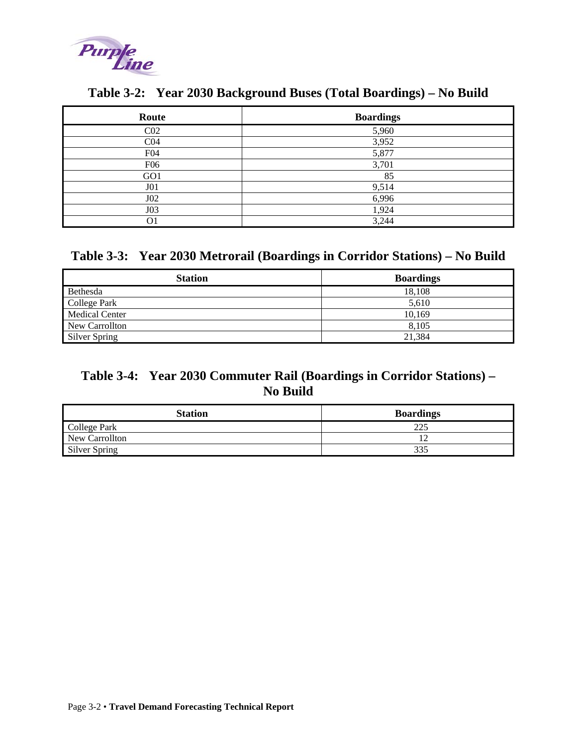## Table 3-2: Year 2030 Background Buses (Total Boardings) – No Build

| Route | Boardings |
|---|---|
| C02 | 5,960 |
| C04 | 3,952 |
| F04 | 5,877 |
| F06 | 3,701 |
| GO1 | 85 |
| J01 | 9,514 |
| J02 | 6,996 |
| J03 | 1,924 |
| O1 | 3,244 |

## Table 3-3: Year 2030 Metrorail (Boardings in Corridor Stations) – No Build

| Station | Boardings |
|---|---|
| Bethesda | 18,108 |
| College Park | 5,610 |
| Medical Center | 10,169 |
| New Carrollton | 8,105 |
| Silver Spring | 21,384 |

## Table 3-4: Year 2030 Commuter Rail (Boardings in Corridor Stations) – No Build

| Station | Boardings |
|---|---|
| College Park | 225 |
| New Carrollton | 12 |
| Silver Spring | 335 |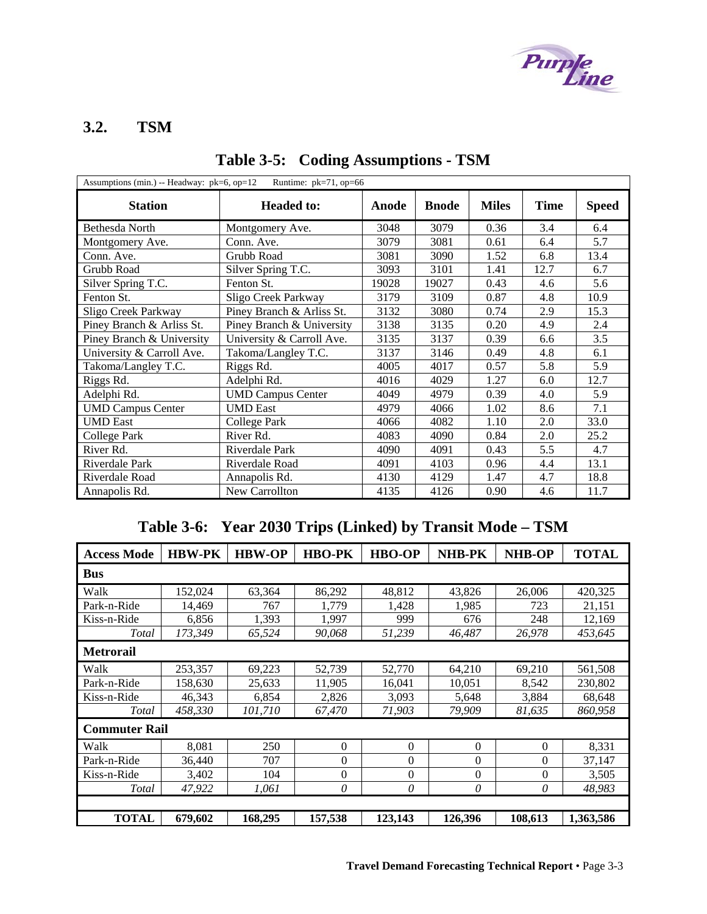## 3.2. TSM

**Table 3-5: Coding Assumptions - TSM**

| Assumptions (min.) -- Headway: pk=6, op=12 Runtime: pk=71, op=66 | | | | | | |
|---|---|---|---|---|---|---|
| **Station** | **Headed to:** | **Anode** | **Bnode** | **Miles** | **Time** | **Speed** |
| Bethesda North | Montgomery Ave. | 3048 | 3079 | 0.36 | 3.4 | 6.4 |
| Montgomery Ave. | Conn. Ave. | 3079 | 3081 | 0.61 | 6.4 | 5.7 |
| Conn. Ave. | Grubb Road | 3081 | 3090 | 1.52 | 6.8 | 13.4 |
| Grubb Road | Silver Spring T.C. | 3093 | 3101 | 1.41 | 12.7 | 6.7 |
| Silver Spring T.C. | Fenton St. | 19028 | 19027 | 0.43 | 4.6 | 5.6 |
| Fenton St. | Sligo Creek Parkway | 3179 | 3109 | 0.87 | 4.8 | 10.9 |
| Sligo Creek Parkway | Piney Branch & Arliss St. | 3132 | 3080 | 0.74 | 2.9 | 15.3 |
| Piney Branch & Arliss St. | Piney Branch & University | 3138 | 3135 | 0.20 | 4.9 | 2.4 |
| Piney Branch & University | University & Carroll Ave. | 3135 | 3137 | 0.39 | 6.6 | 3.5 |
| University & Carroll Ave. | Takoma/Langley T.C. | 3137 | 3146 | 0.49 | 4.8 | 6.1 |
| Takoma/Langley T.C. | Riggs Rd. | 4005 | 4017 | 0.57 | 5.8 | 5.9 |
| Riggs Rd. | Adelphi Rd. | 4016 | 4029 | 1.27 | 6.0 | 12.7 |
| Adelphi Rd. | UMD Campus Center | 4049 | 4979 | 0.39 | 4.0 | 5.9 |
| UMD Campus Center | UMD East | 4979 | 4066 | 1.02 | 8.6 | 7.1 |
| UMD East | College Park | 4066 | 4082 | 1.10 | 2.0 | 33.0 |
| College Park | River Rd. | 4083 | 4090 | 0.84 | 2.0 | 25.2 |
| River Rd. | Riverdale Park | 4090 | 4091 | 0.43 | 5.5 | 4.7 |
| Riverdale Park | Riverdale Road | 4091 | 4103 | 0.96 | 4.4 | 13.1 |
| Riverdale Road | Annapolis Rd. | 4130 | 4129 | 1.47 | 4.7 | 18.8 |
| Annapolis Rd. | New Carrollton | 4135 | 4126 | 0.90 | 4.6 | 11.7 |

**Table 3-6: Year 2030 Trips (Linked) by Transit Mode – TSM**

| Access Mode | HBW-PK | HBW-OP | HBO-PK | HBO-OP | NHB-PK | NHB-OP | TOTAL |
|---|---|---|---|---|---|---|---|
| **Bus** | | | | | | | |
| Walk | 152,024 | 63,364 | 86,292 | 48,812 | 43,826 | 26,006 | 420,325 |
| Park-n-Ride | 14,469 | 767 | 1,779 | 1,428 | 1,985 | 723 | 21,151 |
| Kiss-n-Ride | 6,856 | 1,393 | 1,997 | 999 | 676 | 248 | 12,169 |
| *Total* | *173,349* | *65,524* | *90,068* | *51,239* | *46,487* | *26,978* | *453,645* |
| **Metrorail** | | | | | | | |
| Walk | 253,357 | 69,223 | 52,739 | 52,770 | 64,210 | 69,210 | 561,508 |
| Park-n-Ride | 158,630 | 25,633 | 11,905 | 16,041 | 10,051 | 8,542 | 230,802 |
| Kiss-n-Ride | 46,343 | 6,854 | 2,826 | 3,093 | 5,648 | 3,884 | 68,648 |
| *Total* | *458,330* | *101,710* | *67,470* | *71,903* | *79,909* | *81,635* | *860,958* |
| **Commuter Rail** | | | | | | | |
| Walk | 8,081 | 250 | 0 | 0 | 0 | 0 | 8,331 |
| Park-n-Ride | 36,440 | 707 | 0 | 0 | 0 | 0 | 37,147 |
| Kiss-n-Ride | 3,402 | 104 | 0 | 0 | 0 | 0 | 3,505 |
| *Total* | *47,922* | *1,061* | *0* | *0* | *0* | *0* | *48,983* |
| | | | | | | | |
| **TOTAL** | **679,602** | **168,295** | **157,538** | **123,143** | **126,396** | **108,613** | **1,363,586** |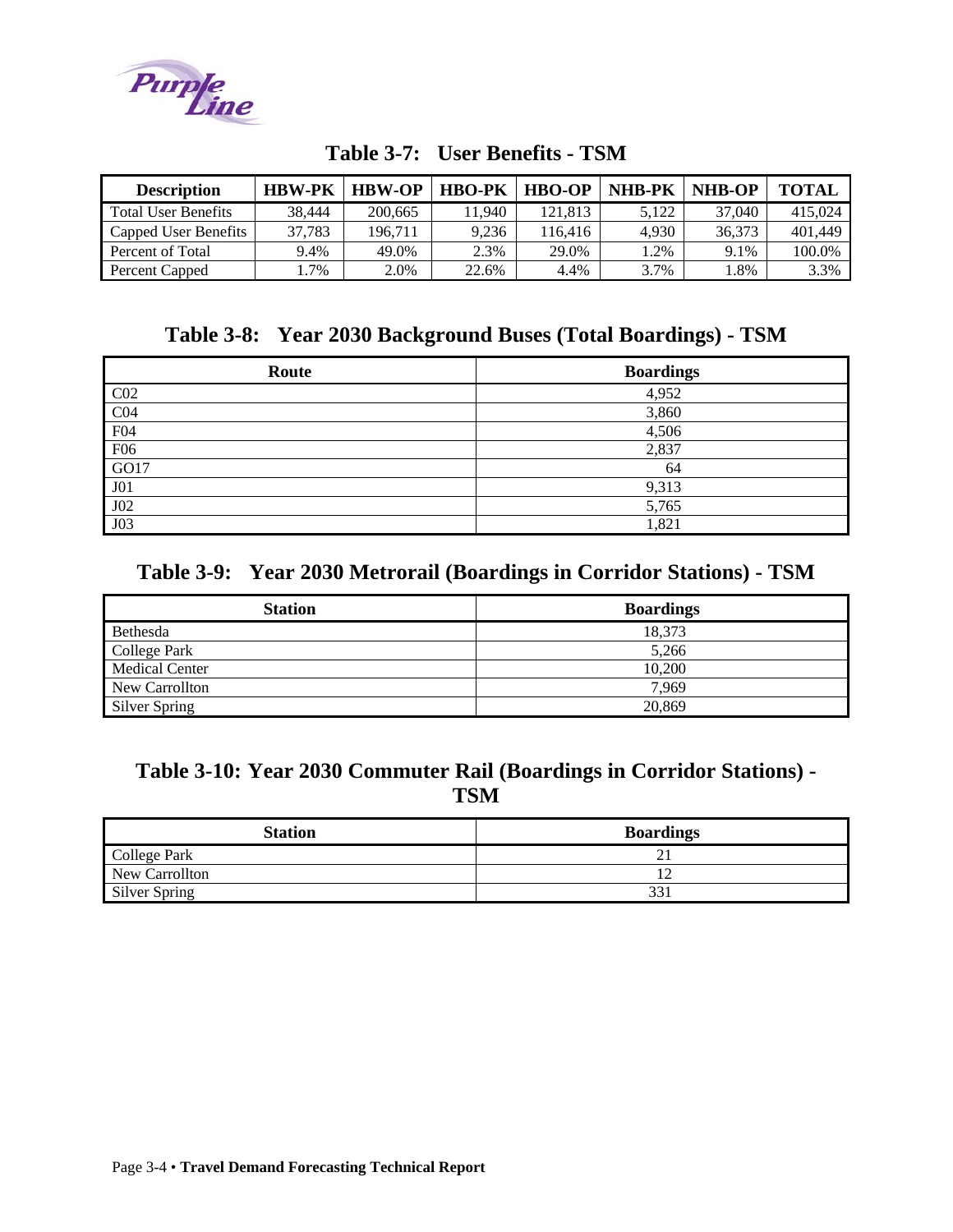## Table 3-7: User Benefits - TSM

| Description | HBW-PK | HBW-OP | HBO-PK | HBO-OP | NHB-PK | NHB-OP | TOTAL |
|---|---|---|---|---|---|---|---|
| Total User Benefits | 38,444 | 200,665 | 11,940 | 121,813 | 5,122 | 37,040 | 415,024 |
| Capped User Benefits | 37,783 | 196,711 | 9,236 | 116,416 | 4,930 | 36,373 | 401,449 |
| Percent of Total | 9.4% | 49.0% | 2.3% | 29.0% | 1.2% | 9.1% | 100.0% |
| Percent Capped | 1.7% | 2.0% | 22.6% | 4.4% | 3.7% | 1.8% | 3.3% |

## Table 3-8: Year 2030 Background Buses (Total Boardings) - TSM

| Route | Boardings |
|---|---|
| C02 | 4,952 |
| C04 | 3,860 |
| F04 | 4,506 |
| F06 | 2,837 |
| GO17 | 64 |
| J01 | 9,313 |
| J02 | 5,765 |
| J03 | 1,821 |

## Table 3-9: Year 2030 Metrorail (Boardings in Corridor Stations) - TSM

| Station | Boardings |
|---|---|
| Bethesda | 18,373 |
| College Park | 5,266 |
| Medical Center | 10,200 |
| New Carrollton | 7,969 |
| Silver Spring | 20,869 |

## Table 3-10: Year 2030 Commuter Rail (Boardings in Corridor Stations) - TSM

| Station | Boardings |
|---|---|
| College Park | 21 |
| New Carrollton | 12 |
| Silver Spring | 331 |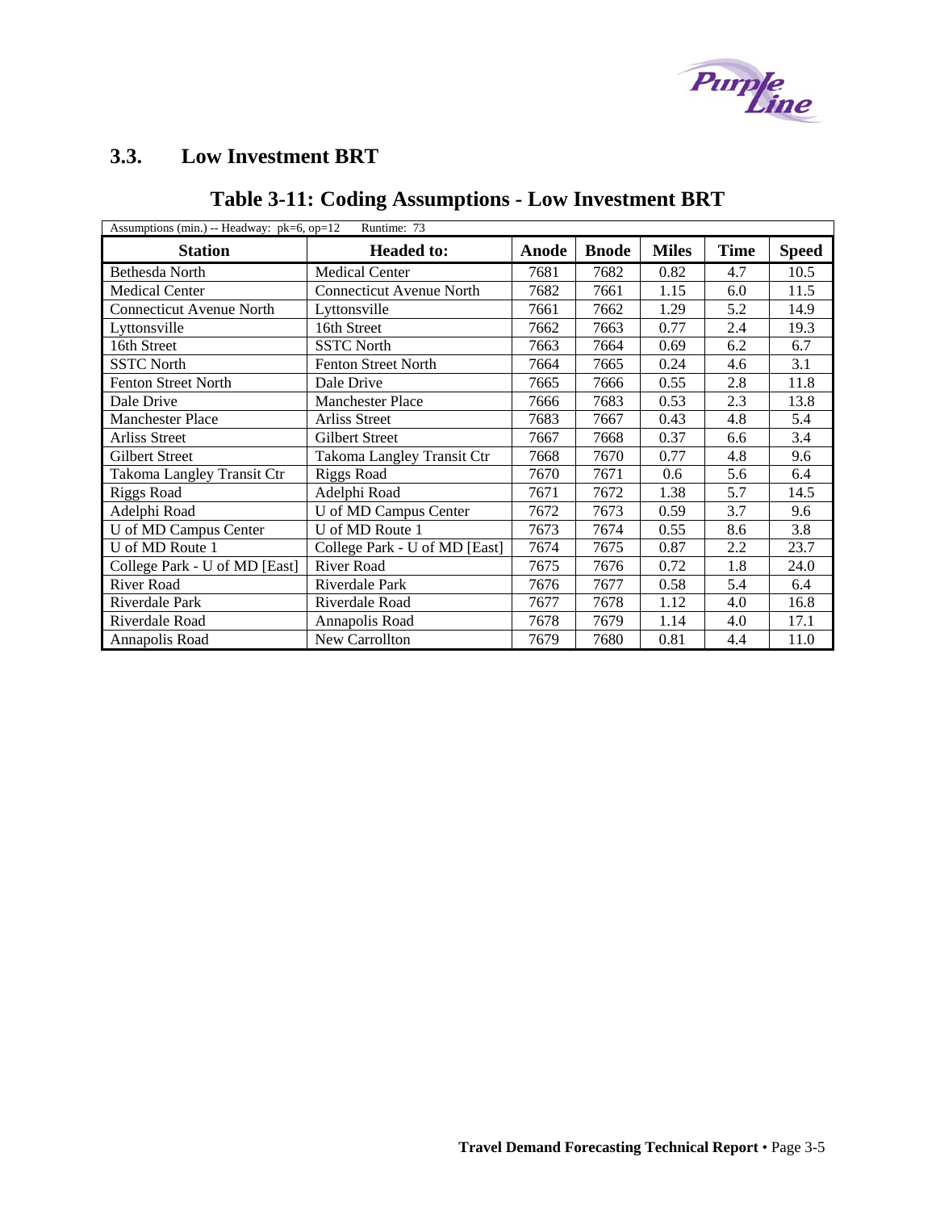## 3.3. Low Investment BRT

### Table 3-11: Coding Assumptions - Low Investment BRT

| Assumptions (min.) -- Headway: pk=6, op=12 Runtime: 73 | | | | | | |
|---|---|---|---|---|---|---|
| **Station** | **Headed to:** | **Anode** | **Bnode** | **Miles** | **Time** | **Speed** |
| Bethesda North | Medical Center | 7681 | 7682 | 0.82 | 4.7 | 10.5 |
| Medical Center | Connecticut Avenue North | 7682 | 7661 | 1.15 | 6.0 | 11.5 |
| Connecticut Avenue North | Lyttonsville | 7661 | 7662 | 1.29 | 5.2 | 14.9 |
| Lyttonsville | 16th Street | 7662 | 7663 | 0.77 | 2.4 | 19.3 |
| 16th Street | SSTC North | 7663 | 7664 | 0.69 | 6.2 | 6.7 |
| SSTC North | Fenton Street North | 7664 | 7665 | 0.24 | 4.6 | 3.1 |
| Fenton Street North | Dale Drive | 7665 | 7666 | 0.55 | 2.8 | 11.8 |
| Dale Drive | Manchester Place | 7666 | 7683 | 0.53 | 2.3 | 13.8 |
| Manchester Place | Arliss Street | 7683 | 7667 | 0.43 | 4.8 | 5.4 |
| Arliss Street | Gilbert Street | 7667 | 7668 | 0.37 | 6.6 | 3.4 |
| Gilbert Street | Takoma Langley Transit Ctr | 7668 | 7670 | 0.77 | 4.8 | 9.6 |
| Takoma Langley Transit Ctr | Riggs Road | 7670 | 7671 | 0.6 | 5.6 | 6.4 |
| Riggs Road | Adelphi Road | 7671 | 7672 | 1.38 | 5.7 | 14.5 |
| Adelphi Road | U of MD Campus Center | 7672 | 7673 | 0.59 | 3.7 | 9.6 |
| U of MD Campus Center | U of MD Route 1 | 7673 | 7674 | 0.55 | 8.6 | 3.8 |
| U of MD Route 1 | College Park - U of MD [East] | 7674 | 7675 | 0.87 | 2.2 | 23.7 |
| College Park - U of MD [East] | River Road | 7675 | 7676 | 0.72 | 1.8 | 24.0 |
| River Road | Riverdale Park | 7676 | 7677 | 0.58 | 5.4 | 6.4 |
| Riverdale Park | Riverdale Road | 7677 | 7678 | 1.12 | 4.0 | 16.8 |
| Riverdale Road | Annapolis Road | 7678 | 7679 | 1.14 | 4.0 | 17.1 |
| Annapolis Road | New Carrollton | 7679 | 7680 | 0.81 | 4.4 | 11.0 |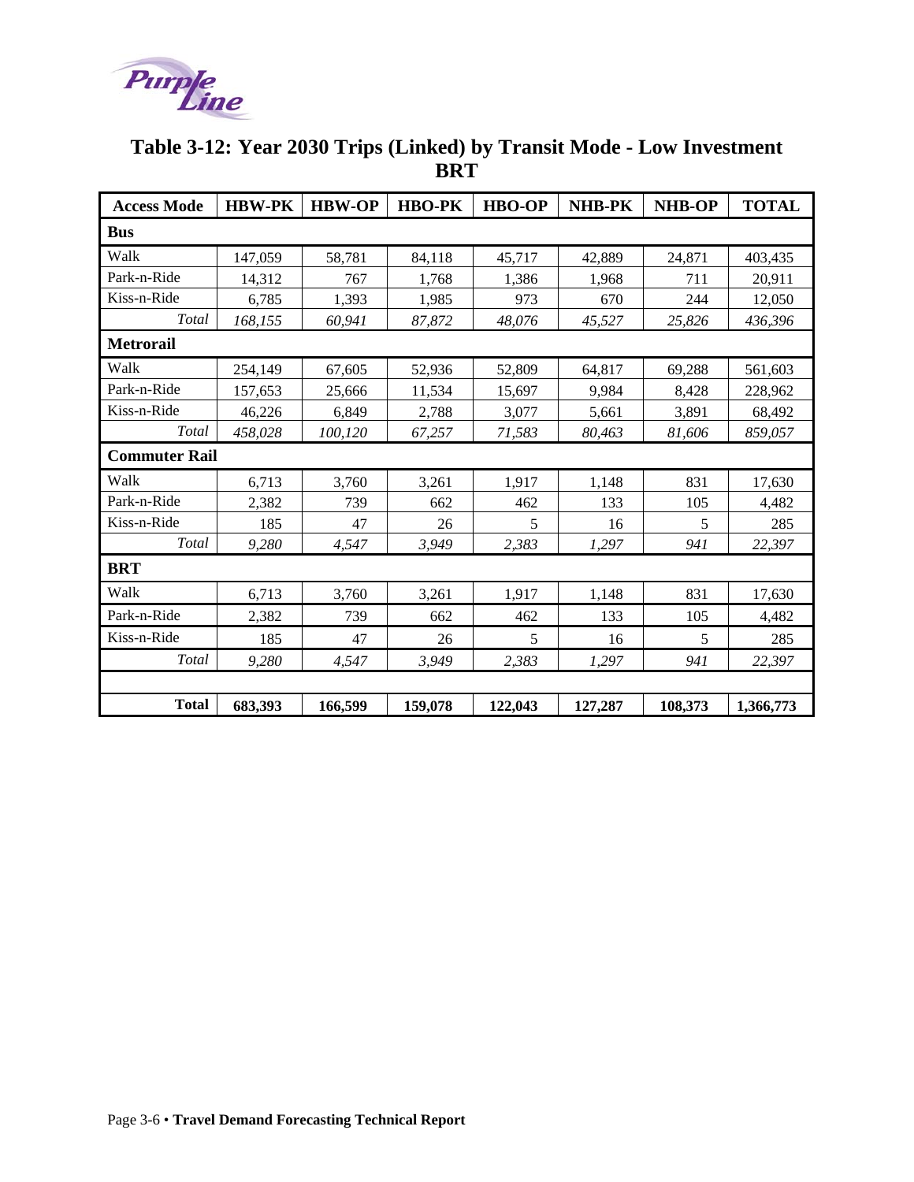## Table 3-12: Year 2030 Trips (Linked) by Transit Mode - Low Investment BRT

| Access Mode | HBW-PK | HBW-OP | HBO-PK | HBO-OP | NHB-PK | NHB-OP | TOTAL |
|---|---|---|---|---|---|---|---|
| **Bus** | | | | | | | |
| Walk | 147,059 | 58,781 | 84,118 | 45,717 | 42,889 | 24,871 | 403,435 |
| Park-n-Ride | 14,312 | 767 | 1,768 | 1,386 | 1,968 | 711 | 20,911 |
| Kiss-n-Ride | 6,785 | 1,393 | 1,985 | 973 | 670 | 244 | 12,050 |
| *Total* | *168,155* | *60,941* | *87,872* | *48,076* | *45,527* | *25,826* | *436,396* |
| **Metrorail** | | | | | | | |
| Walk | 254,149 | 67,605 | 52,936 | 52,809 | 64,817 | 69,288 | 561,603 |
| Park-n-Ride | 157,653 | 25,666 | 11,534 | 15,697 | 9,984 | 8,428 | 228,962 |
| Kiss-n-Ride | 46,226 | 6,849 | 2,788 | 3,077 | 5,661 | 3,891 | 68,492 |
| *Total* | *458,028* | *100,120* | *67,257* | *71,583* | *80,463* | *81,606* | *859,057* |
| **Commuter Rail** | | | | | | | |
| Walk | 6,713 | 3,760 | 3,261 | 1,917 | 1,148 | 831 | 17,630 |
| Park-n-Ride | 2,382 | 739 | 662 | 462 | 133 | 105 | 4,482 |
| Kiss-n-Ride | 185 | 47 | 26 | 5 | 16 | 5 | 285 |
| *Total* | *9,280* | *4,547* | *3,949* | *2,383* | *1,297* | *941* | *22,397* |
| **BRT** | | | | | | | |
| Walk | 6,713 | 3,760 | 3,261 | 1,917 | 1,148 | 831 | 17,630 |
| Park-n-Ride | 2,382 | 739 | 662 | 462 | 133 | 105 | 4,482 |
| Kiss-n-Ride | 185 | 47 | 26 | 5 | 16 | 5 | 285 |
| *Total* | *9,280* | *4,547* | *3,949* | *2,383* | *1,297* | *941* | *22,397* |
| | | | | | | | |
| **Total** | **683,393** | **166,599** | **159,078** | **122,043** | **127,287** | **108,373** | **1,366,773** |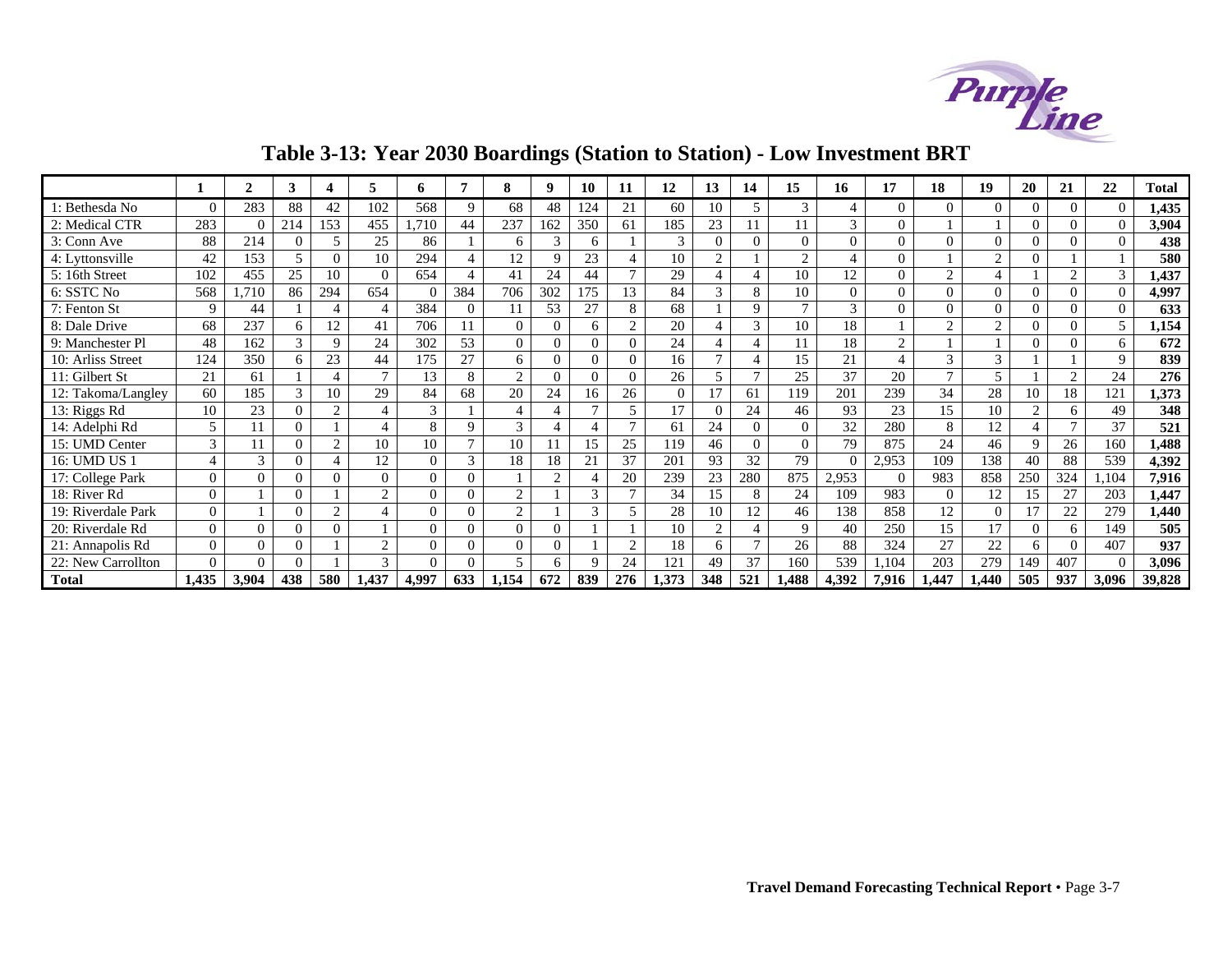# Table 3-13: Year 2030 Boardings (Station to Station) - Low Investment BRT

| | 1 | 2 | 3 | 4 | 5 | 6 | 7 | 8 | 9 | 10 | 11 | 12 | 13 | 14 | 15 | 16 | 17 | 18 | 19 | 20 | 21 | 22 | Total |
|---|---|---|---|---|---|---|---|---|---|---|---|---|---|---|---|---|---|---|---|---|---|---|---|
| 1: Bethesda No | 0 | 283 | 88 | 42 | 102 | 568 | 9 | 68 | 48 | 124 | 21 | 60 | 10 | 5 | 3 | 4 | 0 | 0 | 0 | 0 | 0 | 0 | **1,435** |
| 2: Medical CTR | 283 | 0 | 214 | 153 | 455 | 1,710 | 44 | 237 | 162 | 350 | 61 | 185 | 23 | 11 | 11 | 3 | 0 | 1 | 1 | 0 | 0 | 0 | **3,904** |
| 3: Conn Ave | 88 | 214 | 0 | 5 | 25 | 86 | 1 | 6 | 3 | 6 | 1 | 3 | 0 | 0 | 0 | 0 | 0 | 0 | 0 | 0 | 0 | 0 | **438** |
| 4: Lyttonsville | 42 | 153 | 5 | 0 | 10 | 294 | 4 | 12 | 9 | 23 | 4 | 10 | 2 | 1 | 2 | 4 | 0 | 1 | 2 | 0 | 1 | 1 | **580** |
| 5: 16th Street | 102 | 455 | 25 | 10 | 0 | 654 | 4 | 41 | 24 | 44 | 7 | 29 | 4 | 4 | 10 | 12 | 0 | 2 | 4 | 1 | 2 | 3 | **1,437** |
| 6: SSTC No | 568 | 1,710 | 86 | 294 | 654 | 0 | 384 | 706 | 302 | 175 | 13 | 84 | 3 | 8 | 10 | 0 | 0 | 0 | 0 | 0 | 0 | 0 | **4,997** |
| 7: Fenton St | 9 | 44 | 1 | 4 | 4 | 384 | 0 | 11 | 53 | 27 | 8 | 68 | 1 | 9 | 7 | 3 | 0 | 0 | 0 | 0 | 0 | 0 | **633** |
| 8: Dale Drive | 68 | 237 | 6 | 12 | 41 | 706 | 11 | 0 | 0 | 6 | 2 | 20 | 4 | 3 | 10 | 18 | 1 | 2 | 2 | 0 | 0 | 5 | **1,154** |
| 9: Manchester Pl | 48 | 162 | 3 | 9 | 24 | 302 | 53 | 0 | 0 | 0 | 0 | 24 | 4 | 4 | 11 | 18 | 2 | 1 | 1 | 0 | 0 | 6 | **672** |
| 10: Arliss Street | 124 | 350 | 6 | 23 | 44 | 175 | 27 | 6 | 0 | 0 | 0 | 16 | 7 | 4 | 15 | 21 | 4 | 3 | 3 | 1 | 1 | 9 | **839** |
| 11: Gilbert St | 21 | 61 | 1 | 4 | 7 | 13 | 8 | 2 | 0 | 0 | 0 | 26 | 5 | 7 | 25 | 37 | 20 | 7 | 5 | 1 | 2 | 24 | **276** |
| 12: Takoma/Langley | 60 | 185 | 3 | 10 | 29 | 84 | 68 | 20 | 24 | 16 | 26 | 0 | 17 | 61 | 119 | 201 | 239 | 34 | 28 | 10 | 18 | 121 | **1,373** |
| 13: Riggs Rd | 10 | 23 | 0 | 2 | 4 | 3 | 1 | 4 | 4 | 7 | 5 | 17 | 0 | 24 | 46 | 93 | 23 | 15 | 10 | 2 | 6 | 49 | **348** |
| 14: Adelphi Rd | 5 | 11 | 0 | 1 | 4 | 8 | 9 | 3 | 4 | 4 | 7 | 61 | 24 | 0 | 0 | 32 | 280 | 8 | 12 | 4 | 7 | 37 | **521** |
| 15: UMD Center | 3 | 11 | 0 | 2 | 10 | 10 | 7 | 10 | 11 | 15 | 25 | 119 | 46 | 0 | 0 | 79 | 875 | 24 | 46 | 9 | 26 | 160 | **1,488** |
| 16: UMD US 1 | 4 | 3 | 0 | 4 | 12 | 0 | 3 | 18 | 18 | 21 | 37 | 201 | 93 | 32 | 79 | 0 | 2,953 | 109 | 138 | 40 | 88 | 539 | **4,392** |
| 17: College Park | 0 | 0 | 0 | 0 | 0 | 0 | 0 | 1 | 2 | 4 | 20 | 239 | 23 | 280 | 875 | 2,953 | 0 | 983 | 858 | 250 | 324 | 1,104 | **7,916** |
| 18: River Rd | 0 | 1 | 0 | 1 | 2 | 0 | 0 | 2 | 1 | 3 | 7 | 34 | 15 | 8 | 24 | 109 | 983 | 0 | 12 | 15 | 27 | 203 | **1,447** |
| 19: Riverdale Park | 0 | 1 | 0 | 2 | 4 | 0 | 0 | 2 | 1 | 3 | 5 | 28 | 10 | 12 | 46 | 138 | 858 | 12 | 0 | 17 | 22 | 279 | **1,440** |
| 20: Riverdale Rd | 0 | 0 | 0 | 0 | 1 | 0 | 0 | 0 | 0 | 1 | 1 | 10 | 2 | 4 | 9 | 40 | 250 | 15 | 17 | 0 | 6 | 149 | **505** |
| 21: Annapolis Rd | 0 | 0 | 0 | 1 | 2 | 0 | 0 | 0 | 0 | 1 | 2 | 18 | 6 | 7 | 26 | 88 | 324 | 27 | 22 | 6 | 0 | 407 | **937** |
| 22: New Carrollton | 0 | 0 | 0 | 1 | 3 | 0 | 0 | 5 | 6 | 9 | 24 | 121 | 49 | 37 | 160 | 539 | 1,104 | 203 | 279 | 149 | 407 | 0 | **3,096** |
| **Total** | **1,435** | **3,904** | **438** | **580** | **1,437** | **4,997** | **633** | **1,154** | **672** | **839** | **276** | **1,373** | **348** | **521** | **1,488** | **4,392** | **7,916** | **1,447** | **1,440** | **505** | **937** | **3,096** | **39,828** |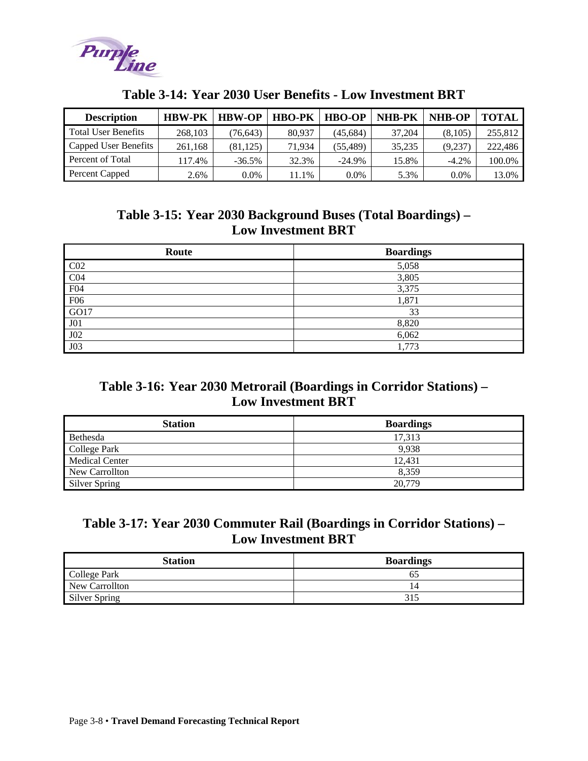## Table 3-14: Year 2030 User Benefits - Low Investment BRT

| Description | HBW-PK | HBW-OP | HBO-PK | HBO-OP | NHB-PK | NHB-OP | TOTAL |
|---|---|---|---|---|---|---|---|
| Total User Benefits | 268,103 | (76,643) | 80,937 | (45,684) | 37,204 | (8,105) | 255,812 |
| Capped User Benefits | 261,168 | (81,125) | 71,934 | (55,489) | 35,235 | (9,237) | 222,486 |
| Percent of Total | 117.4% | -36.5% | 32.3% | -24.9% | 15.8% | -4.2% | 100.0% |
| Percent Capped | 2.6% | 0.0% | 11.1% | 0.0% | 5.3% | 0.0% | 13.0% |

## Table 3-15: Year 2030 Background Buses (Total Boardings) – Low Investment BRT

| Route | Boardings |
|---|---|
| C02 | 5,058 |
| C04 | 3,805 |
| F04 | 3,375 |
| F06 | 1,871 |
| GO17 | 33 |
| J01 | 8,820 |
| J02 | 6,062 |
| J03 | 1,773 |

## Table 3-16: Year 2030 Metrorail (Boardings in Corridor Stations) – Low Investment BRT

| Station | Boardings |
|---|---|
| Bethesda | 17,313 |
| College Park | 9,938 |
| Medical Center | 12,431 |
| New Carrollton | 8,359 |
| Silver Spring | 20,779 |

## Table 3-17: Year 2030 Commuter Rail (Boardings in Corridor Stations) – Low Investment BRT

| Station | Boardings |
|---|---|
| College Park | 65 |
| New Carrollton | 14 |
| Silver Spring | 315 |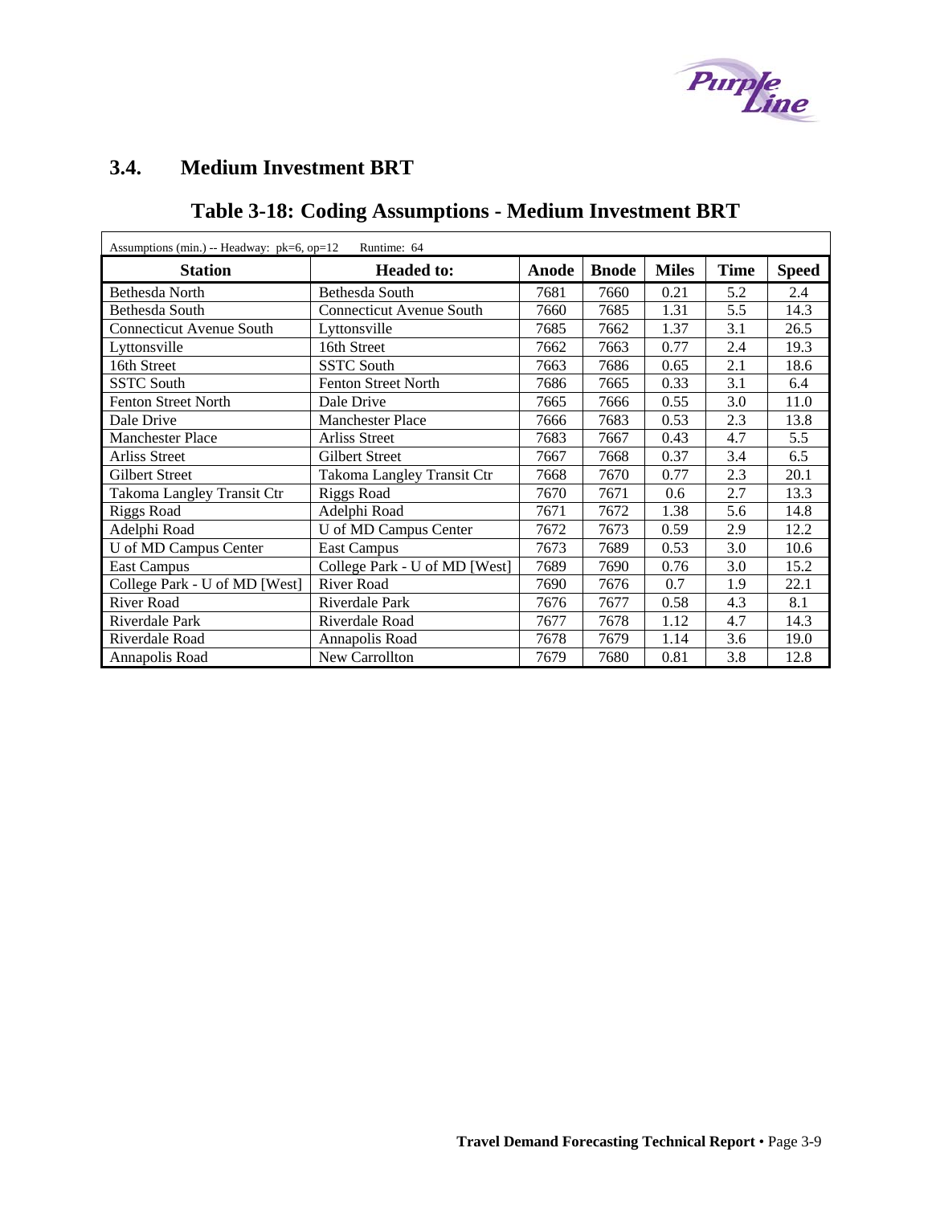## 3.4. Medium Investment BRT

### Table 3-18: Coding Assumptions - Medium Investment BRT

Assumptions (min.) -- Headway: pk=6, op=12 Runtime: 64

| Station | Headed to: | Anode | Bnode | Miles | Time | Speed |
|---|---|---|---|---|---|---|
| Bethesda North | Bethesda South | 7681 | 7660 | 0.21 | 5.2 | 2.4 |
| Bethesda South | Connecticut Avenue South | 7660 | 7685 | 1.31 | 5.5 | 14.3 |
| Connecticut Avenue South | Lyttonsville | 7685 | 7662 | 1.37 | 3.1 | 26.5 |
| Lyttonsville | 16th Street | 7662 | 7663 | 0.77 | 2.4 | 19.3 |
| 16th Street | SSTC South | 7663 | 7686 | 0.65 | 2.1 | 18.6 |
| SSTC South | Fenton Street North | 7686 | 7665 | 0.33 | 3.1 | 6.4 |
| Fenton Street North | Dale Drive | 7665 | 7666 | 0.55 | 3.0 | 11.0 |
| Dale Drive | Manchester Place | 7666 | 7683 | 0.53 | 2.3 | 13.8 |
| Manchester Place | Arliss Street | 7683 | 7667 | 0.43 | 4.7 | 5.5 |
| Arliss Street | Gilbert Street | 7667 | 7668 | 0.37 | 3.4 | 6.5 |
| Gilbert Street | Takoma Langley Transit Ctr | 7668 | 7670 | 0.77 | 2.3 | 20.1 |
| Takoma Langley Transit Ctr | Riggs Road | 7670 | 7671 | 0.6 | 2.7 | 13.3 |
| Riggs Road | Adelphi Road | 7671 | 7672 | 1.38 | 5.6 | 14.8 |
| Adelphi Road | U of MD Campus Center | 7672 | 7673 | 0.59 | 2.9 | 12.2 |
| U of MD Campus Center | East Campus | 7673 | 7689 | 0.53 | 3.0 | 10.6 |
| East Campus | College Park - U of MD [West] | 7689 | 7690 | 0.76 | 3.0 | 15.2 |
| College Park - U of MD [West] | River Road | 7690 | 7676 | 0.7 | 1.9 | 22.1 |
| River Road | Riverdale Park | 7676 | 7677 | 0.58 | 4.3 | 8.1 |
| Riverdale Park | Riverdale Road | 7677 | 7678 | 1.12 | 4.7 | 14.3 |
| Riverdale Road | Annapolis Road | 7678 | 7679 | 1.14 | 3.6 | 19.0 |
| Annapolis Road | New Carrollton | 7679 | 7680 | 0.81 | 3.8 | 12.8 |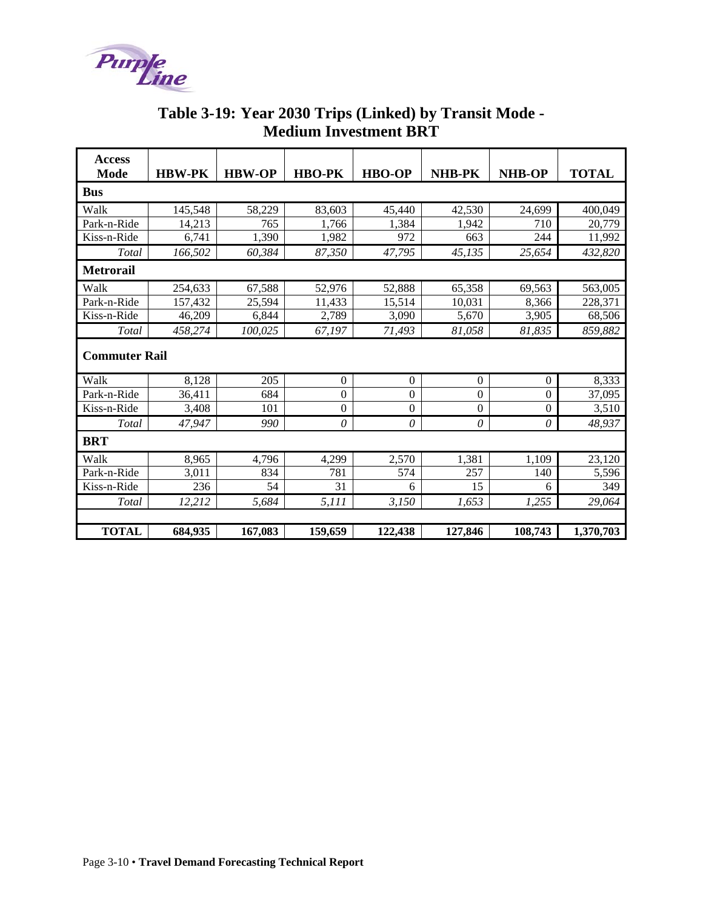## Table 3-19: Year 2030 Trips (Linked) by Transit Mode - Medium Investment BRT

| Access Mode | HBW-PK | HBW-OP | HBO-PK | HBO-OP | NHB-PK | NHB-OP | TOTAL |
|---|---|---|---|---|---|---|---|
| **Bus** | | | | | | | |
| Walk | 145,548 | 58,229 | 83,603 | 45,440 | 42,530 | 24,699 | 400,049 |
| Park-n-Ride | 14,213 | 765 | 1,766 | 1,384 | 1,942 | 710 | 20,779 |
| Kiss-n-Ride | 6,741 | 1,390 | 1,982 | 972 | 663 | 244 | 11,992 |
| *Total* | *166,502* | *60,384* | *87,350* | *47,795* | *45,135* | *25,654* | *432,820* |
| **Metrorail** | | | | | | | |
| Walk | 254,633 | 67,588 | 52,976 | 52,888 | 65,358 | 69,563 | 563,005 |
| Park-n-Ride | 157,432 | 25,594 | 11,433 | 15,514 | 10,031 | 8,366 | 228,371 |
| Kiss-n-Ride | 46,209 | 6,844 | 2,789 | 3,090 | 5,670 | 3,905 | 68,506 |
| *Total* | *458,274* | *100,025* | *67,197* | *71,493* | *81,058* | *81,835* | *859,882* |
| **Commuter Rail** | | | | | | | |
| Walk | 8,128 | 205 | 0 | 0 | 0 | 0 | 8,333 |
| Park-n-Ride | 36,411 | 684 | 0 | 0 | 0 | 0 | 37,095 |
| Kiss-n-Ride | 3,408 | 101 | 0 | 0 | 0 | 0 | 3,510 |
| *Total* | *47,947* | *990* | *0* | *0* | *0* | *0* | *48,937* |
| **BRT** | | | | | | | |
| Walk | 8,965 | 4,796 | 4,299 | 2,570 | 1,381 | 1,109 | 23,120 |
| Park-n-Ride | 3,011 | 834 | 781 | 574 | 257 | 140 | 5,596 |
| Kiss-n-Ride | 236 | 54 | 31 | 6 | 15 | 6 | 349 |
| *Total* | *12,212* | *5,684* | *5,111* | *3,150* | *1,653* | *1,255* | *29,064* |
| | | | | | | | |
| **TOTAL** | **684,935** | **167,083** | **159,659** | **122,438** | **127,846** | **108,743** | **1,370,703** |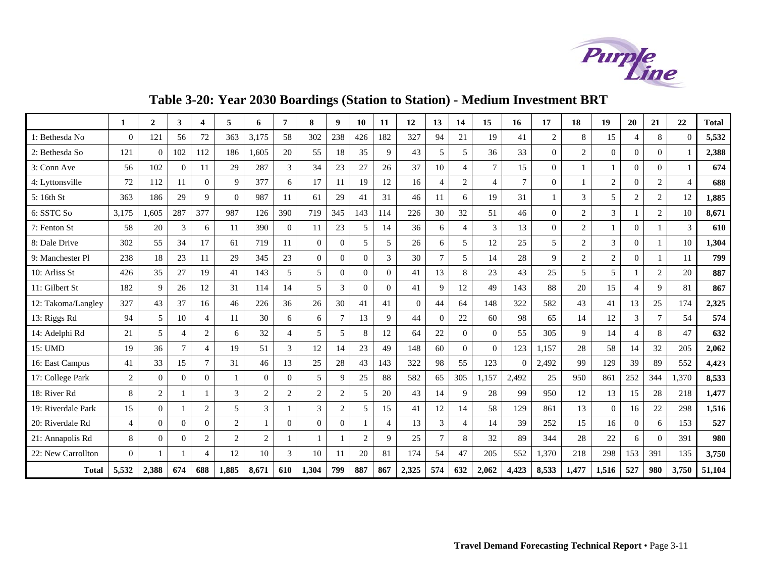## Table 3-20: Year 2030 Boardings (Station to Station) - Medium Investment BRT

| | 1 | 2 | 3 | 4 | 5 | 6 | 7 | 8 | 9 | 10 | 11 | 12 | 13 | 14 | 15 | 16 | 17 | 18 | 19 | 20 | 21 | 22 | Total |
|---|---|---|---|---|---|---|---|---|---|---|---|---|---|---|---|---|---|---|---|---|---|---|---|
| 1: Bethesda No | 0 | 121 | 56 | 72 | 363 | 3,175 | 58 | 302 | 238 | 426 | 182 | 327 | 94 | 21 | 19 | 41 | 2 | 8 | 15 | 4 | 8 | 0 | **5,532** |
| 2: Bethesda So | 121 | 0 | 102 | 112 | 186 | 1,605 | 20 | 55 | 18 | 35 | 9 | 43 | 5 | 5 | 36 | 33 | 0 | 2 | 0 | 0 | 0 | 1 | **2,388** |
| 3: Conn Ave | 56 | 102 | 0 | 11 | 29 | 287 | 3 | 34 | 23 | 27 | 26 | 37 | 10 | 4 | 7 | 15 | 0 | 1 | 1 | 0 | 0 | 1 | **674** |
| 4: Lyttonsville | 72 | 112 | 11 | 0 | 9 | 377 | 6 | 17 | 11 | 19 | 12 | 16 | 4 | 2 | 4 | 7 | 0 | 1 | 2 | 0 | 2 | 4 | **688** |
| 5: 16th St | 363 | 186 | 29 | 9 | 0 | 987 | 11 | 61 | 29 | 41 | 31 | 46 | 11 | 6 | 19 | 31 | 1 | 3 | 5 | 2 | 2 | 12 | **1,885** |
| 6: SSTC So | 3,175 | 1,605 | 287 | 377 | 987 | 126 | 390 | 719 | 345 | 143 | 114 | 226 | 30 | 32 | 51 | 46 | 0 | 2 | 3 | 1 | 2 | 10 | **8,671** |
| 7: Fenton St | 58 | 20 | 3 | 6 | 11 | 390 | 0 | 11 | 23 | 5 | 14 | 36 | 6 | 4 | 3 | 13 | 0 | 2 | 1 | 0 | 1 | 3 | **610** |
| 8: Dale Drive | 302 | 55 | 34 | 17 | 61 | 719 | 11 | 0 | 0 | 5 | 5 | 26 | 6 | 5 | 12 | 25 | 5 | 2 | 3 | 0 | 1 | 10 | **1,304** |
| 9: Manchester Pl | 238 | 18 | 23 | 11 | 29 | 345 | 23 | 0 | 0 | 0 | 3 | 30 | 7 | 5 | 14 | 28 | 9 | 2 | 2 | 0 | 1 | 11 | **799** |
| 10: Arliss St | 426 | 35 | 27 | 19 | 41 | 143 | 5 | 5 | 0 | 0 | 0 | 41 | 13 | 8 | 23 | 43 | 25 | 5 | 5 | 1 | 2 | 20 | **887** |
| 11: Gilbert St | 182 | 9 | 26 | 12 | 31 | 114 | 14 | 5 | 3 | 0 | 0 | 41 | 9 | 12 | 49 | 143 | 88 | 20 | 15 | 4 | 9 | 81 | **867** |
| 12: Takoma/Langley | 327 | 43 | 37 | 16 | 46 | 226 | 36 | 26 | 30 | 41 | 41 | 0 | 44 | 64 | 148 | 322 | 582 | 43 | 41 | 13 | 25 | 174 | **2,325** |
| 13: Riggs Rd | 94 | 5 | 10 | 4 | 11 | 30 | 6 | 6 | 7 | 13 | 9 | 44 | 0 | 22 | 60 | 98 | 65 | 14 | 12 | 3 | 7 | 54 | **574** |
| 14: Adelphi Rd | 21 | 5 | 4 | 2 | 6 | 32 | 4 | 5 | 5 | 8 | 12 | 64 | 22 | 0 | 0 | 55 | 305 | 9 | 14 | 4 | 8 | 47 | **632** |
| 15: UMD | 19 | 36 | 7 | 4 | 19 | 51 | 3 | 12 | 14 | 23 | 49 | 148 | 60 | 0 | 0 | 123 | 1,157 | 28 | 58 | 14 | 32 | 205 | **2,062** |
| 16: East Campus | 41 | 33 | 15 | 7 | 31 | 46 | 13 | 25 | 28 | 43 | 143 | 322 | 98 | 55 | 123 | 0 | 2,492 | 99 | 129 | 39 | 89 | 552 | **4,423** |
| 17: College Park | 2 | 0 | 0 | 0 | 1 | 0 | 0 | 5 | 9 | 25 | 88 | 582 | 65 | 305 | 1,157 | 2,492 | 25 | 950 | 861 | 252 | 344 | 1,370 | **8,533** |
| 18: River Rd | 8 | 2 | 1 | 1 | 3 | 2 | 2 | 2 | 2 | 5 | 20 | 43 | 14 | 9 | 28 | 99 | 950 | 12 | 13 | 15 | 28 | 218 | **1,477** |
| 19: Riverdale Park | 15 | 0 | 1 | 2 | 5 | 3 | 1 | 3 | 2 | 5 | 15 | 41 | 12 | 14 | 58 | 129 | 861 | 13 | 0 | 16 | 22 | 298 | **1,516** |
| 20: Riverdale Rd | 4 | 0 | 0 | 0 | 2 | 1 | 0 | 0 | 0 | 1 | 4 | 13 | 3 | 4 | 14 | 39 | 252 | 15 | 16 | 0 | 6 | 153 | **527** |
| 21: Annapolis Rd | 8 | 0 | 0 | 2 | 2 | 2 | 1 | 1 | 1 | 2 | 9 | 25 | 7 | 8 | 32 | 89 | 344 | 28 | 22 | 6 | 0 | 391 | **980** |
| 22: New Carrollton | 0 | 1 | 1 | 4 | 12 | 10 | 3 | 10 | 11 | 20 | 81 | 174 | 54 | 47 | 205 | 552 | 1,370 | 218 | 298 | 153 | 391 | 135 | **3,750** |
| **Total** | **5,532** | **2,388** | **674** | **688** | **1,885** | **8,671** | **610** | **1,304** | **799** | **887** | **867** | **2,325** | **574** | **632** | **2,062** | **4,423** | **8,533** | **1,477** | **1,516** | **527** | **980** | **3,750** | **51,104** |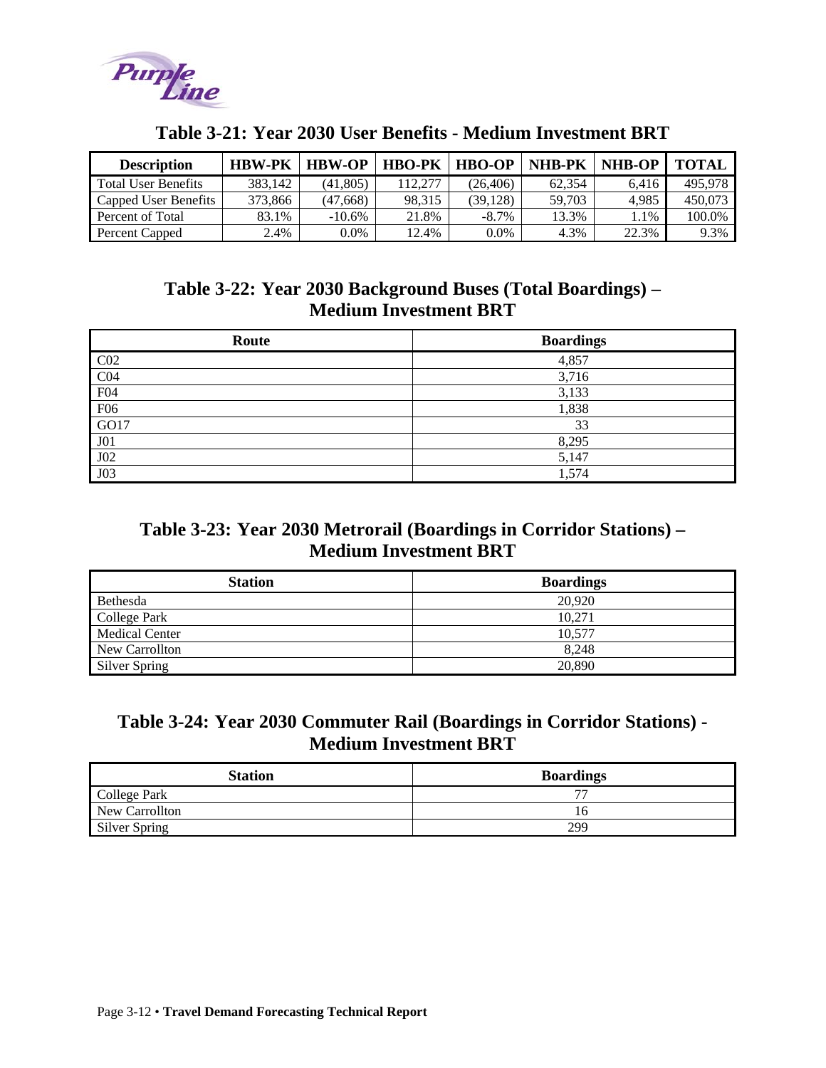## Table 3-21: Year 2030 User Benefits - Medium Investment BRT

| Description | HBW-PK | HBW-OP | HBO-PK | HBO-OP | NHB-PK | NHB-OP | TOTAL |
|---|---|---|---|---|---|---|---|
| Total User Benefits | 383,142 | (41,805) | 112,277 | (26,406) | 62,354 | 6,416 | 495,978 |
| Capped User Benefits | 373,866 | (47,668) | 98,315 | (39,128) | 59,703 | 4,985 | 450,073 |
| Percent of Total | 83.1% | -10.6% | 21.8% | -8.7% | 13.3% | 1.1% | 100.0% |
| Percent Capped | 2.4% | 0.0% | 12.4% | 0.0% | 4.3% | 22.3% | 9.3% |

## Table 3-22: Year 2030 Background Buses (Total Boardings) – Medium Investment BRT

| Route | Boardings |
|---|---|
| C02 | 4,857 |
| C04 | 3,716 |
| F04 | 3,133 |
| F06 | 1,838 |
| GO17 | 33 |
| J01 | 8,295 |
| J02 | 5,147 |
| J03 | 1,574 |

## Table 3-23: Year 2030 Metrorail (Boardings in Corridor Stations) – Medium Investment BRT

| Station | Boardings |
|---|---|
| Bethesda | 20,920 |
| College Park | 10,271 |
| Medical Center | 10,577 |
| New Carrollton | 8,248 |
| Silver Spring | 20,890 |

## Table 3-24: Year 2030 Commuter Rail (Boardings in Corridor Stations) - Medium Investment BRT

| Station | Boardings |
|---|---|
| College Park | 77 |
| New Carrollton | 16 |
| Silver Spring | 299 |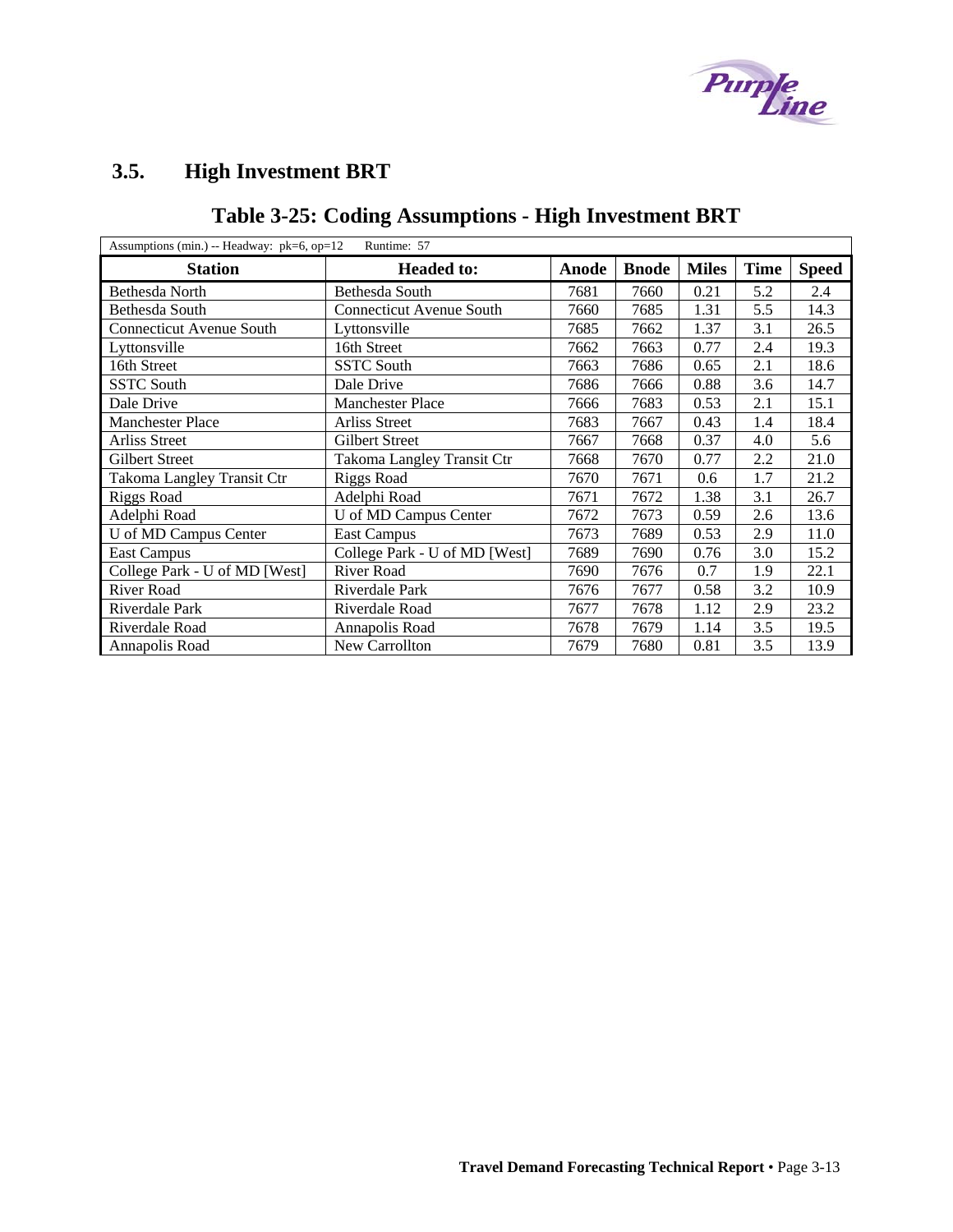## 3.5. High Investment BRT

### Table 3-25: Coding Assumptions - High Investment BRT

| Assumptions (min.) -- Headway: pk=6, op=12 Runtime: 57 | | | | | | |
|---|---|---|---|---|---|---|
| **Station** | **Headed to:** | **Anode** | **Bnode** | **Miles** | **Time** | **Speed** |
| Bethesda North | Bethesda South | 7681 | 7660 | 0.21 | 5.2 | 2.4 |
| Bethesda South | Connecticut Avenue South | 7660 | 7685 | 1.31 | 5.5 | 14.3 |
| Connecticut Avenue South | Lyttonsville | 7685 | 7662 | 1.37 | 3.1 | 26.5 |
| Lyttonsville | 16th Street | 7662 | 7663 | 0.77 | 2.4 | 19.3 |
| 16th Street | SSTC South | 7663 | 7686 | 0.65 | 2.1 | 18.6 |
| SSTC South | Dale Drive | 7686 | 7666 | 0.88 | 3.6 | 14.7 |
| Dale Drive | Manchester Place | 7666 | 7683 | 0.53 | 2.1 | 15.1 |
| Manchester Place | Arliss Street | 7683 | 7667 | 0.43 | 1.4 | 18.4 |
| Arliss Street | Gilbert Street | 7667 | 7668 | 0.37 | 4.0 | 5.6 |
| Gilbert Street | Takoma Langley Transit Ctr | 7668 | 7670 | 0.77 | 2.2 | 21.0 |
| Takoma Langley Transit Ctr | Riggs Road | 7670 | 7671 | 0.6 | 1.7 | 21.2 |
| Riggs Road | Adelphi Road | 7671 | 7672 | 1.38 | 3.1 | 26.7 |
| Adelphi Road | U of MD Campus Center | 7672 | 7673 | 0.59 | 2.6 | 13.6 |
| U of MD Campus Center | East Campus | 7673 | 7689 | 0.53 | 2.9 | 11.0 |
| East Campus | College Park - U of MD [West] | 7689 | 7690 | 0.76 | 3.0 | 15.2 |
| College Park - U of MD [West] | River Road | 7690 | 7676 | 0.7 | 1.9 | 22.1 |
| River Road | Riverdale Park | 7676 | 7677 | 0.58 | 3.2 | 10.9 |
| Riverdale Park | Riverdale Road | 7677 | 7678 | 1.12 | 2.9 | 23.2 |
| Riverdale Road | Annapolis Road | 7678 | 7679 | 1.14 | 3.5 | 19.5 |
| Annapolis Road | New Carrollton | 7679 | 7680 | 0.81 | 3.5 | 13.9 |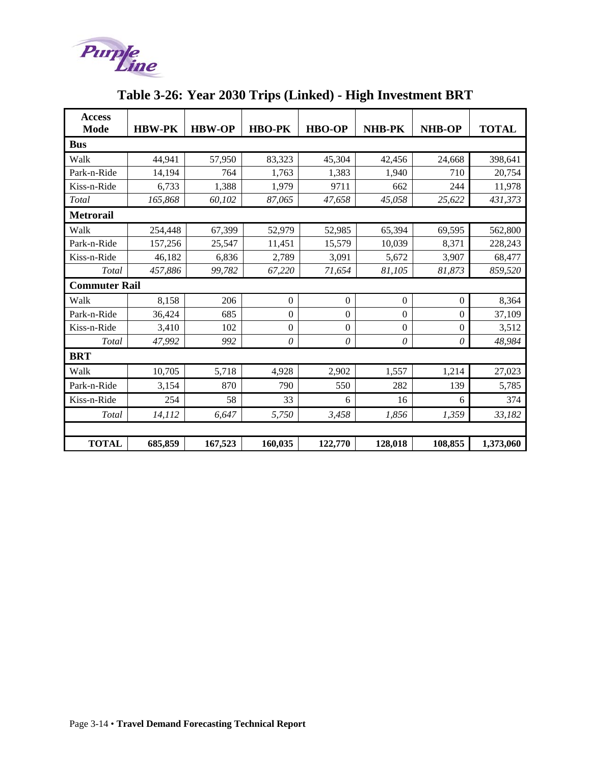# Table 3-26: Year 2030 Trips (Linked) - High Investment BRT

| Access Mode | HBW-PK | HBW-OP | HBO-PK | HBO-OP | NHB-PK | NHB-OP | TOTAL |
|---|---|---|---|---|---|---|---|
| **Bus** | | | | | | | |
| Walk | 44,941 | 57,950 | 83,323 | 45,304 | 42,456 | 24,668 | 398,641 |
| Park-n-Ride | 14,194 | 764 | 1,763 | 1,383 | 1,940 | 710 | 20,754 |
| Kiss-n-Ride | 6,733 | 1,388 | 1,979 | 9711 | 662 | 244 | 11,978 |
| *Total* | *165,868* | *60,102* | *87,065* | *47,658* | *45,058* | *25,622* | *431,373* |
| **Metrorail** | | | | | | | |
| Walk | 254,448 | 67,399 | 52,979 | 52,985 | 65,394 | 69,595 | 562,800 |
| Park-n-Ride | 157,256 | 25,547 | 11,451 | 15,579 | 10,039 | 8,371 | 228,243 |
| Kiss-n-Ride | 46,182 | 6,836 | 2,789 | 3,091 | 5,672 | 3,907 | 68,477 |
| *Total* | *457,886* | *99,782* | *67,220* | *71,654* | *81,105* | *81,873* | *859,520* |
| **Commuter Rail** | | | | | | | |
| Walk | 8,158 | 206 | 0 | 0 | 0 | 0 | 8,364 |
| Park-n-Ride | 36,424 | 685 | 0 | 0 | 0 | 0 | 37,109 |
| Kiss-n-Ride | 3,410 | 102 | 0 | 0 | 0 | 0 | 3,512 |
| *Total* | *47,992* | *992* | *0* | *0* | *0* | *0* | *48,984* |
| **BRT** | | | | | | | |
| Walk | 10,705 | 5,718 | 4,928 | 2,902 | 1,557 | 1,214 | 27,023 |
| Park-n-Ride | 3,154 | 870 | 790 | 550 | 282 | 139 | 5,785 |
| Kiss-n-Ride | 254 | 58 | 33 | 6 | 16 | 6 | 374 |
| *Total* | *14,112* | *6,647* | *5,750* | *3,458* | *1,856* | *1,359* | *33,182* |
| | | | | | | | |
| **TOTAL** | **685,859** | **167,523** | **160,035** | **122,770** | **128,018** | **108,855** | **1,373,060** |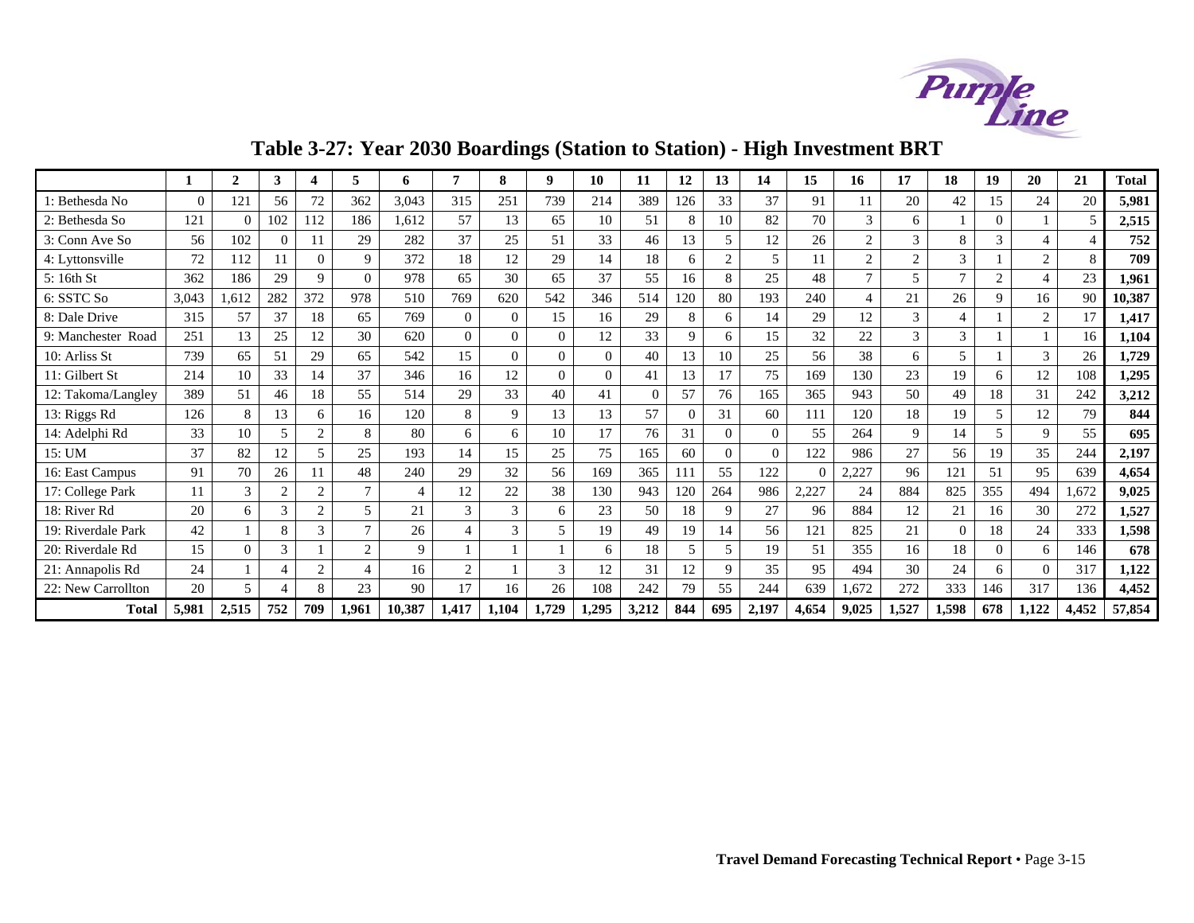# Table 3-27: Year 2030 Boardings (Station to Station) - High Investment BRT

| | 1 | 2 | 3 | 4 | 5 | 6 | 7 | 8 | 9 | 10 | 11 | 12 | 13 | 14 | 15 | 16 | 17 | 18 | 19 | 20 | 21 | Total |
|---|---|---|---|---|---|---|---|---|---|---|---|---|---|---|---|---|---|---|---|---|---|---|
| 1: Bethesda No | 0 | 121 | 56 | 72 | 362 | 3,043 | 315 | 251 | 739 | 214 | 389 | 126 | 33 | 37 | 91 | 11 | 20 | 42 | 15 | 24 | 20 | **5,981** |
| 2: Bethesda So | 121 | 0 | 102 | 112 | 186 | 1,612 | 57 | 13 | 65 | 10 | 51 | 8 | 10 | 82 | 70 | 3 | 6 | 1 | 0 | 1 | 5 | **2,515** |
| 3: Conn Ave So | 56 | 102 | 0 | 11 | 29 | 282 | 37 | 25 | 51 | 33 | 46 | 13 | 5 | 12 | 26 | 2 | 3 | 8 | 3 | 4 | 4 | **752** |
| 4: Lyttonsville | 72 | 112 | 11 | 0 | 9 | 372 | 18 | 12 | 29 | 14 | 18 | 6 | 2 | 5 | 11 | 2 | 2 | 3 | 1 | 2 | 8 | **709** |
| 5: 16th St | 362 | 186 | 29 | 9 | 0 | 978 | 65 | 30 | 65 | 37 | 55 | 16 | 8 | 25 | 48 | 7 | 5 | 7 | 2 | 4 | 23 | **1,961** |
| 6: SSTC So | 3,043 | 1,612 | 282 | 372 | 978 | 510 | 769 | 620 | 542 | 346 | 514 | 120 | 80 | 193 | 240 | 4 | 21 | 26 | 9 | 16 | 90 | **10,387** |
| 8: Dale Drive | 315 | 57 | 37 | 18 | 65 | 769 | 0 | 0 | 15 | 16 | 29 | 8 | 6 | 14 | 29 | 12 | 3 | 4 | 1 | 2 | 17 | **1,417** |
| 9: Manchester Road | 251 | 13 | 25 | 12 | 30 | 620 | 0 | 0 | 0 | 12 | 33 | 9 | 6 | 15 | 32 | 22 | 3 | 3 | 1 | 1 | 16 | **1,104** |
| 10: Arliss St | 739 | 65 | 51 | 29 | 65 | 542 | 15 | 0 | 0 | 0 | 40 | 13 | 10 | 25 | 56 | 38 | 6 | 5 | 1 | 3 | 26 | **1,729** |
| 11: Gilbert St | 214 | 10 | 33 | 14 | 37 | 346 | 16 | 12 | 0 | 0 | 41 | 13 | 17 | 75 | 169 | 130 | 23 | 19 | 6 | 12 | 108 | **1,295** |
| 12: Takoma/Langley | 389 | 51 | 46 | 18 | 55 | 514 | 29 | 33 | 40 | 41 | 0 | 57 | 76 | 165 | 365 | 943 | 50 | 49 | 18 | 31 | 242 | **3,212** |
| 13: Riggs Rd | 126 | 8 | 13 | 6 | 16 | 120 | 8 | 9 | 13 | 13 | 57 | 0 | 31 | 60 | 111 | 120 | 18 | 19 | 5 | 12 | 79 | **844** |
| 14: Adelphi Rd | 33 | 10 | 5 | 2 | 8 | 80 | 6 | 6 | 10 | 17 | 76 | 31 | 0 | 0 | 55 | 264 | 9 | 14 | 5 | 9 | 55 | **695** |
| 15: UM | 37 | 82 | 12 | 5 | 25 | 193 | 14 | 15 | 25 | 75 | 165 | 60 | 0 | 0 | 122 | 986 | 27 | 56 | 19 | 35 | 244 | **2,197** |
| 16: East Campus | 91 | 70 | 26 | 11 | 48 | 240 | 29 | 32 | 56 | 169 | 365 | 111 | 55 | 122 | 0 | 2,227 | 96 | 121 | 51 | 95 | 639 | **4,654** |
| 17: College Park | 11 | 3 | 2 | 2 | 7 | 4 | 12 | 22 | 38 | 130 | 943 | 120 | 264 | 986 | 2,227 | 24 | 884 | 825 | 355 | 494 | 1,672 | **9,025** |
| 18: River Rd | 20 | 6 | 3 | 2 | 5 | 21 | 3 | 3 | 6 | 23 | 50 | 18 | 9 | 27 | 96 | 884 | 12 | 21 | 16 | 30 | 272 | **1,527** |
| 19: Riverdale Park | 42 | 1 | 8 | 3 | 7 | 26 | 4 | 3 | 5 | 19 | 49 | 19 | 14 | 56 | 121 | 825 | 21 | 0 | 18 | 24 | 333 | **1,598** |
| 20: Riverdale Rd | 15 | 0 | 3 | 1 | 2 | 9 | 1 | 1 | 1 | 6 | 18 | 5 | 5 | 19 | 51 | 355 | 16 | 18 | 0 | 6 | 146 | **678** |
| 21: Annapolis Rd | 24 | 1 | 4 | 2 | 4 | 16 | 2 | 1 | 3 | 12 | 31 | 12 | 9 | 35 | 95 | 494 | 30 | 24 | 6 | 0 | 317 | **1,122** |
| 22: New Carrollton | 20 | 5 | 4 | 8 | 23 | 90 | 17 | 16 | 26 | 108 | 242 | 79 | 55 | 244 | 639 | 1,672 | 272 | 333 | 146 | 317 | 136 | **4,452** |
| **Total** | **5,981** | **2,515** | **752** | **709** | **1,961** | **10,387** | **1,417** | **1,104** | **1,729** | **1,295** | **3,212** | **844** | **695** | **2,197** | **4,654** | **9,025** | **1,527** | **1,598** | **678** | **1,122** | **4,452** | **57,854** |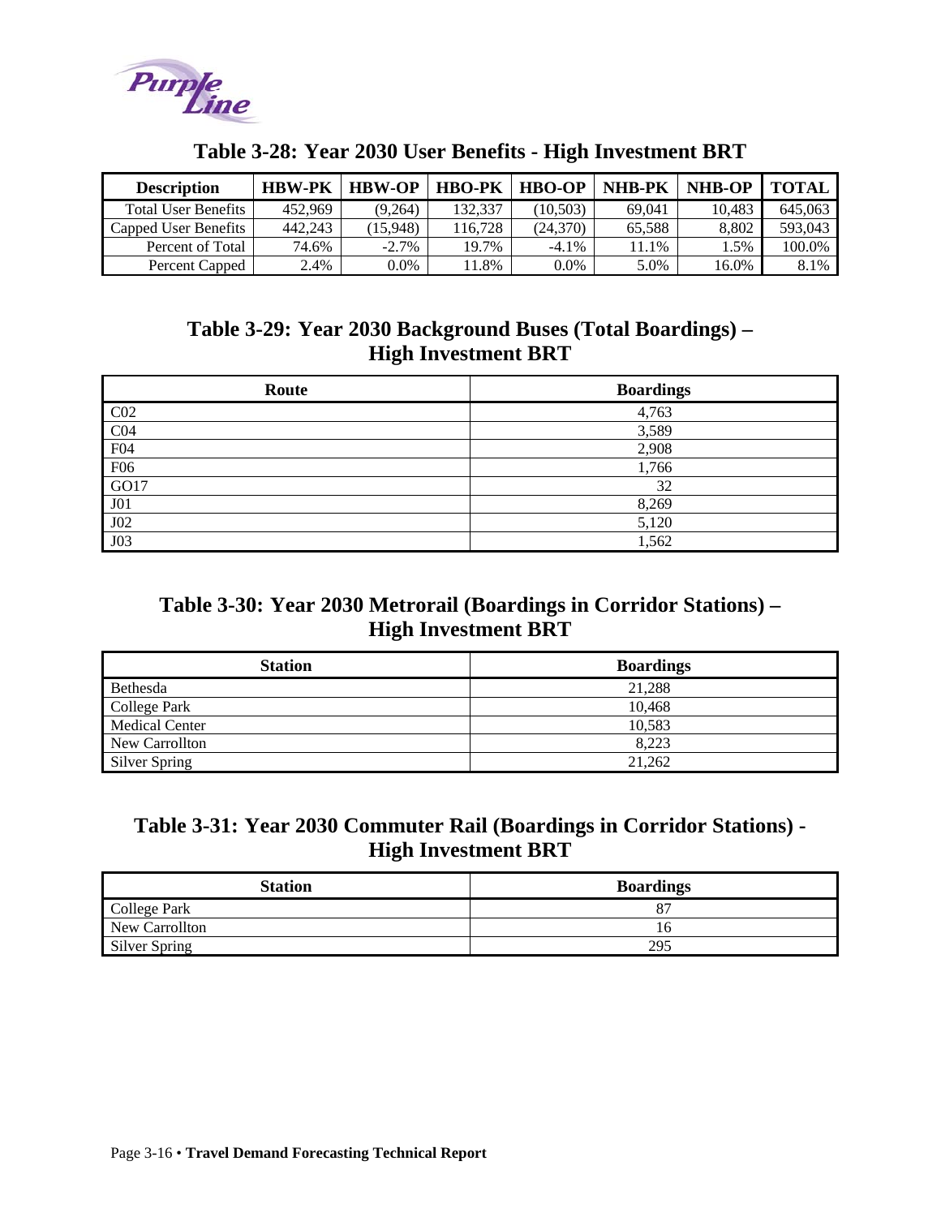## Table 3-28: Year 2030 User Benefits - High Investment BRT

| Description | HBW-PK | HBW-OP | HBO-PK | HBO-OP | NHB-PK | NHB-OP | TOTAL |
|---|---|---|---|---|---|---|---|
| Total User Benefits | 452,969 | (9,264) | 132,337 | (10,503) | 69,041 | 10,483 | 645,063 |
| Capped User Benefits | 442,243 | (15,948) | 116,728 | (24,370) | 65,588 | 8,802 | 593,043 |
| Percent of Total | 74.6% | -2.7% | 19.7% | -4.1% | 11.1% | 1.5% | 100.0% |
| Percent Capped | 2.4% | 0.0% | 11.8% | 0.0% | 5.0% | 16.0% | 8.1% |

## Table 3-29: Year 2030 Background Buses (Total Boardings) – High Investment BRT

| Route | Boardings |
|---|---|
| C02 | 4,763 |
| C04 | 3,589 |
| F04 | 2,908 |
| F06 | 1,766 |
| GO17 | 32 |
| J01 | 8,269 |
| J02 | 5,120 |
| J03 | 1,562 |

## Table 3-30: Year 2030 Metrorail (Boardings in Corridor Stations) – High Investment BRT

| Station | Boardings |
|---|---|
| Bethesda | 21,288 |
| College Park | 10,468 |
| Medical Center | 10,583 |
| New Carrollton | 8,223 |
| Silver Spring | 21,262 |

## Table 3-31: Year 2030 Commuter Rail (Boardings in Corridor Stations) - High Investment BRT

| Station | Boardings |
|---|---|
| College Park | 87 |
| New Carrollton | 16 |
| Silver Spring | 295 |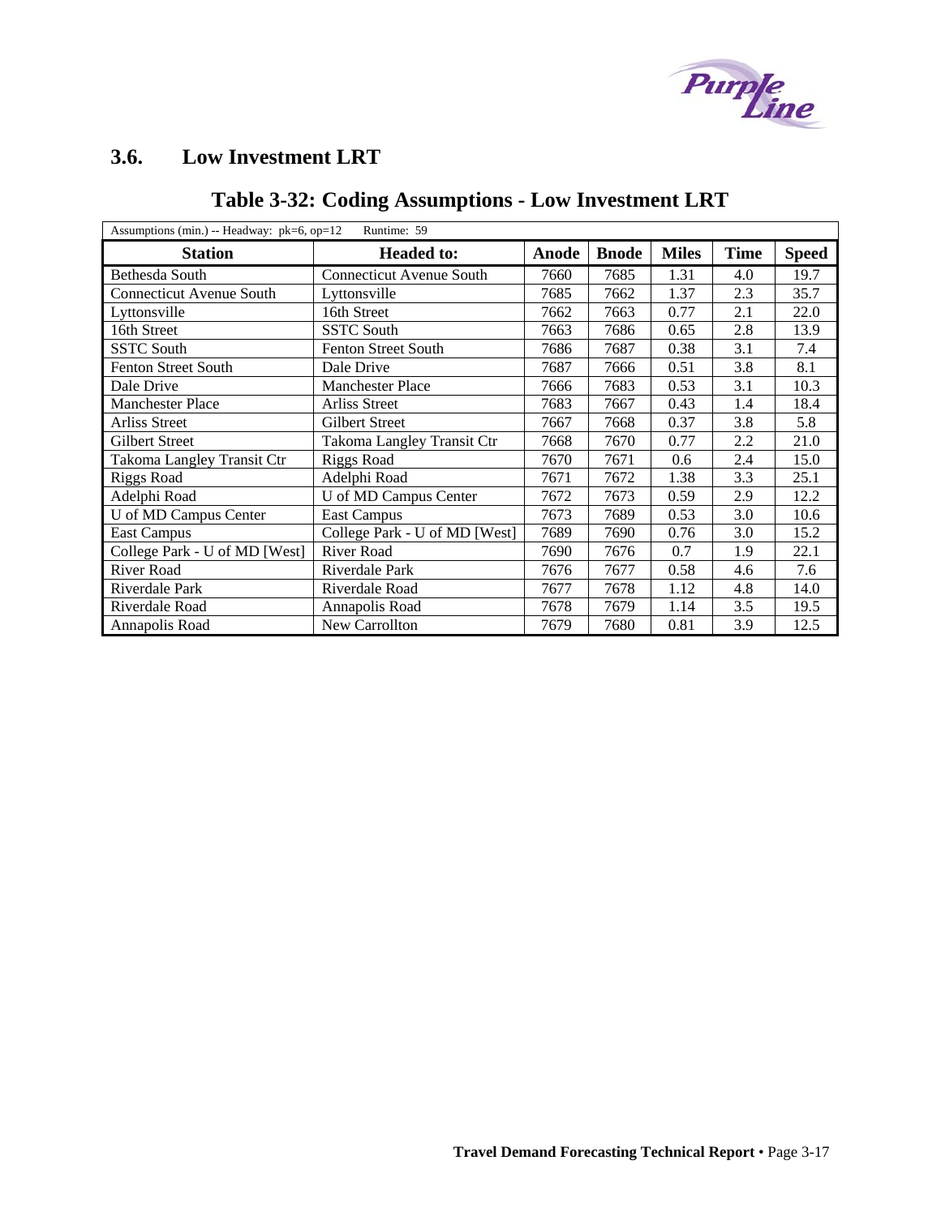## 3.6. Low Investment LRT

### Table 3-32: Coding Assumptions - Low Investment LRT

| Assumptions (min.) -- Headway: pk=6, op=12 Runtime: 59 | | | | | | |
|---|---|---|---|---|---|---|
| **Station** | **Headed to:** | **Anode** | **Bnode** | **Miles** | **Time** | **Speed** |
| Bethesda South | Connecticut Avenue South | 7660 | 7685 | 1.31 | 4.0 | 19.7 |
| Connecticut Avenue South | Lyttonsville | 7685 | 7662 | 1.37 | 2.3 | 35.7 |
| Lyttonsville | 16th Street | 7662 | 7663 | 0.77 | 2.1 | 22.0 |
| 16th Street | SSTC South | 7663 | 7686 | 0.65 | 2.8 | 13.9 |
| SSTC South | Fenton Street South | 7686 | 7687 | 0.38 | 3.1 | 7.4 |
| Fenton Street South | Dale Drive | 7687 | 7666 | 0.51 | 3.8 | 8.1 |
| Dale Drive | Manchester Place | 7666 | 7683 | 0.53 | 3.1 | 10.3 |
| Manchester Place | Arliss Street | 7683 | 7667 | 0.43 | 1.4 | 18.4 |
| Arliss Street | Gilbert Street | 7667 | 7668 | 0.37 | 3.8 | 5.8 |
| Gilbert Street | Takoma Langley Transit Ctr | 7668 | 7670 | 0.77 | 2.2 | 21.0 |
| Takoma Langley Transit Ctr | Riggs Road | 7670 | 7671 | 0.6 | 2.4 | 15.0 |
| Riggs Road | Adelphi Road | 7671 | 7672 | 1.38 | 3.3 | 25.1 |
| Adelphi Road | U of MD Campus Center | 7672 | 7673 | 0.59 | 2.9 | 12.2 |
| U of MD Campus Center | East Campus | 7673 | 7689 | 0.53 | 3.0 | 10.6 |
| East Campus | College Park - U of MD [West] | 7689 | 7690 | 0.76 | 3.0 | 15.2 |
| College Park - U of MD [West] | River Road | 7690 | 7676 | 0.7 | 1.9 | 22.1 |
| River Road | Riverdale Park | 7676 | 7677 | 0.58 | 4.6 | 7.6 |
| Riverdale Park | Riverdale Road | 7677 | 7678 | 1.12 | 4.8 | 14.0 |
| Riverdale Road | Annapolis Road | 7678 | 7679 | 1.14 | 3.5 | 19.5 |
| Annapolis Road | New Carrollton | 7679 | 7680 | 0.81 | 3.9 | 12.5 |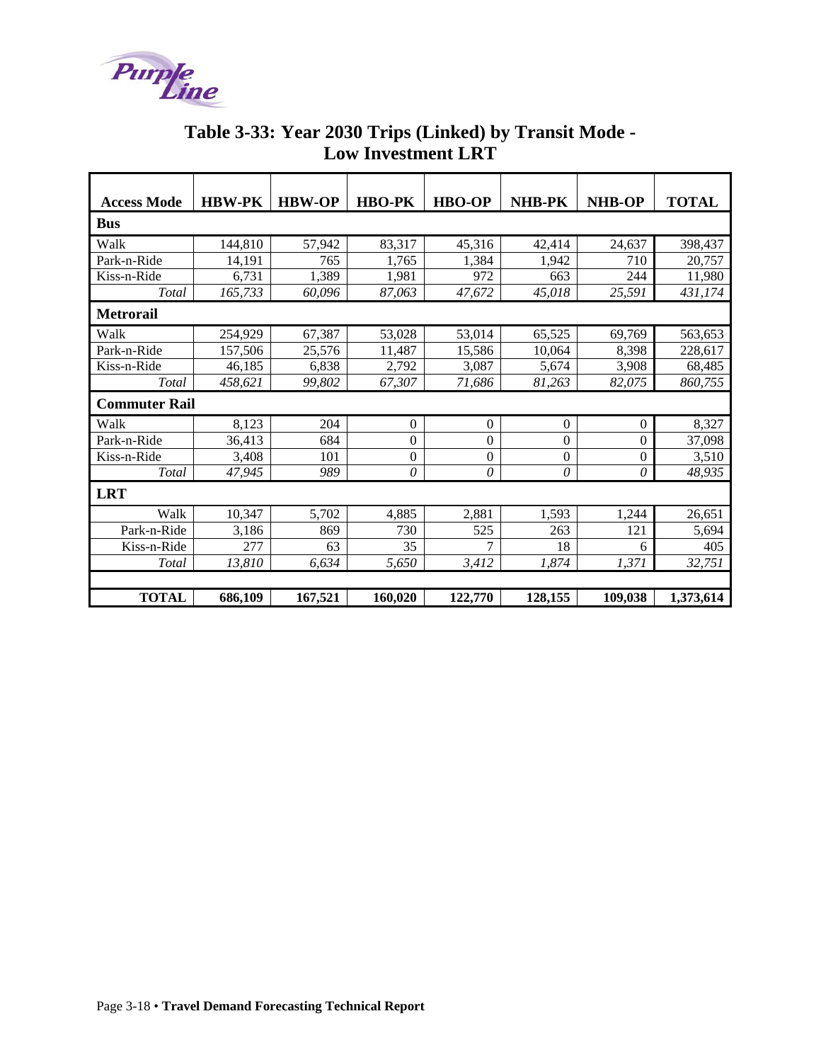# Table 3-33: Year 2030 Trips (Linked) by Transit Mode - Low Investment LRT

| Access Mode | HBW-PK | HBW-OP | HBO-PK | HBO-OP | NHB-PK | NHB-OP | TOTAL |
|---|---|---|---|---|---|---|---|
| **Bus** | | | | | | | |
| Walk | 144,810 | 57,942 | 83,317 | 45,316 | 42,414 | 24,637 | 398,437 |
| Park-n-Ride | 14,191 | 765 | 1,765 | 1,384 | 1,942 | 710 | 20,757 |
| Kiss-n-Ride | 6,731 | 1,389 | 1,981 | 972 | 663 | 244 | 11,980 |
| *Total* | *165,733* | *60,096* | *87,063* | *47,672* | *45,018* | *25,591* | *431,174* |
| **Metrorail** | | | | | | | |
| Walk | 254,929 | 67,387 | 53,028 | 53,014 | 65,525 | 69,769 | 563,653 |
| Park-n-Ride | 157,506 | 25,576 | 11,487 | 15,586 | 10,064 | 8,398 | 228,617 |
| Kiss-n-Ride | 46,185 | 6,838 | 2,792 | 3,087 | 5,674 | 3,908 | 68,485 |
| *Total* | *458,621* | *99,802* | *67,307* | *71,686* | *81,263* | *82,075* | *860,755* |
| **Commuter Rail** | | | | | | | |
| Walk | 8,123 | 204 | 0 | 0 | 0 | 0 | 8,327 |
| Park-n-Ride | 36,413 | 684 | 0 | 0 | 0 | 0 | 37,098 |
| Kiss-n-Ride | 3,408 | 101 | 0 | 0 | 0 | 0 | 3,510 |
| *Total* | *47,945* | *989* | *0* | *0* | *0* | *0* | *48,935* |
| **LRT** | | | | | | | |
| Walk | 10,347 | 5,702 | 4,885 | 2,881 | 1,593 | 1,244 | 26,651 |
| Park-n-Ride | 3,186 | 869 | 730 | 525 | 263 | 121 | 5,694 |
| Kiss-n-Ride | 277 | 63 | 35 | 7 | 18 | 6 | 405 |
| *Total* | *13,810* | *6,634* | *5,650* | *3,412* | *1,874* | *1,371* | *32,751* |
| | | | | | | | |
| **TOTAL** | **686,109** | **167,521** | **160,020** | **122,770** | **128,155** | **109,038** | **1,373,614** |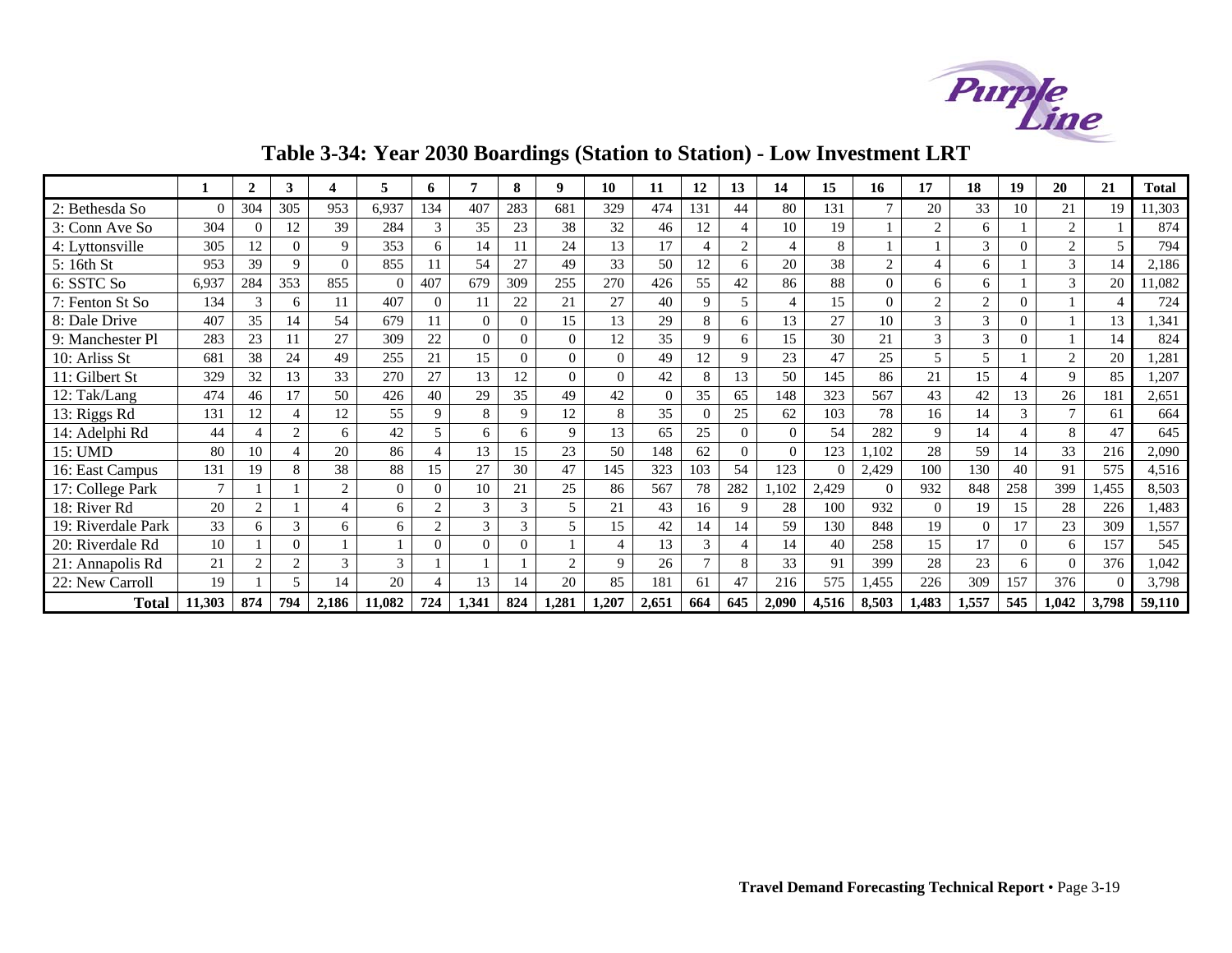# Table 3-34: Year 2030 Boardings (Station to Station) - Low Investment LRT

| | 1 | 2 | 3 | 4 | 5 | 6 | 7 | 8 | 9 | 10 | 11 | 12 | 13 | 14 | 15 | 16 | 17 | 18 | 19 | 20 | 21 | Total |
|---|---|---|---|---|---|---|---|---|---|---|---|---|---|---|---|---|---|---|---|---|---|---|
| 2: Bethesda So | 0 | 304 | 305 | 953 | 6,937 | 134 | 407 | 283 | 681 | 329 | 474 | 131 | 44 | 80 | 131 | 7 | 20 | 33 | 10 | 21 | 19 | 11,303 |
| 3: Conn Ave So | 304 | 0 | 12 | 39 | 284 | 3 | 35 | 23 | 38 | 32 | 46 | 12 | 4 | 10 | 19 | 1 | 2 | 6 | 1 | 2 | 1 | 874 |
| 4: Lyttonsville | 305 | 12 | 0 | 9 | 353 | 6 | 14 | 11 | 24 | 13 | 17 | 4 | 2 | 4 | 8 | 1 | 1 | 3 | 0 | 2 | 5 | 794 |
| 5: 16th St | 953 | 39 | 9 | 0 | 855 | 11 | 54 | 27 | 49 | 33 | 50 | 12 | 6 | 20 | 38 | 2 | 4 | 6 | 1 | 3 | 14 | 2,186 |
| 6: SSTC So | 6,937 | 284 | 353 | 855 | 0 | 407 | 679 | 309 | 255 | 270 | 426 | 55 | 42 | 86 | 88 | 0 | 6 | 6 | 1 | 3 | 20 | 11,082 |
| 7: Fenton St So | 134 | 3 | 6 | 11 | 407 | 0 | 11 | 22 | 21 | 27 | 40 | 9 | 5 | 4 | 15 | 0 | 2 | 2 | 0 | 1 | 4 | 724 |
| 8: Dale Drive | 407 | 35 | 14 | 54 | 679 | 11 | 0 | 0 | 15 | 13 | 29 | 8 | 6 | 13 | 27 | 10 | 3 | 3 | 0 | 1 | 13 | 1,341 |
| 9: Manchester Pl | 283 | 23 | 11 | 27 | 309 | 22 | 0 | 0 | 0 | 12 | 35 | 9 | 6 | 15 | 30 | 21 | 3 | 3 | 0 | 1 | 14 | 824 |
| 10: Arliss St | 681 | 38 | 24 | 49 | 255 | 21 | 15 | 0 | 0 | 0 | 49 | 12 | 9 | 23 | 47 | 25 | 5 | 5 | 1 | 2 | 20 | 1,281 |
| 11: Gilbert St | 329 | 32 | 13 | 33 | 270 | 27 | 13 | 12 | 0 | 0 | 42 | 8 | 13 | 50 | 145 | 86 | 21 | 15 | 4 | 9 | 85 | 1,207 |
| 12: Tak/Lang | 474 | 46 | 17 | 50 | 426 | 40 | 29 | 35 | 49 | 42 | 0 | 35 | 65 | 148 | 323 | 567 | 43 | 42 | 13 | 26 | 181 | 2,651 |
| 13: Riggs Rd | 131 | 12 | 4 | 12 | 55 | 9 | 8 | 9 | 12 | 8 | 35 | 0 | 25 | 62 | 103 | 78 | 16 | 14 | 3 | 7 | 61 | 664 |
| 14: Adelphi Rd | 44 | 4 | 2 | 6 | 42 | 5 | 6 | 6 | 9 | 13 | 65 | 25 | 0 | 0 | 54 | 282 | 9 | 14 | 4 | 8 | 47 | 645 |
| 15: UMD | 80 | 10 | 4 | 20 | 86 | 4 | 13 | 15 | 23 | 50 | 148 | 62 | 0 | 0 | 123 | 1,102 | 28 | 59 | 14 | 33 | 216 | 2,090 |
| 16: East Campus | 131 | 19 | 8 | 38 | 88 | 15 | 27 | 30 | 47 | 145 | 323 | 103 | 54 | 123 | 0 | 2,429 | 100 | 130 | 40 | 91 | 575 | 4,516 |
| 17: College Park | 7 | 1 | 1 | 2 | 0 | 0 | 10 | 21 | 25 | 86 | 567 | 78 | 282 | 1,102 | 2,429 | 0 | 932 | 848 | 258 | 399 | 1,455 | 8,503 |
| 18: River Rd | 20 | 2 | 1 | 4 | 6 | 2 | 3 | 3 | 5 | 21 | 43 | 16 | 9 | 28 | 100 | 932 | 0 | 19 | 15 | 28 | 226 | 1,483 |
| 19: Riverdale Park | 33 | 6 | 3 | 6 | 6 | 2 | 3 | 3 | 5 | 15 | 42 | 14 | 14 | 59 | 130 | 848 | 19 | 0 | 17 | 23 | 309 | 1,557 |
| 20: Riverdale Rd | 10 | 1 | 0 | 1 | 1 | 0 | 0 | 0 | 1 | 4 | 13 | 3 | 4 | 14 | 40 | 258 | 15 | 17 | 0 | 6 | 157 | 545 |
| 21: Annapolis Rd | 21 | 2 | 2 | 3 | 3 | 1 | 1 | 1 | 2 | 9 | 26 | 7 | 8 | 33 | 91 | 399 | 28 | 23 | 6 | 0 | 376 | 1,042 |
| 22: New Carroll | 19 | 1 | 5 | 14 | 20 | 4 | 13 | 14 | 20 | 85 | 181 | 61 | 47 | 216 | 575 | 1,455 | 226 | 309 | 157 | 376 | 0 | 3,798 |
| **Total** | **11,303** | **874** | **794** | **2,186** | **11,082** | **724** | **1,341** | **824** | **1,281** | **1,207** | **2,651** | **664** | **645** | **2,090** | **4,516** | **8,503** | **1,483** | **1,557** | **545** | **1,042** | **3,798** | **59,110** |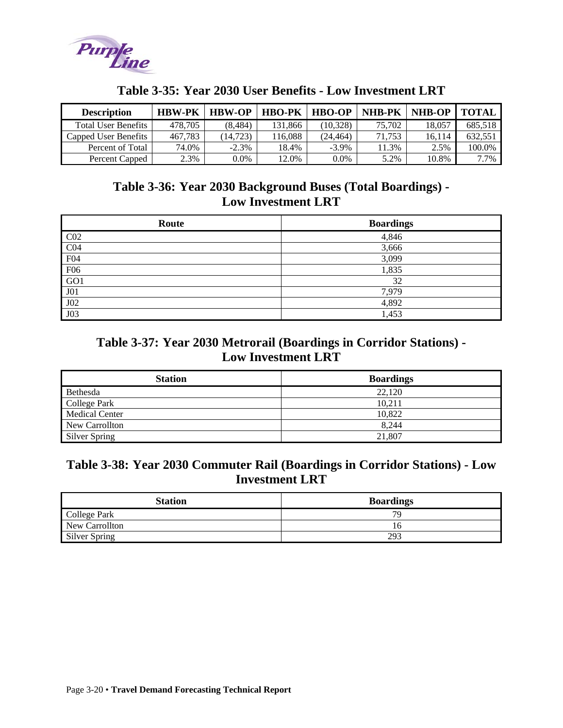## Table 3-35: Year 2030 User Benefits - Low Investment LRT

| Description | HBW-PK | HBW-OP | HBO-PK | HBO-OP | NHB-PK | NHB-OP | TOTAL |
|---|---|---|---|---|---|---|---|
| Total User Benefits | 478,705 | (8,484) | 131,866 | (10,328) | 75,702 | 18,057 | 685,518 |
| Capped User Benefits | 467,783 | (14,723) | 116,088 | (24,464) | 71,753 | 16,114 | 632,551 |
| Percent of Total | 74.0% | -2.3% | 18.4% | -3.9% | 11.3% | 2.5% | 100.0% |
| Percent Capped | 2.3% | 0.0% | 12.0% | 0.0% | 5.2% | 10.8% | 7.7% |

## Table 3-36: Year 2030 Background Buses (Total Boardings) - Low Investment LRT

| Route | Boardings |
|---|---|
| C02 | 4,846 |
| C04 | 3,666 |
| F04 | 3,099 |
| F06 | 1,835 |
| GO1 | 32 |
| J01 | 7,979 |
| J02 | 4,892 |
| J03 | 1,453 |

## Table 3-37: Year 2030 Metrorail (Boardings in Corridor Stations) - Low Investment LRT

| Station | Boardings |
|---|---|
| Bethesda | 22,120 |
| College Park | 10,211 |
| Medical Center | 10,822 |
| New Carrollton | 8,244 |
| Silver Spring | 21,807 |

## Table 3-38: Year 2030 Commuter Rail (Boardings in Corridor Stations) - Low Investment LRT

| Station | Boardings |
|---|---|
| College Park | 79 |
| New Carrollton | 16 |
| Silver Spring | 293 |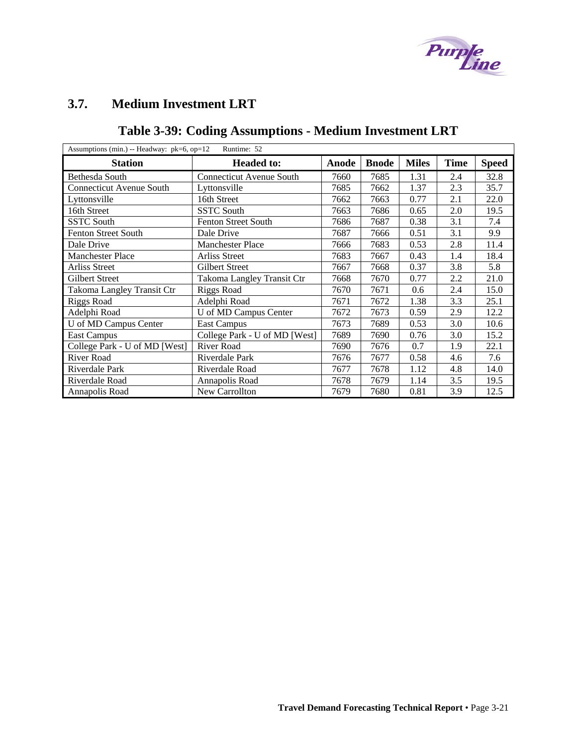## 3.7. Medium Investment LRT

### Table 3-39: Coding Assumptions - Medium Investment LRT

Assumptions (min.) -- Headway: pk=6, op=12 Runtime: 52

| Station | Headed to: | Anode | Bnode | Miles | Time | Speed |
|---|---|---|---|---|---|---|
| Bethesda South | Connecticut Avenue South | 7660 | 7685 | 1.31 | 2.4 | 32.8 |
| Connecticut Avenue South | Lyttonsville | 7685 | 7662 | 1.37 | 2.3 | 35.7 |
| Lyttonsville | 16th Street | 7662 | 7663 | 0.77 | 2.1 | 22.0 |
| 16th Street | SSTC South | 7663 | 7686 | 0.65 | 2.0 | 19.5 |
| SSTC South | Fenton Street South | 7686 | 7687 | 0.38 | 3.1 | 7.4 |
| Fenton Street South | Dale Drive | 7687 | 7666 | 0.51 | 3.1 | 9.9 |
| Dale Drive | Manchester Place | 7666 | 7683 | 0.53 | 2.8 | 11.4 |
| Manchester Place | Arliss Street | 7683 | 7667 | 0.43 | 1.4 | 18.4 |
| Arliss Street | Gilbert Street | 7667 | 7668 | 0.37 | 3.8 | 5.8 |
| Gilbert Street | Takoma Langley Transit Ctr | 7668 | 7670 | 0.77 | 2.2 | 21.0 |
| Takoma Langley Transit Ctr | Riggs Road | 7670 | 7671 | 0.6 | 2.4 | 15.0 |
| Riggs Road | Adelphi Road | 7671 | 7672 | 1.38 | 3.3 | 25.1 |
| Adelphi Road | U of MD Campus Center | 7672 | 7673 | 0.59 | 2.9 | 12.2 |
| U of MD Campus Center | East Campus | 7673 | 7689 | 0.53 | 3.0 | 10.6 |
| East Campus | College Park - U of MD [West] | 7689 | 7690 | 0.76 | 3.0 | 15.2 |
| College Park - U of MD [West] | River Road | 7690 | 7676 | 0.7 | 1.9 | 22.1 |
| River Road | Riverdale Park | 7676 | 7677 | 0.58 | 4.6 | 7.6 |
| Riverdale Park | Riverdale Road | 7677 | 7678 | 1.12 | 4.8 | 14.0 |
| Riverdale Road | Annapolis Road | 7678 | 7679 | 1.14 | 3.5 | 19.5 |
| Annapolis Road | New Carrollton | 7679 | 7680 | 0.81 | 3.9 | 12.5 |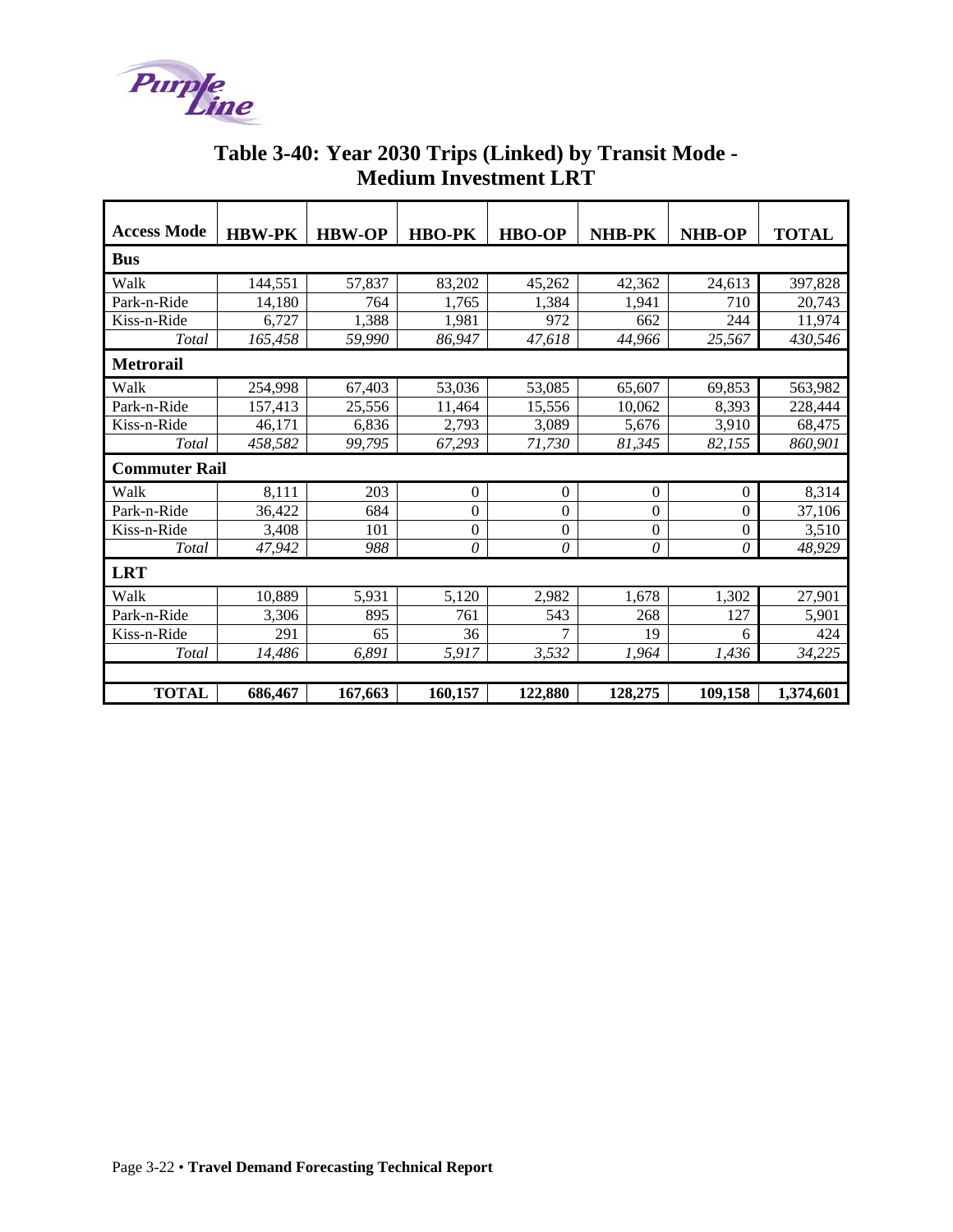# Table 3-40: Year 2030 Trips (Linked) by Transit Mode - Medium Investment LRT

| Access Mode | HBW-PK | HBW-OP | HBO-PK | HBO-OP | NHB-PK | NHB-OP | TOTAL |
|---|---|---|---|---|---|---|---|
| **Bus** | | | | | | | |
| Walk | 144,551 | 57,837 | 83,202 | 45,262 | 42,362 | 24,613 | 397,828 |
| Park-n-Ride | 14,180 | 764 | 1,765 | 1,384 | 1,941 | 710 | 20,743 |
| Kiss-n-Ride | 6,727 | 1,388 | 1,981 | 972 | 662 | 244 | 11,974 |
| *Total* | *165,458* | *59,990* | *86,947* | *47,618* | *44,966* | *25,567* | *430,546* |
| **Metrorail** | | | | | | | |
| Walk | 254,998 | 67,403 | 53,036 | 53,085 | 65,607 | 69,853 | 563,982 |
| Park-n-Ride | 157,413 | 25,556 | 11,464 | 15,556 | 10,062 | 8,393 | 228,444 |
| Kiss-n-Ride | 46,171 | 6,836 | 2,793 | 3,089 | 5,676 | 3,910 | 68,475 |
| *Total* | *458,582* | *99,795* | *67,293* | *71,730* | *81,345* | *82,155* | *860,901* |
| **Commuter Rail** | | | | | | | |
| Walk | 8,111 | 203 | 0 | 0 | 0 | 0 | 8,314 |
| Park-n-Ride | 36,422 | 684 | 0 | 0 | 0 | 0 | 37,106 |
| Kiss-n-Ride | 3,408 | 101 | 0 | 0 | 0 | 0 | 3,510 |
| *Total* | *47,942* | *988* | *0* | *0* | *0* | *0* | *48,929* |
| **LRT** | | | | | | | |
| Walk | 10,889 | 5,931 | 5,120 | 2,982 | 1,678 | 1,302 | 27,901 |
| Park-n-Ride | 3,306 | 895 | 761 | 543 | 268 | 127 | 5,901 |
| Kiss-n-Ride | 291 | 65 | 36 | 7 | 19 | 6 | 424 |
| *Total* | *14,486* | *6,891* | *5,917* | *3,532* | *1,964* | *1,436* | *34,225* |
| **TOTAL** | **686,467** | **167,663** | **160,157** | **122,880** | **128,275** | **109,158** | **1,374,601** |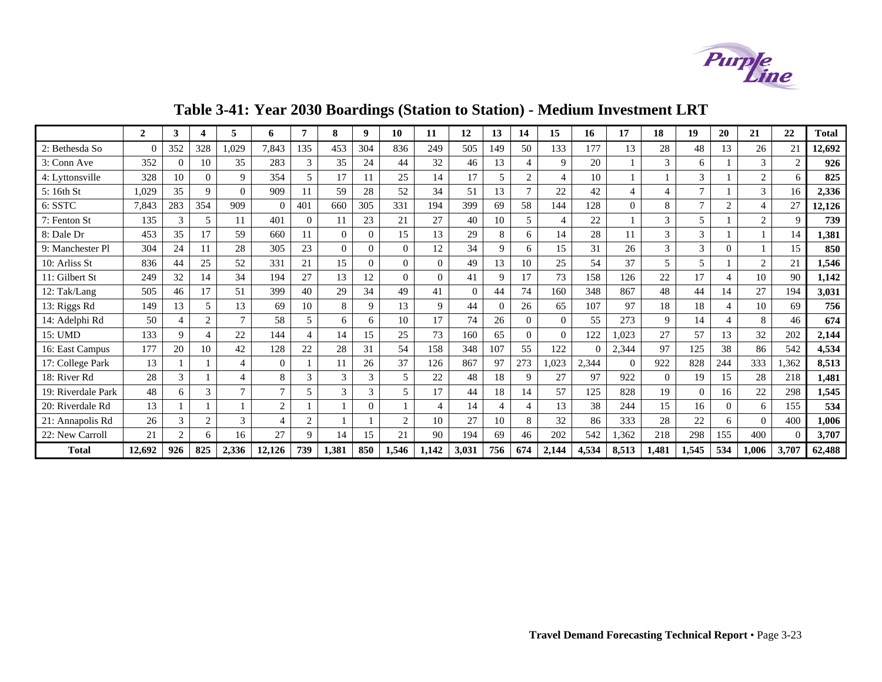# Table 3-41: Year 2030 Boardings (Station to Station) - Medium Investment LRT

| | 2 | 3 | 4 | 5 | 6 | 7 | 8 | 9 | 10 | 11 | 12 | 13 | 14 | 15 | 16 | 17 | 18 | 19 | 20 | 21 | 22 | Total |
|---|---|---|---|---|---|---|---|---|---|---|---|---|---|---|---|---|---|---|---|---|---|---|
| 2: Bethesda So | 0 | 352 | 328 | 1,029 | 7,843 | 135 | 453 | 304 | 836 | 249 | 505 | 149 | 50 | 133 | 177 | 13 | 28 | 48 | 13 | 26 | 21 | **12,692** |
| 3: Conn Ave | 352 | 0 | 10 | 35 | 283 | 3 | 35 | 24 | 44 | 32 | 46 | 13 | 4 | 9 | 20 | 1 | 3 | 6 | 1 | 3 | 2 | **926** |
| 4: Lyttonsville | 328 | 10 | 0 | 9 | 354 | 5 | 17 | 11 | 25 | 14 | 17 | 5 | 2 | 4 | 10 | 1 | 1 | 3 | 1 | 2 | 6 | **825** |
| 5: 16th St | 1,029 | 35 | 9 | 0 | 909 | 11 | 59 | 28 | 52 | 34 | 51 | 13 | 7 | 22 | 42 | 4 | 4 | 7 | 1 | 3 | 16 | **2,336** |
| 6: SSTC | 7,843 | 283 | 354 | 909 | 0 | 401 | 660 | 305 | 331 | 194 | 399 | 69 | 58 | 144 | 128 | 0 | 8 | 7 | 2 | 4 | 27 | **12,126** |
| 7: Fenton St | 135 | 3 | 5 | 11 | 401 | 0 | 11 | 23 | 21 | 27 | 40 | 10 | 5 | 4 | 22 | 1 | 3 | 5 | 1 | 2 | 9 | **739** |
| 8: Dale Dr | 453 | 35 | 17 | 59 | 660 | 11 | 0 | 0 | 15 | 13 | 29 | 8 | 6 | 14 | 28 | 11 | 3 | 3 | 1 | 1 | 14 | **1,381** |
| 9: Manchester Pl | 304 | 24 | 11 | 28 | 305 | 23 | 0 | 0 | 0 | 12 | 34 | 9 | 6 | 15 | 31 | 26 | 3 | 3 | 0 | 1 | 15 | **850** |
| 10: Arliss St | 836 | 44 | 25 | 52 | 331 | 21 | 15 | 0 | 0 | 0 | 49 | 13 | 10 | 25 | 54 | 37 | 5 | 5 | 1 | 2 | 21 | **1,546** |
| 11: Gilbert St | 249 | 32 | 14 | 34 | 194 | 27 | 13 | 12 | 0 | 0 | 41 | 9 | 17 | 73 | 158 | 126 | 22 | 17 | 4 | 10 | 90 | **1,142** |
| 12: Tak/Lang | 505 | 46 | 17 | 51 | 399 | 40 | 29 | 34 | 49 | 41 | 0 | 44 | 74 | 160 | 348 | 867 | 48 | 44 | 14 | 27 | 194 | **3,031** |
| 13: Riggs Rd | 149 | 13 | 5 | 13 | 69 | 10 | 8 | 9 | 13 | 9 | 44 | 0 | 26 | 65 | 107 | 97 | 18 | 18 | 4 | 10 | 69 | **756** |
| 14: Adelphi Rd | 50 | 4 | 2 | 7 | 58 | 5 | 6 | 6 | 10 | 17 | 74 | 26 | 0 | 0 | 55 | 273 | 9 | 14 | 4 | 8 | 46 | **674** |
| 15: UMD | 133 | 9 | 4 | 22 | 144 | 4 | 14 | 15 | 25 | 73 | 160 | 65 | 0 | 0 | 122 | 1,023 | 27 | 57 | 13 | 32 | 202 | **2,144** |
| 16: East Campus | 177 | 20 | 10 | 42 | 128 | 22 | 28 | 31 | 54 | 158 | 348 | 107 | 55 | 122 | 0 | 2,344 | 97 | 125 | 38 | 86 | 542 | **4,534** |
| 17: College Park | 13 | 1 | 1 | 4 | 0 | 1 | 11 | 26 | 37 | 126 | 867 | 97 | 273 | 1,023 | 2,344 | 0 | 922 | 828 | 244 | 333 | 1,362 | **8,513** |
| 18: River Rd | 28 | 3 | 1 | 4 | 8 | 3 | 3 | 3 | 5 | 22 | 48 | 18 | 9 | 27 | 97 | 922 | 0 | 19 | 15 | 28 | 218 | **1,481** |
| 19: Riverdale Park | 48 | 6 | 3 | 7 | 7 | 5 | 3 | 3 | 5 | 17 | 44 | 18 | 14 | 57 | 125 | 828 | 19 | 0 | 16 | 22 | 298 | **1,545** |
| 20: Riverdale Rd | 13 | 1 | 1 | 1 | 2 | 1 | 1 | 0 | 1 | 4 | 14 | 4 | 4 | 13 | 38 | 244 | 15 | 16 | 0 | 6 | 155 | **534** |
| 21: Annapolis Rd | 26 | 3 | 2 | 3 | 4 | 2 | 1 | 1 | 2 | 10 | 27 | 10 | 8 | 32 | 86 | 333 | 28 | 22 | 6 | 0 | 400 | **1,006** |
| 22: New Carroll | 21 | 2 | 6 | 16 | 27 | 9 | 14 | 15 | 21 | 90 | 194 | 69 | 46 | 202 | 542 | 1,362 | 218 | 298 | 155 | 400 | 0 | **3,707** |
| **Total** | **12,692** | **926** | **825** | **2,336** | **12,126** | **739** | **1,381** | **850** | **1,546** | **1,142** | **3,031** | **756** | **674** | **2,144** | **4,534** | **8,513** | **1,481** | **1,545** | **534** | **1,006** | **3,707** | **62,488** |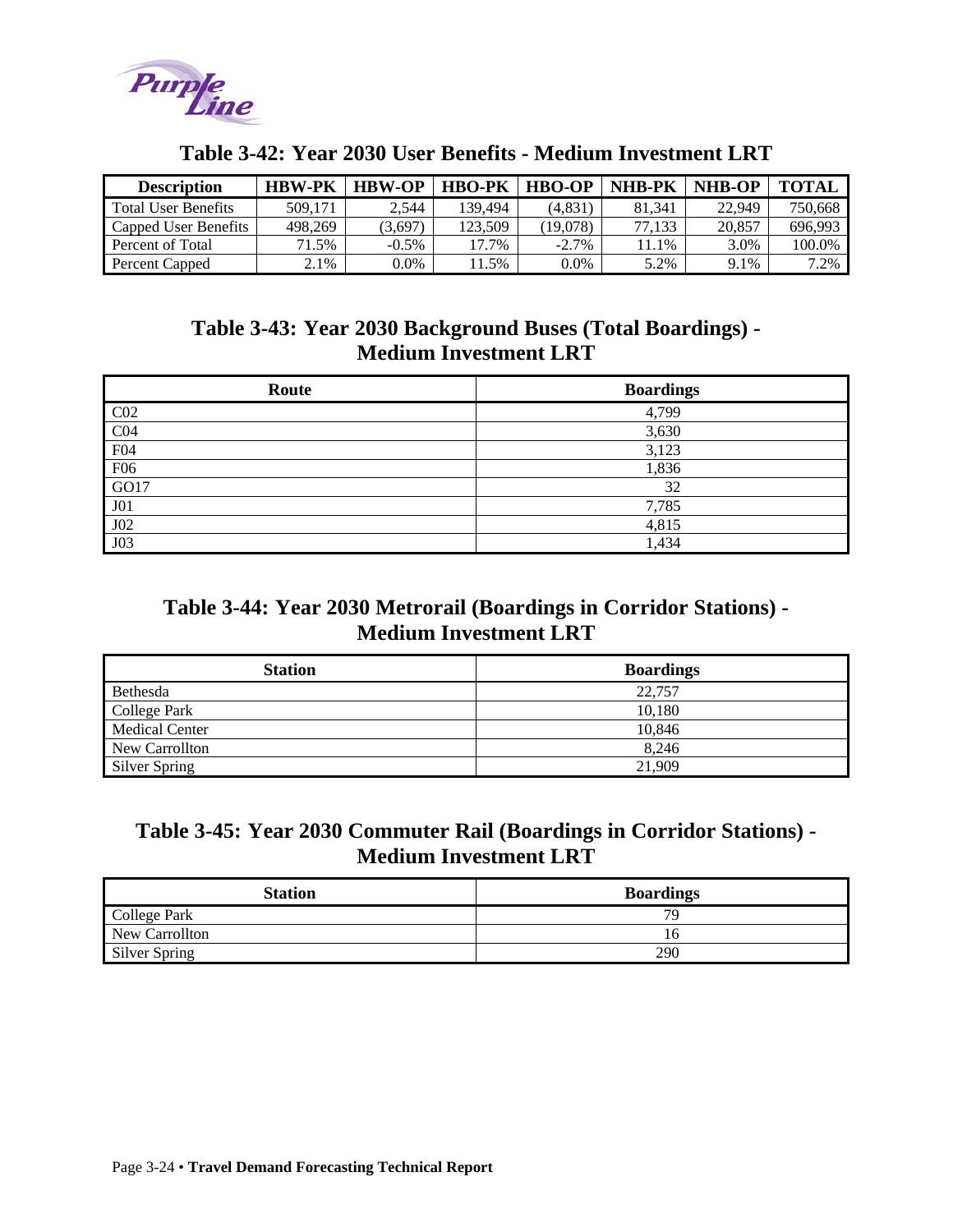## Table 3-42: Year 2030 User Benefits - Medium Investment LRT

| Description | HBW-PK | HBW-OP | HBO-PK | HBO-OP | NHB-PK | NHB-OP | TOTAL |
|---|---|---|---|---|---|---|---|
| Total User Benefits | 509,171 | 2,544 | 139,494 | (4,831) | 81,341 | 22,949 | 750,668 |
| Capped User Benefits | 498,269 | (3,697) | 123,509 | (19,078) | 77,133 | 20,857 | 696,993 |
| Percent of Total | 71.5% | -0.5% | 17.7% | -2.7% | 11.1% | 3.0% | 100.0% |
| Percent Capped | 2.1% | 0.0% | 11.5% | 0.0% | 5.2% | 9.1% | 7.2% |

## Table 3-43: Year 2030 Background Buses (Total Boardings) - Medium Investment LRT

| Route | Boardings |
|---|---|
| C02 | 4,799 |
| C04 | 3,630 |
| F04 | 3,123 |
| F06 | 1,836 |
| GO17 | 32 |
| J01 | 7,785 |
| J02 | 4,815 |
| J03 | 1,434 |

## Table 3-44: Year 2030 Metrorail (Boardings in Corridor Stations) - Medium Investment LRT

| Station | Boardings |
|---|---|
| Bethesda | 22,757 |
| College Park | 10,180 |
| Medical Center | 10,846 |
| New Carrollton | 8,246 |
| Silver Spring | 21,909 |

## Table 3-45: Year 2030 Commuter Rail (Boardings in Corridor Stations) - Medium Investment LRT

| Station | Boardings |
|---|---|
| College Park | 79 |
| New Carrollton | 16 |
| Silver Spring | 290 |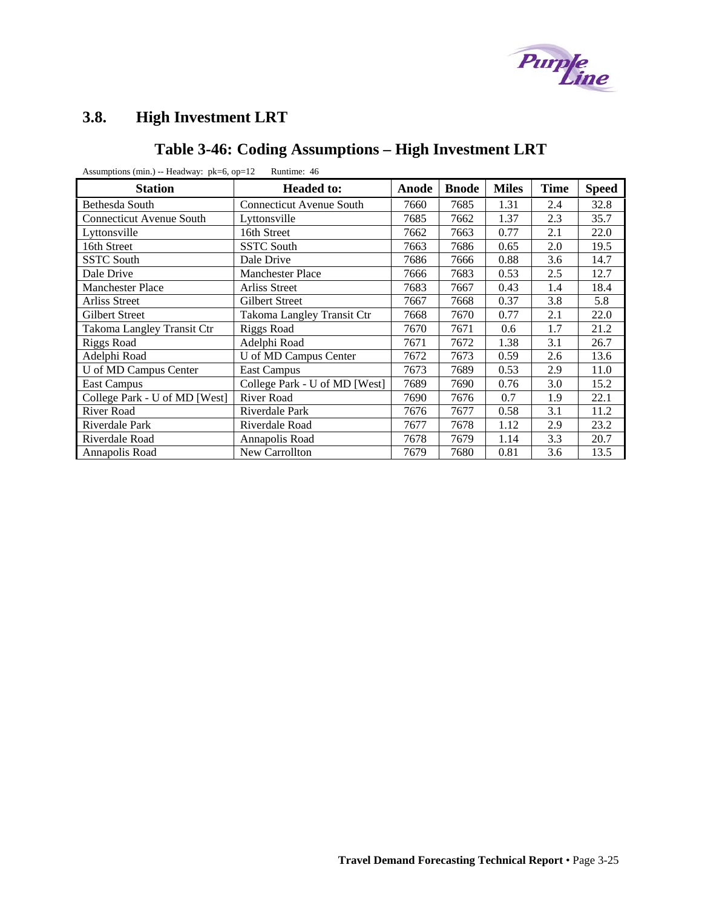## 3.8. High Investment LRT

### Table 3-46: Coding Assumptions – High Investment LRT

Assumptions (min.) -- Headway: pk=6, op=12 Runtime: 46

| Station | Headed to: | Anode | Bnode | Miles | Time | Speed |
|---|---|---|---|---|---|---|
| Bethesda South | Connecticut Avenue South | 7660 | 7685 | 1.31 | 2.4 | 32.8 |
| Connecticut Avenue South | Lyttonsville | 7685 | 7662 | 1.37 | 2.3 | 35.7 |
| Lyttonsville | 16th Street | 7662 | 7663 | 0.77 | 2.1 | 22.0 |
| 16th Street | SSTC South | 7663 | 7686 | 0.65 | 2.0 | 19.5 |
| SSTC South | Dale Drive | 7686 | 7666 | 0.88 | 3.6 | 14.7 |
| Dale Drive | Manchester Place | 7666 | 7683 | 0.53 | 2.5 | 12.7 |
| Manchester Place | Arliss Street | 7683 | 7667 | 0.43 | 1.4 | 18.4 |
| Arliss Street | Gilbert Street | 7667 | 7668 | 0.37 | 3.8 | 5.8 |
| Gilbert Street | Takoma Langley Transit Ctr | 7668 | 7670 | 0.77 | 2.1 | 22.0 |
| Takoma Langley Transit Ctr | Riggs Road | 7670 | 7671 | 0.6 | 1.7 | 21.2 |
| Riggs Road | Adelphi Road | 7671 | 7672 | 1.38 | 3.1 | 26.7 |
| Adelphi Road | U of MD Campus Center | 7672 | 7673 | 0.59 | 2.6 | 13.6 |
| U of MD Campus Center | East Campus | 7673 | 7689 | 0.53 | 2.9 | 11.0 |
| East Campus | College Park - U of MD [West] | 7689 | 7690 | 0.76 | 3.0 | 15.2 |
| College Park - U of MD [West] | River Road | 7690 | 7676 | 0.7 | 1.9 | 22.1 |
| River Road | Riverdale Park | 7676 | 7677 | 0.58 | 3.1 | 11.2 |
| Riverdale Park | Riverdale Road | 7677 | 7678 | 1.12 | 2.9 | 23.2 |
| Riverdale Road | Annapolis Road | 7678 | 7679 | 1.14 | 3.3 | 20.7 |
| Annapolis Road | New Carrollton | 7679 | 7680 | 0.81 | 3.6 | 13.5 |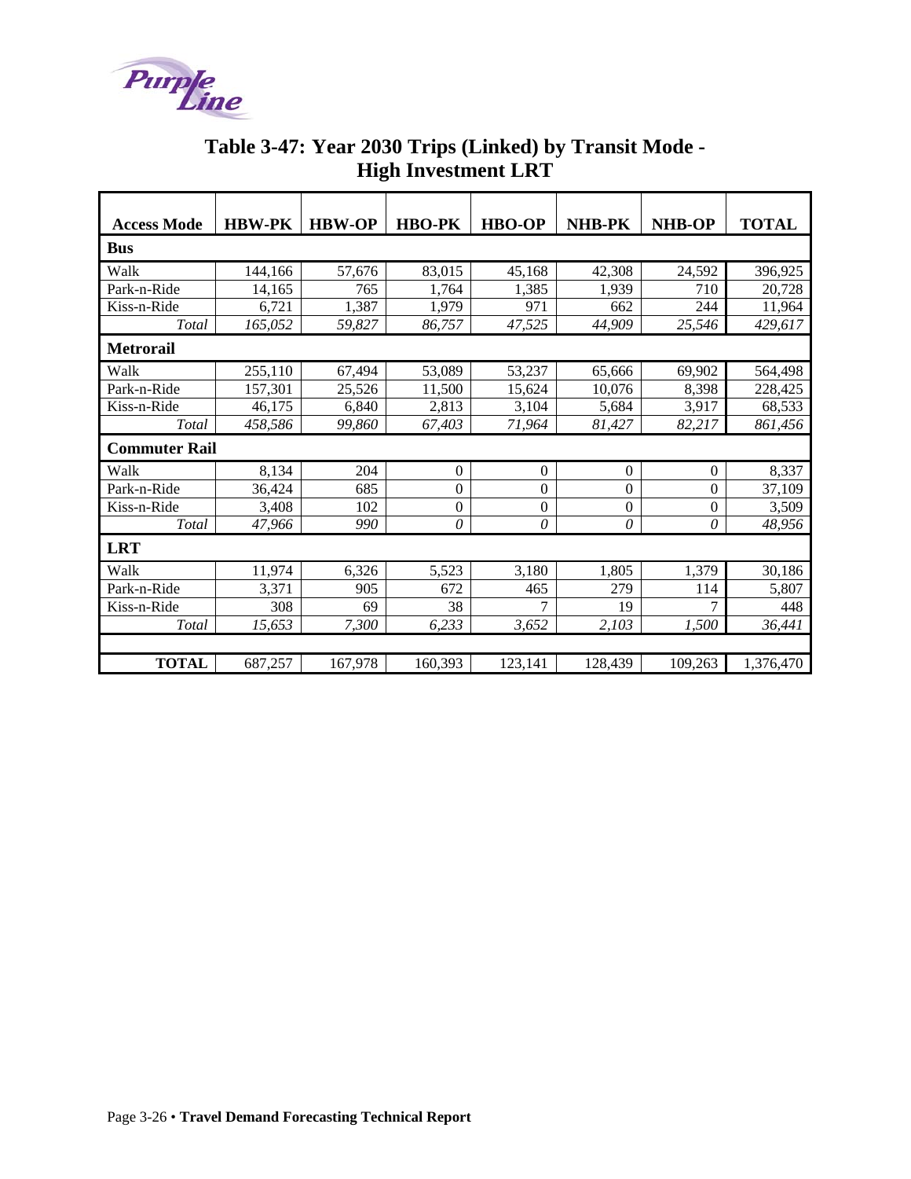## Table 3-47: Year 2030 Trips (Linked) by Transit Mode - High Investment LRT

| Access Mode | HBW-PK | HBW-OP | HBO-PK | HBO-OP | NHB-PK | NHB-OP | TOTAL |
|---|---|---|---|---|---|---|---|
| **Bus** | | | | | | | |
| Walk | 144,166 | 57,676 | 83,015 | 45,168 | 42,308 | 24,592 | 396,925 |
| Park-n-Ride | 14,165 | 765 | 1,764 | 1,385 | 1,939 | 710 | 20,728 |
| Kiss-n-Ride | 6,721 | 1,387 | 1,979 | 971 | 662 | 244 | 11,964 |
| *Total* | *165,052* | *59,827* | *86,757* | *47,525* | *44,909* | *25,546* | *429,617* |
| **Metrorail** | | | | | | | |
| Walk | 255,110 | 67,494 | 53,089 | 53,237 | 65,666 | 69,902 | 564,498 |
| Park-n-Ride | 157,301 | 25,526 | 11,500 | 15,624 | 10,076 | 8,398 | 228,425 |
| Kiss-n-Ride | 46,175 | 6,840 | 2,813 | 3,104 | 5,684 | 3,917 | 68,533 |
| *Total* | *458,586* | *99,860* | *67,403* | *71,964* | *81,427* | *82,217* | *861,456* |
| **Commuter Rail** | | | | | | | |
| Walk | 8,134 | 204 | 0 | 0 | 0 | 0 | 8,337 |
| Park-n-Ride | 36,424 | 685 | 0 | 0 | 0 | 0 | 37,109 |
| Kiss-n-Ride | 3,408 | 102 | 0 | 0 | 0 | 0 | 3,509 |
| *Total* | *47,966* | *990* | *0* | *0* | *0* | *0* | *48,956* |
| **LRT** | | | | | | | |
| Walk | 11,974 | 6,326 | 5,523 | 3,180 | 1,805 | 1,379 | 30,186 |
| Park-n-Ride | 3,371 | 905 | 672 | 465 | 279 | 114 | 5,807 |
| Kiss-n-Ride | 308 | 69 | 38 | 7 | 19 | 7 | 448 |
| *Total* | *15,653* | *7,300* | *6,233* | *3,652* | *2,103* | *1,500* | *36,441* |
| **TOTAL** | 687,257 | 167,978 | 160,393 | 123,141 | 128,439 | 109,263 | 1,376,470 |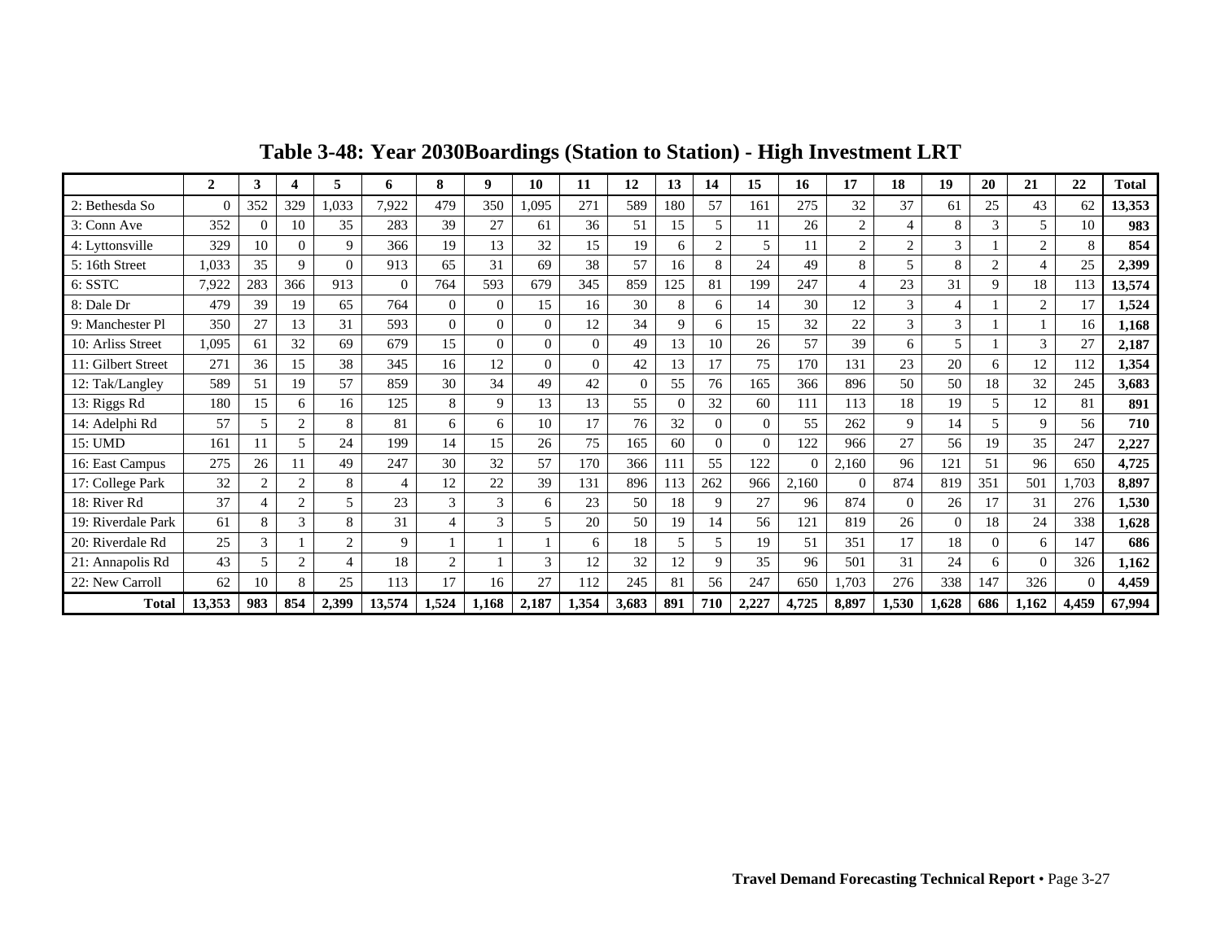# Table 3-48: Year 2030Boardings (Station to Station) - High Investment LRT

| | 2 | 3 | 4 | 5 | 6 | 8 | 9 | 10 | 11 | 12 | 13 | 14 | 15 | 16 | 17 | 18 | 19 | 20 | 21 | 22 | Total |
|---|---|---|---|---|---|---|---|---|---|---|---|---|---|---|---|---|---|---|---|---|---|
| 2: Bethesda So | 0 | 352 | 329 | 1,033 | 7,922 | 479 | 350 | 1,095 | 271 | 589 | 180 | 57 | 161 | 275 | 32 | 37 | 61 | 25 | 43 | 62 | **13,353** |
| 3: Conn Ave | 352 | 0 | 10 | 35 | 283 | 39 | 27 | 61 | 36 | 51 | 15 | 5 | 11 | 26 | 2 | 4 | 8 | 3 | 5 | 10 | **983** |
| 4: Lyttonsville | 329 | 10 | 0 | 9 | 366 | 19 | 13 | 32 | 15 | 19 | 6 | 2 | 5 | 11 | 2 | 2 | 3 | 1 | 2 | 8 | **854** |
| 5: 16th Street | 1,033 | 35 | 9 | 0 | 913 | 65 | 31 | 69 | 38 | 57 | 16 | 8 | 24 | 49 | 8 | 5 | 8 | 2 | 4 | 25 | **2,399** |
| 6: SSTC | 7,922 | 283 | 366 | 913 | 0 | 764 | 593 | 679 | 345 | 859 | 125 | 81 | 199 | 247 | 4 | 23 | 31 | 9 | 18 | 113 | **13,574** |
| 8: Dale Dr | 479 | 39 | 19 | 65 | 764 | 0 | 0 | 15 | 16 | 30 | 8 | 6 | 14 | 30 | 12 | 3 | 4 | 1 | 2 | 17 | **1,524** |
| 9: Manchester Pl | 350 | 27 | 13 | 31 | 593 | 0 | 0 | 0 | 12 | 34 | 9 | 6 | 15 | 32 | 22 | 3 | 3 | 1 | 1 | 16 | **1,168** |
| 10: Arliss Street | 1,095 | 61 | 32 | 69 | 679 | 15 | 0 | 0 | 0 | 49 | 13 | 10 | 26 | 57 | 39 | 6 | 5 | 1 | 3 | 27 | **2,187** |
| 11: Gilbert Street | 271 | 36 | 15 | 38 | 345 | 16 | 12 | 0 | 0 | 42 | 13 | 17 | 75 | 170 | 131 | 23 | 20 | 6 | 12 | 112 | **1,354** |
| 12: Tak/Langley | 589 | 51 | 19 | 57 | 859 | 30 | 34 | 49 | 42 | 0 | 55 | 76 | 165 | 366 | 896 | 50 | 50 | 18 | 32 | 245 | **3,683** |
| 13: Riggs Rd | 180 | 15 | 6 | 16 | 125 | 8 | 9 | 13 | 13 | 55 | 0 | 32 | 60 | 111 | 113 | 18 | 19 | 5 | 12 | 81 | **891** |
| 14: Adelphi Rd | 57 | 5 | 2 | 8 | 81 | 6 | 6 | 10 | 17 | 76 | 32 | 0 | 0 | 55 | 262 | 9 | 14 | 5 | 9 | 56 | **710** |
| 15: UMD | 161 | 11 | 5 | 24 | 199 | 14 | 15 | 26 | 75 | 165 | 60 | 0 | 0 | 122 | 966 | 27 | 56 | 19 | 35 | 247 | **2,227** |
| 16: East Campus | 275 | 26 | 11 | 49 | 247 | 30 | 32 | 57 | 170 | 366 | 111 | 55 | 122 | 0 | 2,160 | 96 | 121 | 51 | 96 | 650 | **4,725** |
| 17: College Park | 32 | 2 | 2 | 8 | 4 | 12 | 22 | 39 | 131 | 896 | 113 | 262 | 966 | 2,160 | 0 | 874 | 819 | 351 | 501 | 1,703 | **8,897** |
| 18: River Rd | 37 | 4 | 2 | 5 | 23 | 3 | 3 | 6 | 23 | 50 | 18 | 9 | 27 | 96 | 874 | 0 | 26 | 17 | 31 | 276 | **1,530** |
| 19: Riverdale Park | 61 | 8 | 3 | 8 | 31 | 4 | 3 | 5 | 20 | 50 | 19 | 14 | 56 | 121 | 819 | 26 | 0 | 18 | 24 | 338 | **1,628** |
| 20: Riverdale Rd | 25 | 3 | 1 | 2 | 9 | 1 | 1 | 1 | 6 | 18 | 5 | 5 | 19 | 51 | 351 | 17 | 18 | 0 | 6 | 147 | **686** |
| 21: Annapolis Rd | 43 | 5 | 2 | 4 | 18 | 2 | 1 | 3 | 12 | 32 | 12 | 9 | 35 | 96 | 501 | 31 | 24 | 6 | 0 | 326 | **1,162** |
| 22: New Carroll | 62 | 10 | 8 | 25 | 113 | 17 | 16 | 27 | 112 | 245 | 81 | 56 | 247 | 650 | 1,703 | 276 | 338 | 147 | 326 | 0 | **4,459** |
| **Total** | **13,353** | **983** | **854** | **2,399** | **13,574** | **1,524** | **1,168** | **2,187** | **1,354** | **3,683** | **891** | **710** | **2,227** | **4,725** | **8,897** | **1,530** | **1,628** | **686** | **1,162** | **4,459** | **67,994** |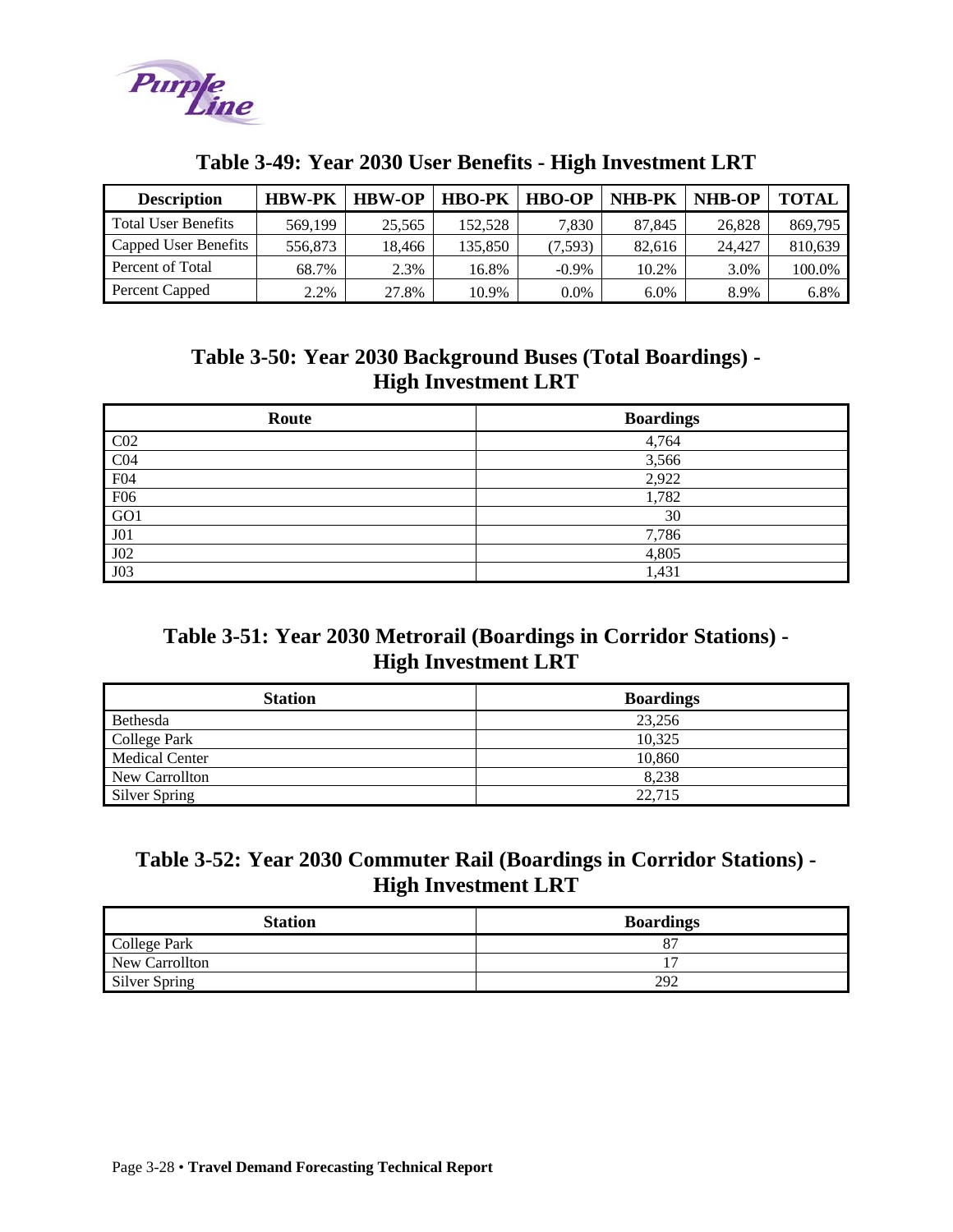### Table 3-49: Year 2030 User Benefits - High Investment LRT

| Description | HBW-PK | HBW-OP | HBO-PK | HBO-OP | NHB-PK | NHB-OP | TOTAL |
|---|---|---|---|---|---|---|---|
| Total User Benefits | 569,199 | 25,565 | 152,528 | 7,830 | 87,845 | 26,828 | 869,795 |
| Capped User Benefits | 556,873 | 18,466 | 135,850 | (7,593) | 82,616 | 24,427 | 810,639 |
| Percent of Total | 68.7% | 2.3% | 16.8% | -0.9% | 10.2% | 3.0% | 100.0% |
| Percent Capped | 2.2% | 27.8% | 10.9% | 0.0% | 6.0% | 8.9% | 6.8% |

### Table 3-50: Year 2030 Background Buses (Total Boardings) - High Investment LRT

| Route | Boardings |
|---|---|
| C02 | 4,764 |
| C04 | 3,566 |
| F04 | 2,922 |
| F06 | 1,782 |
| GO1 | 30 |
| J01 | 7,786 |
| J02 | 4,805 |
| J03 | 1,431 |

### Table 3-51: Year 2030 Metrorail (Boardings in Corridor Stations) - High Investment LRT

| Station | Boardings |
|---|---|
| Bethesda | 23,256 |
| College Park | 10,325 |
| Medical Center | 10,860 |
| New Carrollton | 8,238 |
| Silver Spring | 22,715 |

### Table 3-52: Year 2030 Commuter Rail (Boardings in Corridor Stations) - High Investment LRT

| Station | Boardings |
|---|---|
| College Park | 87 |
| New Carrollton | 17 |
| Silver Spring | 292 |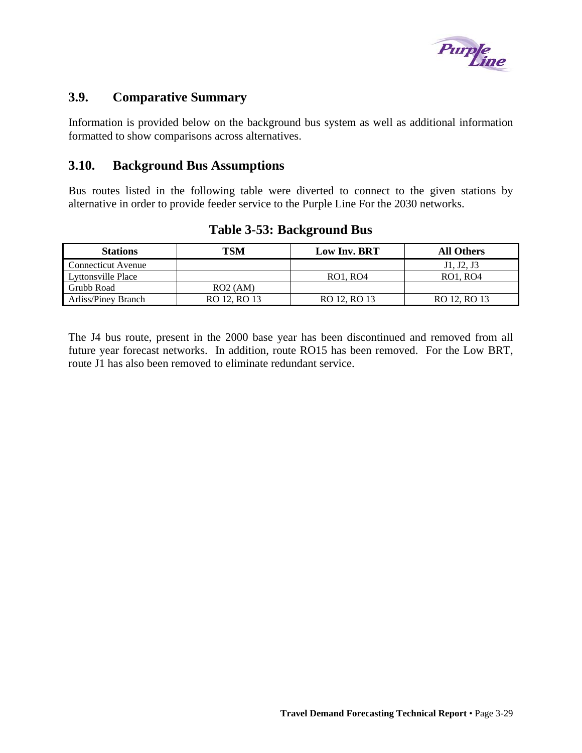## 3.9. Comparative Summary

Information is provided below on the background bus system as well as additional information formatted to show comparisons across alternatives.

## 3.10. Background Bus Assumptions

Bus routes listed in the following table were diverted to connect to the given stations by alternative in order to provide feeder service to the Purple Line For the 2030 networks.

**Table 3-53: Background Bus**

| Stations | TSM | Low Inv. BRT | All Others |
|---|---|---|---|
| Connecticut Avenue | | | J1, J2, J3 |
| Lyttonsville Place | | RO1, RO4 | RO1, RO4 |
| Grubb Road | RO2 (AM) | | |
| Arliss/Piney Branch | RO 12, RO 13 | RO 12, RO 13 | RO 12, RO 13 |

The J4 bus route, present in the 2000 base year has been discontinued and removed from all future year forecast networks. In addition, route RO15 has been removed. For the Low BRT, route J1 has also been removed to eliminate redundant service.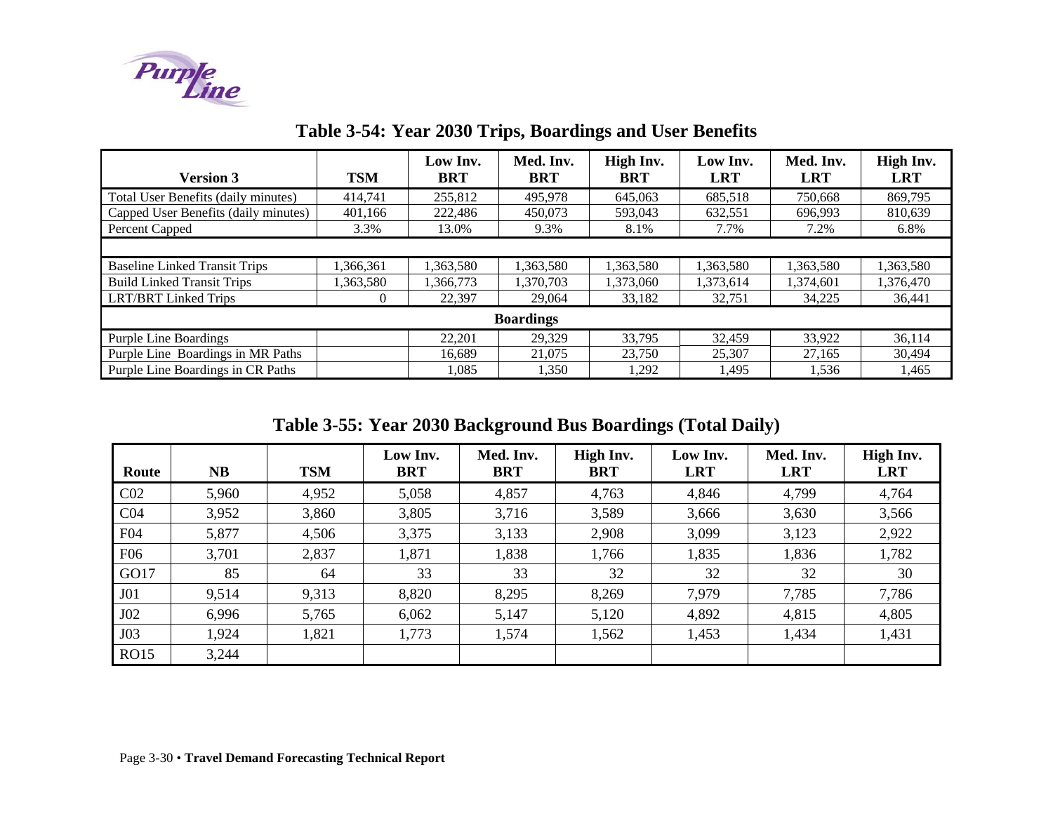## Table 3-54: Year 2030 Trips, Boardings and User Benefits

| Version 3 | TSM | Low Inv. BRT | Med. Inv. BRT | High Inv. BRT | Low Inv. LRT | Med. Inv. LRT | High Inv. LRT |
|---|---|---|---|---|---|---|---|
| Total User Benefits (daily minutes) | 414,741 | 255,812 | 495,978 | 645,063 | 685,518 | 750,668 | 869,795 |
| Capped User Benefits (daily minutes) | 401,166 | 222,486 | 450,073 | 593,043 | 632,551 | 696,993 | 810,639 |
| Percent Capped | 3.3% | 13.0% | 9.3% | 8.1% | 7.7% | 7.2% | 6.8% |
| | | | | | | | |
| Baseline Linked Transit Trips | 1,366,361 | 1,363,580 | 1,363,580 | 1,363,580 | 1,363,580 | 1,363,580 | 1,363,580 |
| Build Linked Transit Trips | 1,363,580 | 1,366,773 | 1,370,703 | 1,373,060 | 1,373,614 | 1,374,601 | 1,376,470 |
| LRT/BRT Linked Trips | 0 | 22,397 | 29,064 | 33,182 | 32,751 | 34,225 | 36,441 |
| **Boardings** | | | | | | | |
| Purple Line Boardings | | 22,201 | 29,329 | 33,795 | 32,459 | 33,922 | 36,114 |
| Purple Line Boardings in MR Paths | | 16,689 | 21,075 | 23,750 | 25,307 | 27,165 | 30,494 |
| Purple Line Boardings in CR Paths | | 1,085 | 1,350 | 1,292 | 1,495 | 1,536 | 1,465 |

## Table 3-55: Year 2030 Background Bus Boardings (Total Daily)

| Route | NB | TSM | Low Inv. BRT | Med. Inv. BRT | High Inv. BRT | Low Inv. LRT | Med. Inv. LRT | High Inv. LRT |
|---|---|---|---|---|---|---|---|---|
| C02 | 5,960 | 4,952 | 5,058 | 4,857 | 4,763 | 4,846 | 4,799 | 4,764 |
| C04 | 3,952 | 3,860 | 3,805 | 3,716 | 3,589 | 3,666 | 3,630 | 3,566 |
| F04 | 5,877 | 4,506 | 3,375 | 3,133 | 2,908 | 3,099 | 3,123 | 2,922 |
| F06 | 3,701 | 2,837 | 1,871 | 1,838 | 1,766 | 1,835 | 1,836 | 1,782 |
| GO17 | 85 | 64 | 33 | 33 | 32 | 32 | 32 | 30 |
| J01 | 9,514 | 9,313 | 8,820 | 8,295 | 8,269 | 7,979 | 7,785 | 7,786 |
| J02 | 6,996 | 5,765 | 6,062 | 5,147 | 5,120 | 4,892 | 4,815 | 4,805 |
| J03 | 1,924 | 1,821 | 1,773 | 1,574 | 1,562 | 1,453 | 1,434 | 1,431 |
| RO15 | 3,244 | | | | | | | |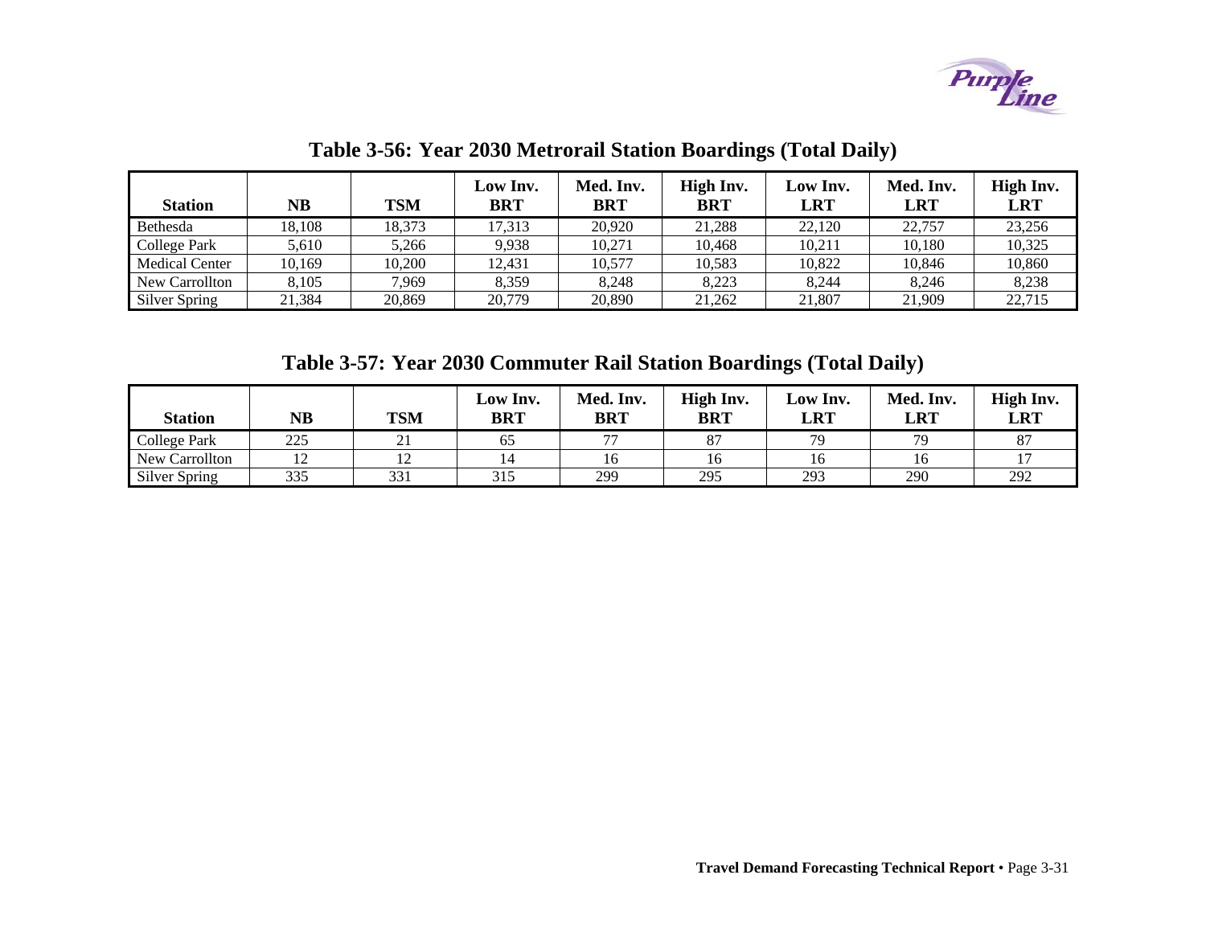**Table 3-56: Year 2030 Metrorail Station Boardings (Total Daily)**

| Station | NB | TSM | Low Inv. BRT | Med. Inv. BRT | High Inv. BRT | Low Inv. LRT | Med. Inv. LRT | High Inv. LRT |
|---|---|---|---|---|---|---|---|---|
| Bethesda | 18,108 | 18,373 | 17,313 | 20,920 | 21,288 | 22,120 | 22,757 | 23,256 |
| College Park | 5,610 | 5,266 | 9,938 | 10,271 | 10,468 | 10,211 | 10,180 | 10,325 |
| Medical Center | 10,169 | 10,200 | 12,431 | 10,577 | 10,583 | 10,822 | 10,846 | 10,860 |
| New Carrollton | 8,105 | 7,969 | 8,359 | 8,248 | 8,223 | 8,244 | 8,246 | 8,238 |
| Silver Spring | 21,384 | 20,869 | 20,779 | 20,890 | 21,262 | 21,807 | 21,909 | 22,715 |

**Table 3-57: Year 2030 Commuter Rail Station Boardings (Total Daily)**

| Station | NB | TSM | Low Inv. BRT | Med. Inv. BRT | High Inv. BRT | Low Inv. LRT | Med. Inv. LRT | High Inv. LRT |
|---|---|---|---|---|---|---|---|---|
| College Park | 225 | 21 | 65 | 77 | 87 | 79 | 79 | 87 |
| New Carrollton | 12 | 12 | 14 | 16 | 16 | 16 | 16 | 17 |
| Silver Spring | 335 | 331 | 315 | 299 | 295 | 293 | 290 | 292 |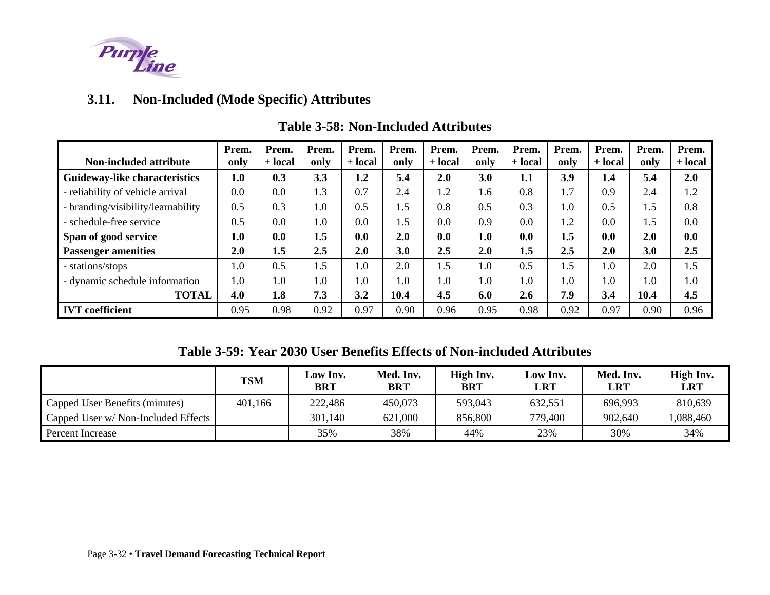## 3.11. Non-Included (Mode Specific) Attributes

**Table 3-58: Non-Included Attributes**

| Non-included attribute | Prem. only | Prem. + local | Prem. only | Prem. + local | Prem. only | Prem. + local | Prem. only | Prem. + local | Prem. only | Prem. + local | Prem. only | Prem. + local |
|---|---|---|---|---|---|---|---|---|---|---|---|---|
| **Guideway-like characteristics** | **1.0** | **0.3** | **3.3** | **1.2** | **5.4** | **2.0** | **3.0** | **1.1** | **3.9** | **1.4** | **5.4** | **2.0** |
| - reliability of vehicle arrival | 0.0 | 0.0 | 1.3 | 0.7 | 2.4 | 1.2 | 1.6 | 0.8 | 1.7 | 0.9 | 2.4 | 1.2 |
| - branding/visibility/learnability | 0.5 | 0.3 | 1.0 | 0.5 | 1.5 | 0.8 | 0.5 | 0.3 | 1.0 | 0.5 | 1.5 | 0.8 |
| - schedule-free service | 0.5 | 0.0 | 1.0 | 0.0 | 1.5 | 0.0 | 0.9 | 0.0 | 1.2 | 0.0 | 1.5 | 0.0 |
| **Span of good service** | **1.0** | **0.0** | **1.5** | **0.0** | **2.0** | **0.0** | **1.0** | **0.0** | **1.5** | **0.0** | **2.0** | **0.0** |
| **Passenger amenities** | **2.0** | **1.5** | **2.5** | **2.0** | **3.0** | **2.5** | **2.0** | **1.5** | **2.5** | **2.0** | **3.0** | **2.5** |
| - stations/stops | 1.0 | 0.5 | 1.5 | 1.0 | 2.0 | 1.5 | 1.0 | 0.5 | 1.5 | 1.0 | 2.0 | 1.5 |
| - dynamic schedule information | 1.0 | 1.0 | 1.0 | 1.0 | 1.0 | 1.0 | 1.0 | 1.0 | 1.0 | 1.0 | 1.0 | 1.0 |
| **TOTAL** | **4.0** | **1.8** | **7.3** | **3.2** | **10.4** | **4.5** | **6.0** | **2.6** | **7.9** | **3.4** | **10.4** | **4.5** |
| **IVT coefficient** | 0.95 | 0.98 | 0.92 | 0.97 | 0.90 | 0.96 | 0.95 | 0.98 | 0.92 | 0.97 | 0.90 | 0.96 |

**Table 3-59: Year 2030 User Benefits Effects of Non-included Attributes**

| | TSM | Low Inv. BRT | Med. Inv. BRT | High Inv. BRT | Low Inv. LRT | Med. Inv. LRT | High Inv. LRT |
|---|---|---|---|---|---|---|---|
| Capped User Benefits (minutes) | 401,166 | 222,486 | 450,073 | 593,043 | 632,551 | 696,993 | 810,639 |
| Capped User w/ Non-Included Effects | | 301,140 | 621,000 | 856,800 | 779,400 | 902,640 | 1,088,460 |
| Percent Increase | | 35% | 38% | 44% | 23% | 30% | 34% |